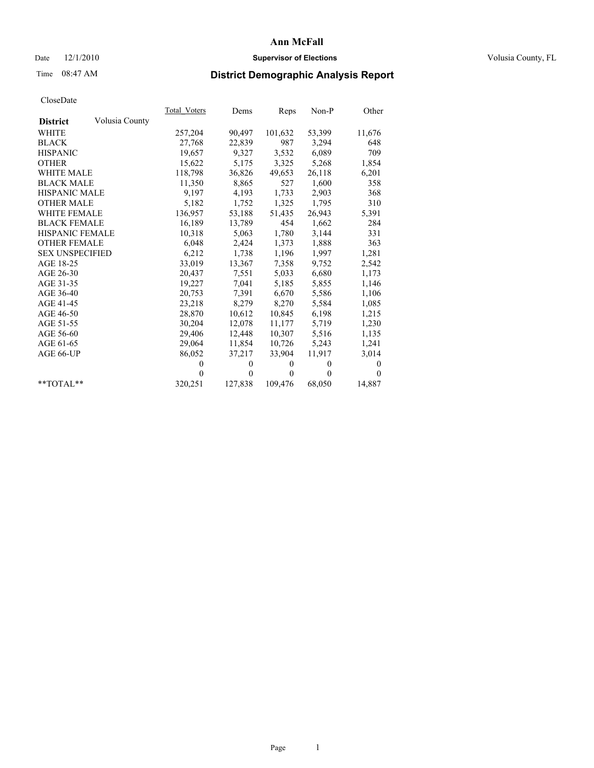# Ann McFall

Date 12/1/2010 **Supervisor of Elections** Volusia County, FL

Time 08:47 AM **District Demographic Analysis Report**

CloseDate

| **District** Volusia County | Total_Voters | Dems | Reps | Non-P | Other |
|---|---|---|---|---|---|
| WHITE | 257,204 | 90,497 | 101,632 | 53,399 | 11,676 |
| BLACK | 27,768 | 22,839 | 987 | 3,294 | 648 |
| HISPANIC | 19,657 | 9,327 | 3,532 | 6,089 | 709 |
| OTHER | 15,622 | 5,175 | 3,325 | 5,268 | 1,854 |
| WHITE MALE | 118,798 | 36,826 | 49,653 | 26,118 | 6,201 |
| BLACK MALE | 11,350 | 8,865 | 527 | 1,600 | 358 |
| HISPANIC MALE | 9,197 | 4,193 | 1,733 | 2,903 | 368 |
| OTHER MALE | 5,182 | 1,752 | 1,325 | 1,795 | 310 |
| WHITE FEMALE | 136,957 | 53,188 | 51,435 | 26,943 | 5,391 |
| BLACK FEMALE | 16,189 | 13,789 | 454 | 1,662 | 284 |
| HISPANIC FEMALE | 10,318 | 5,063 | 1,780 | 3,144 | 331 |
| OTHER FEMALE | 6,048 | 2,424 | 1,373 | 1,888 | 363 |
| SEX UNSPECIFIED | 6,212 | 1,738 | 1,196 | 1,997 | 1,281 |
| AGE 18-25 | 33,019 | 13,367 | 7,358 | 9,752 | 2,542 |
| AGE 26-30 | 20,437 | 7,551 | 5,033 | 6,680 | 1,173 |
| AGE 31-35 | 19,227 | 7,041 | 5,185 | 5,855 | 1,146 |
| AGE 36-40 | 20,753 | 7,391 | 6,670 | 5,586 | 1,106 |
| AGE 41-45 | 23,218 | 8,279 | 8,270 | 5,584 | 1,085 |
| AGE 46-50 | 28,870 | 10,612 | 10,845 | 6,198 | 1,215 |
| AGE 51-55 | 30,204 | 12,078 | 11,177 | 5,719 | 1,230 |
| AGE 56-60 | 29,406 | 12,448 | 10,307 | 5,516 | 1,135 |
| AGE 61-65 | 29,064 | 11,854 | 10,726 | 5,243 | 1,241 |
| AGE 66-UP | 86,052 | 37,217 | 33,904 | 11,917 | 3,014 |
| | 0 | 0 | 0 | 0 | 0 |
| | 0 | 0 | 0 | 0 | 0 |
| **TOTAL** | 320,251 | 127,838 | 109,476 | 68,050 | 14,887 |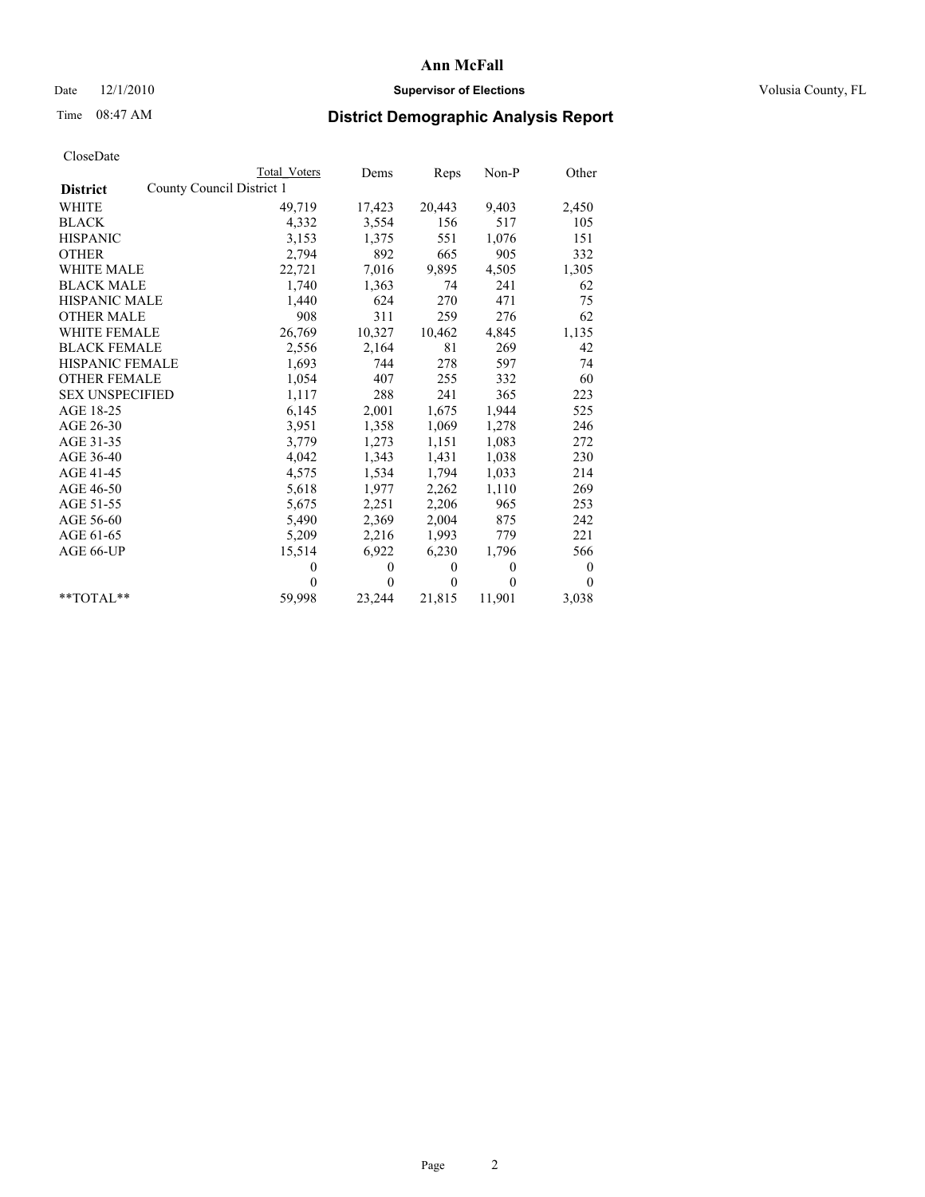# Ann McFall

Date 12/1/2010 **Supervisor of Elections** Volusia County, FL

Time 08:47 AM

## District Demographic Analysis Report

CloseDate

| **District** | County Council District 1 Total Voters | Dems | Reps | Non-P | Other |
|---|---|---|---|---|---|
| WHITE | 49,719 | 17,423 | 20,443 | 9,403 | 2,450 |
| BLACK | 4,332 | 3,554 | 156 | 517 | 105 |
| HISPANIC | 3,153 | 1,375 | 551 | 1,076 | 151 |
| OTHER | 2,794 | 892 | 665 | 905 | 332 |
| WHITE MALE | 22,721 | 7,016 | 9,895 | 4,505 | 1,305 |
| BLACK MALE | 1,740 | 1,363 | 74 | 241 | 62 |
| HISPANIC MALE | 1,440 | 624 | 270 | 471 | 75 |
| OTHER MALE | 908 | 311 | 259 | 276 | 62 |
| WHITE FEMALE | 26,769 | 10,327 | 10,462 | 4,845 | 1,135 |
| BLACK FEMALE | 2,556 | 2,164 | 81 | 269 | 42 |
| HISPANIC FEMALE | 1,693 | 744 | 278 | 597 | 74 |
| OTHER FEMALE | 1,054 | 407 | 255 | 332 | 60 |
| SEX UNSPECIFIED | 1,117 | 288 | 241 | 365 | 223 |
| AGE 18-25 | 6,145 | 2,001 | 1,675 | 1,944 | 525 |
| AGE 26-30 | 3,951 | 1,358 | 1,069 | 1,278 | 246 |
| AGE 31-35 | 3,779 | 1,273 | 1,151 | 1,083 | 272 |
| AGE 36-40 | 4,042 | 1,343 | 1,431 | 1,038 | 230 |
| AGE 41-45 | 4,575 | 1,534 | 1,794 | 1,033 | 214 |
| AGE 46-50 | 5,618 | 1,977 | 2,262 | 1,110 | 269 |
| AGE 51-55 | 5,675 | 2,251 | 2,206 | 965 | 253 |
| AGE 56-60 | 5,490 | 2,369 | 2,004 | 875 | 242 |
| AGE 61-65 | 5,209 | 2,216 | 1,993 | 779 | 221 |
| AGE 66-UP | 15,514 | 6,922 | 6,230 | 1,796 | 566 |
| | 0 | 0 | 0 | 0 | 0 |
| | 0 | 0 | 0 | 0 | 0 |
| **TOTAL** | 59,998 | 23,244 | 21,815 | 11,901 | 3,038 |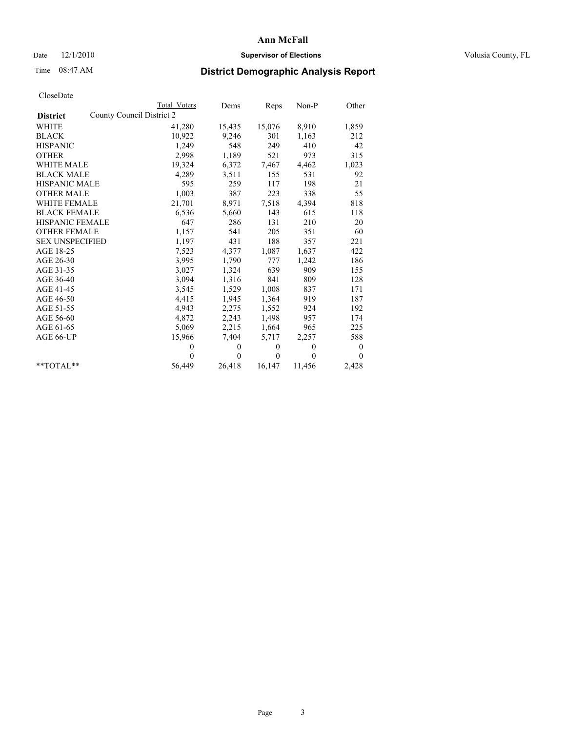# Ann McFall

Date 12/1/2010 **Supervisor of Elections** Volusia County, FL

Time 08:47 AM

## District Demographic Analysis Report

CloseDate

| | Total Voters | Dems | Reps | Non-P | Other |
|---|---|---|---|---|---|
| **District** County Council District 2 | | | | | |
| WHITE | 41,280 | 15,435 | 15,076 | 8,910 | 1,859 |
| BLACK | 10,922 | 9,246 | 301 | 1,163 | 212 |
| HISPANIC | 1,249 | 548 | 249 | 410 | 42 |
| OTHER | 2,998 | 1,189 | 521 | 973 | 315 |
| WHITE MALE | 19,324 | 6,372 | 7,467 | 4,462 | 1,023 |
| BLACK MALE | 4,289 | 3,511 | 155 | 531 | 92 |
| HISPANIC MALE | 595 | 259 | 117 | 198 | 21 |
| OTHER MALE | 1,003 | 387 | 223 | 338 | 55 |
| WHITE FEMALE | 21,701 | 8,971 | 7,518 | 4,394 | 818 |
| BLACK FEMALE | 6,536 | 5,660 | 143 | 615 | 118 |
| HISPANIC FEMALE | 647 | 286 | 131 | 210 | 20 |
| OTHER FEMALE | 1,157 | 541 | 205 | 351 | 60 |
| SEX UNSPECIFIED | 1,197 | 431 | 188 | 357 | 221 |
| AGE 18-25 | 7,523 | 4,377 | 1,087 | 1,637 | 422 |
| AGE 26-30 | 3,995 | 1,790 | 777 | 1,242 | 186 |
| AGE 31-35 | 3,027 | 1,324 | 639 | 909 | 155 |
| AGE 36-40 | 3,094 | 1,316 | 841 | 809 | 128 |
| AGE 41-45 | 3,545 | 1,529 | 1,008 | 837 | 171 |
| AGE 46-50 | 4,415 | 1,945 | 1,364 | 919 | 187 |
| AGE 51-55 | 4,943 | 2,275 | 1,552 | 924 | 192 |
| AGE 56-60 | 4,872 | 2,243 | 1,498 | 957 | 174 |
| AGE 61-65 | 5,069 | 2,215 | 1,664 | 965 | 225 |
| AGE 66-UP | 15,966 | 7,404 | 5,717 | 2,257 | 588 |
| | 0 | 0 | 0 | 0 | 0 |
| | 0 | 0 | 0 | 0 | 0 |
| **TOTAL** | 56,449 | 26,418 | 16,147 | 11,456 | 2,428 |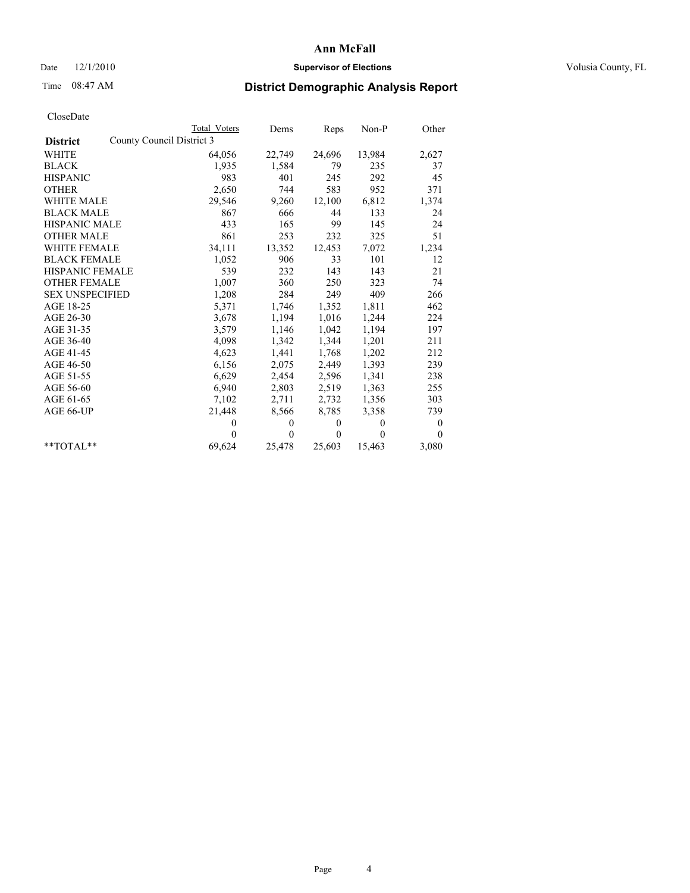# Ann McFall

Date 12/1/2010 **Supervisor of Elections** Volusia County, FL

Time 08:47 AM **District Demographic Analysis Report**

CloseDate

| | Total Voters | Dems | Reps | Non-P | Other |
|---|---|---|---|---|---|
| **District** County Council District 3 | | | | | |
| WHITE | 64,056 | 22,749 | 24,696 | 13,984 | 2,627 |
| BLACK | 1,935 | 1,584 | 79 | 235 | 37 |
| HISPANIC | 983 | 401 | 245 | 292 | 45 |
| OTHER | 2,650 | 744 | 583 | 952 | 371 |
| WHITE MALE | 29,546 | 9,260 | 12,100 | 6,812 | 1,374 |
| BLACK MALE | 867 | 666 | 44 | 133 | 24 |
| HISPANIC MALE | 433 | 165 | 99 | 145 | 24 |
| OTHER MALE | 861 | 253 | 232 | 325 | 51 |
| WHITE FEMALE | 34,111 | 13,352 | 12,453 | 7,072 | 1,234 |
| BLACK FEMALE | 1,052 | 906 | 33 | 101 | 12 |
| HISPANIC FEMALE | 539 | 232 | 143 | 143 | 21 |
| OTHER FEMALE | 1,007 | 360 | 250 | 323 | 74 |
| SEX UNSPECIFIED | 1,208 | 284 | 249 | 409 | 266 |
| AGE 18-25 | 5,371 | 1,746 | 1,352 | 1,811 | 462 |
| AGE 26-30 | 3,678 | 1,194 | 1,016 | 1,244 | 224 |
| AGE 31-35 | 3,579 | 1,146 | 1,042 | 1,194 | 197 |
| AGE 36-40 | 4,098 | 1,342 | 1,344 | 1,201 | 211 |
| AGE 41-45 | 4,623 | 1,441 | 1,768 | 1,202 | 212 |
| AGE 46-50 | 6,156 | 2,075 | 2,449 | 1,393 | 239 |
| AGE 51-55 | 6,629 | 2,454 | 2,596 | 1,341 | 238 |
| AGE 56-60 | 6,940 | 2,803 | 2,519 | 1,363 | 255 |
| AGE 61-65 | 7,102 | 2,711 | 2,732 | 1,356 | 303 |
| AGE 66-UP | 21,448 | 8,566 | 8,785 | 3,358 | 739 |
| | 0 | 0 | 0 | 0 | 0 |
| | 0 | 0 | 0 | 0 | 0 |
| **TOTAL** | 69,624 | 25,478 | 25,603 | 15,463 | 3,080 |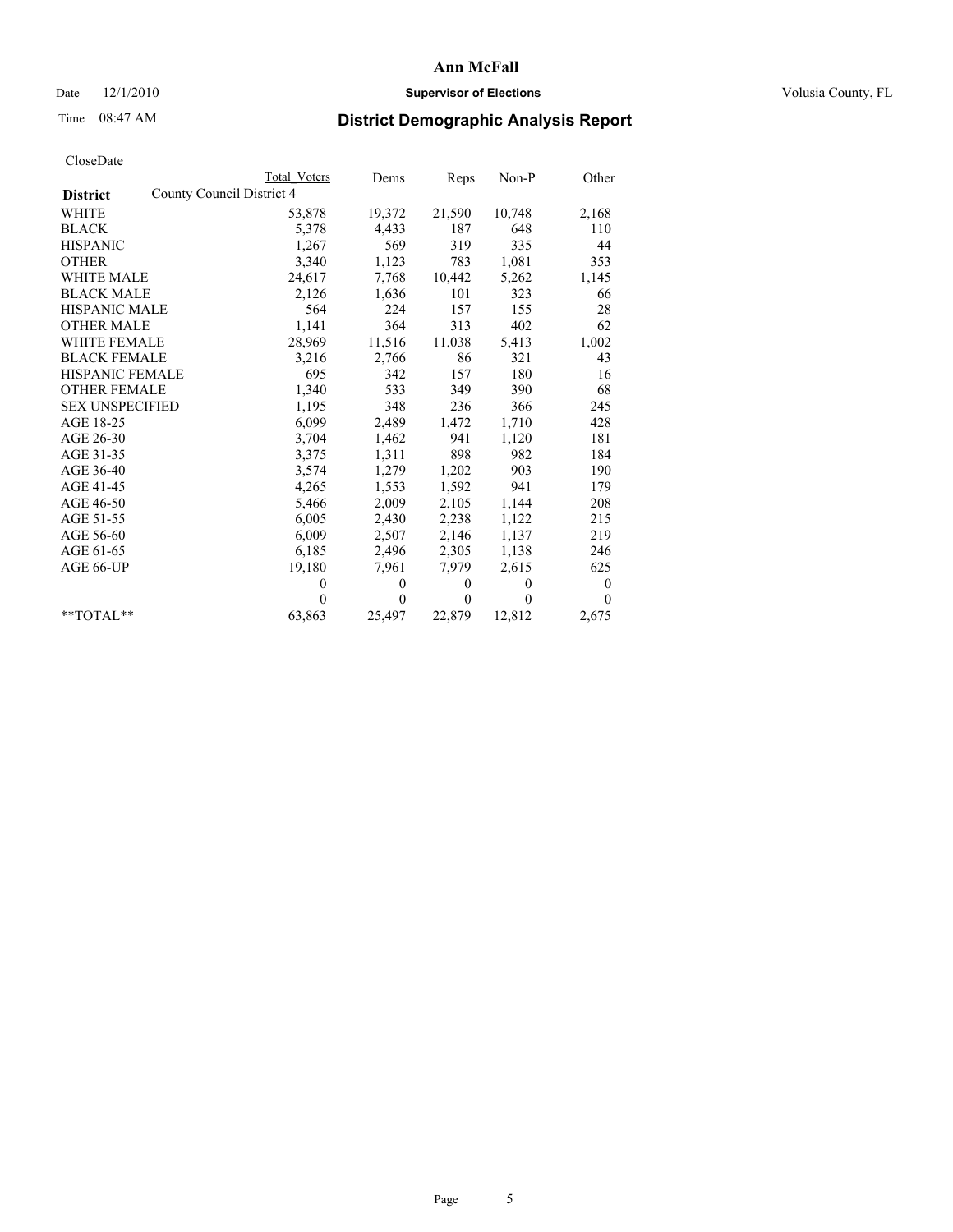# Ann McFall

Date 12/1/2010 **Supervisor of Elections** Volusia County, FL

Time 08:47 AM

## District Demographic Analysis Report

CloseDate

| **District** | County Council District 4 | Total Voters | Dems | Reps | Non-P | Other |
|---|---|---|---|---|---|---|
| WHITE | | 53,878 | 19,372 | 21,590 | 10,748 | 2,168 |
| BLACK | | 5,378 | 4,433 | 187 | 648 | 110 |
| HISPANIC | | 1,267 | 569 | 319 | 335 | 44 |
| OTHER | | 3,340 | 1,123 | 783 | 1,081 | 353 |
| WHITE MALE | | 24,617 | 7,768 | 10,442 | 5,262 | 1,145 |
| BLACK MALE | | 2,126 | 1,636 | 101 | 323 | 66 |
| HISPANIC MALE | | 564 | 224 | 157 | 155 | 28 |
| OTHER MALE | | 1,141 | 364 | 313 | 402 | 62 |
| WHITE FEMALE | | 28,969 | 11,516 | 11,038 | 5,413 | 1,002 |
| BLACK FEMALE | | 3,216 | 2,766 | 86 | 321 | 43 |
| HISPANIC FEMALE | | 695 | 342 | 157 | 180 | 16 |
| OTHER FEMALE | | 1,340 | 533 | 349 | 390 | 68 |
| SEX UNSPECIFIED | | 1,195 | 348 | 236 | 366 | 245 |
| AGE 18-25 | | 6,099 | 2,489 | 1,472 | 1,710 | 428 |
| AGE 26-30 | | 3,704 | 1,462 | 941 | 1,120 | 181 |
| AGE 31-35 | | 3,375 | 1,311 | 898 | 982 | 184 |
| AGE 36-40 | | 3,574 | 1,279 | 1,202 | 903 | 190 |
| AGE 41-45 | | 4,265 | 1,553 | 1,592 | 941 | 179 |
| AGE 46-50 | | 5,466 | 2,009 | 2,105 | 1,144 | 208 |
| AGE 51-55 | | 6,005 | 2,430 | 2,238 | 1,122 | 215 |
| AGE 56-60 | | 6,009 | 2,507 | 2,146 | 1,137 | 219 |
| AGE 61-65 | | 6,185 | 2,496 | 2,305 | 1,138 | 246 |
| AGE 66-UP | | 19,180 | 7,961 | 7,979 | 2,615 | 625 |
| | | 0 | 0 | 0 | 0 | 0 |
| | | 0 | 0 | 0 | 0 | 0 |
| **TOTAL** | | 63,863 | 25,497 | 22,879 | 12,812 | 2,675 |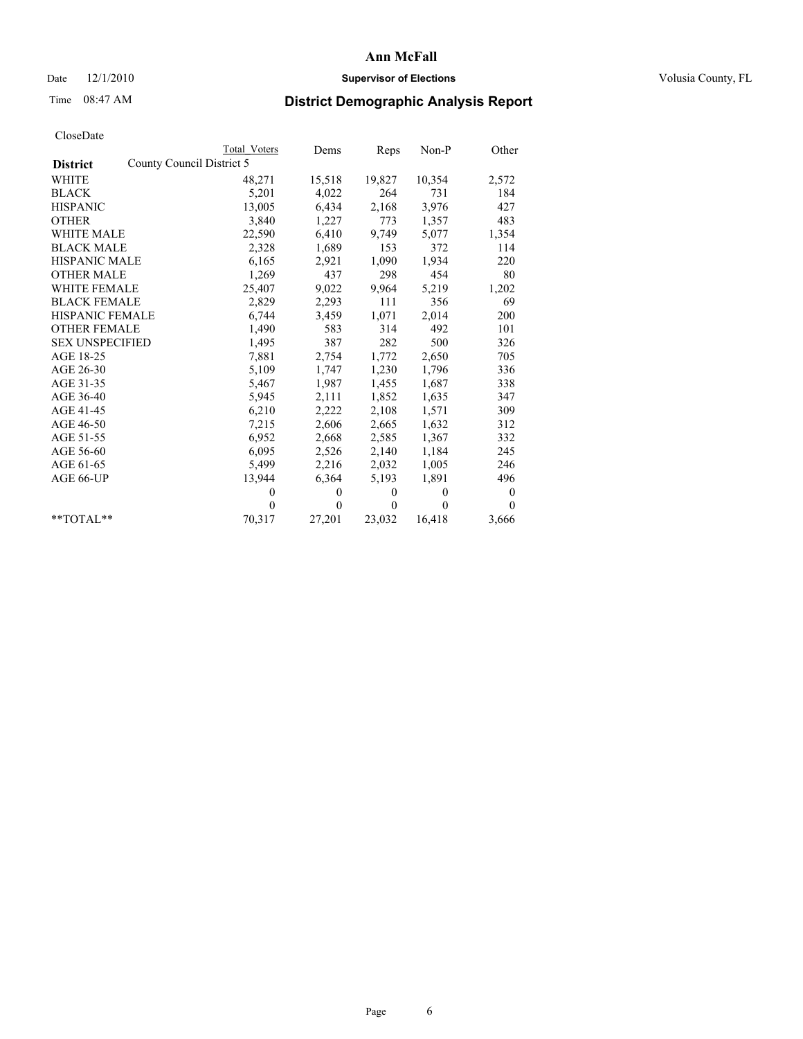# Ann McFall

Date 12/1/2010 **Supervisor of Elections** Volusia County, FL

Time 08:47 AM

## District Demographic Analysis Report

CloseDate

| | Total Voters | Dems | Reps | Non-P | Other |
|---|---|---|---|---|---|
| **District** County Council District 5 | | | | | |
| WHITE | 48,271 | 15,518 | 19,827 | 10,354 | 2,572 |
| BLACK | 5,201 | 4,022 | 264 | 731 | 184 |
| HISPANIC | 13,005 | 6,434 | 2,168 | 3,976 | 427 |
| OTHER | 3,840 | 1,227 | 773 | 1,357 | 483 |
| WHITE MALE | 22,590 | 6,410 | 9,749 | 5,077 | 1,354 |
| BLACK MALE | 2,328 | 1,689 | 153 | 372 | 114 |
| HISPANIC MALE | 6,165 | 2,921 | 1,090 | 1,934 | 220 |
| OTHER MALE | 1,269 | 437 | 298 | 454 | 80 |
| WHITE FEMALE | 25,407 | 9,022 | 9,964 | 5,219 | 1,202 |
| BLACK FEMALE | 2,829 | 2,293 | 111 | 356 | 69 |
| HISPANIC FEMALE | 6,744 | 3,459 | 1,071 | 2,014 | 200 |
| OTHER FEMALE | 1,490 | 583 | 314 | 492 | 101 |
| SEX UNSPECIFIED | 1,495 | 387 | 282 | 500 | 326 |
| AGE 18-25 | 7,881 | 2,754 | 1,772 | 2,650 | 705 |
| AGE 26-30 | 5,109 | 1,747 | 1,230 | 1,796 | 336 |
| AGE 31-35 | 5,467 | 1,987 | 1,455 | 1,687 | 338 |
| AGE 36-40 | 5,945 | 2,111 | 1,852 | 1,635 | 347 |
| AGE 41-45 | 6,210 | 2,222 | 2,108 | 1,571 | 309 |
| AGE 46-50 | 7,215 | 2,606 | 2,665 | 1,632 | 312 |
| AGE 51-55 | 6,952 | 2,668 | 2,585 | 1,367 | 332 |
| AGE 56-60 | 6,095 | 2,526 | 2,140 | 1,184 | 245 |
| AGE 61-65 | 5,499 | 2,216 | 2,032 | 1,005 | 246 |
| AGE 66-UP | 13,944 | 6,364 | 5,193 | 1,891 | 496 |
| | 0 | 0 | 0 | 0 | 0 |
| | 0 | 0 | 0 | 0 | 0 |
| **TOTAL** | 70,317 | 27,201 | 23,032 | 16,418 | 3,666 |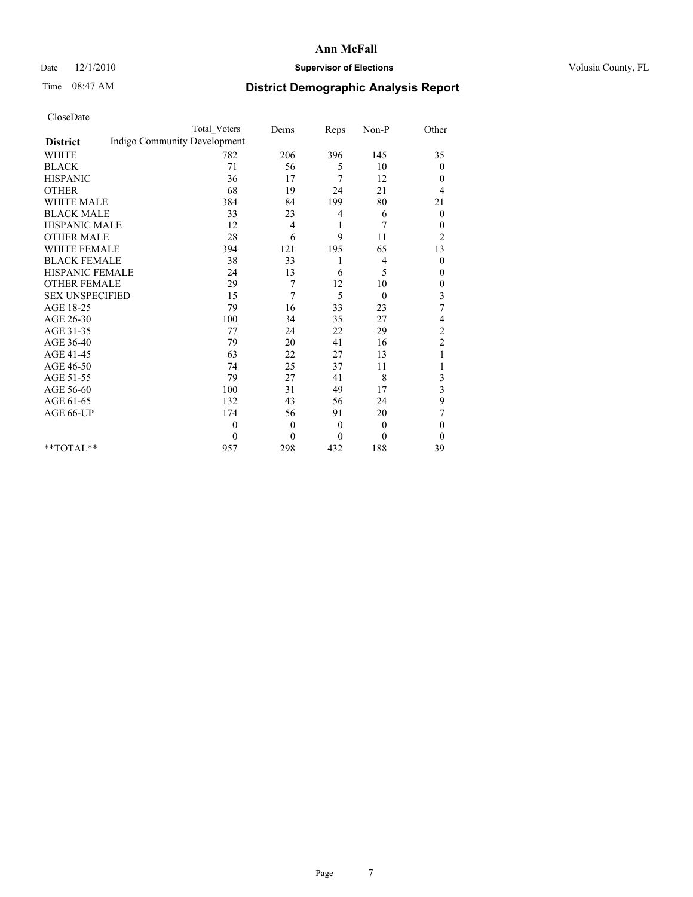# Ann McFall

Date 12/1/2010 **Supervisor of Elections** Volusia County, FL

Time 08:47 AM **District Demographic Analysis Report**

CloseDate

| District | Total Voters | Dems | Reps | Non-P | Other |
|---|---|---|---|---|---|
| Indigo Community Development | | | | | |
| WHITE | 782 | 206 | 396 | 145 | 35 |
| BLACK | 71 | 56 | 5 | 10 | 0 |
| HISPANIC | 36 | 17 | 7 | 12 | 0 |
| OTHER | 68 | 19 | 24 | 21 | 4 |
| WHITE MALE | 384 | 84 | 199 | 80 | 21 |
| BLACK MALE | 33 | 23 | 4 | 6 | 0 |
| HISPANIC MALE | 12 | 4 | 1 | 7 | 0 |
| OTHER MALE | 28 | 6 | 9 | 11 | 2 |
| WHITE FEMALE | 394 | 121 | 195 | 65 | 13 |
| BLACK FEMALE | 38 | 33 | 1 | 4 | 0 |
| HISPANIC FEMALE | 24 | 13 | 6 | 5 | 0 |
| OTHER FEMALE | 29 | 7 | 12 | 10 | 0 |
| SEX UNSPECIFIED | 15 | 7 | 5 | 0 | 3 |
| AGE 18-25 | 79 | 16 | 33 | 23 | 7 |
| AGE 26-30 | 100 | 34 | 35 | 27 | 4 |
| AGE 31-35 | 77 | 24 | 22 | 29 | 2 |
| AGE 36-40 | 79 | 20 | 41 | 16 | 2 |
| AGE 41-45 | 63 | 22 | 27 | 13 | 1 |
| AGE 46-50 | 74 | 25 | 37 | 11 | 1 |
| AGE 51-55 | 79 | 27 | 41 | 8 | 3 |
| AGE 56-60 | 100 | 31 | 49 | 17 | 3 |
| AGE 61-65 | 132 | 43 | 56 | 24 | 9 |
| AGE 66-UP | 174 | 56 | 91 | 20 | 7 |
| | 0 | 0 | 0 | 0 | 0 |
| | 0 | 0 | 0 | 0 | 0 |
| **TOTAL** | 957 | 298 | 432 | 188 | 39 |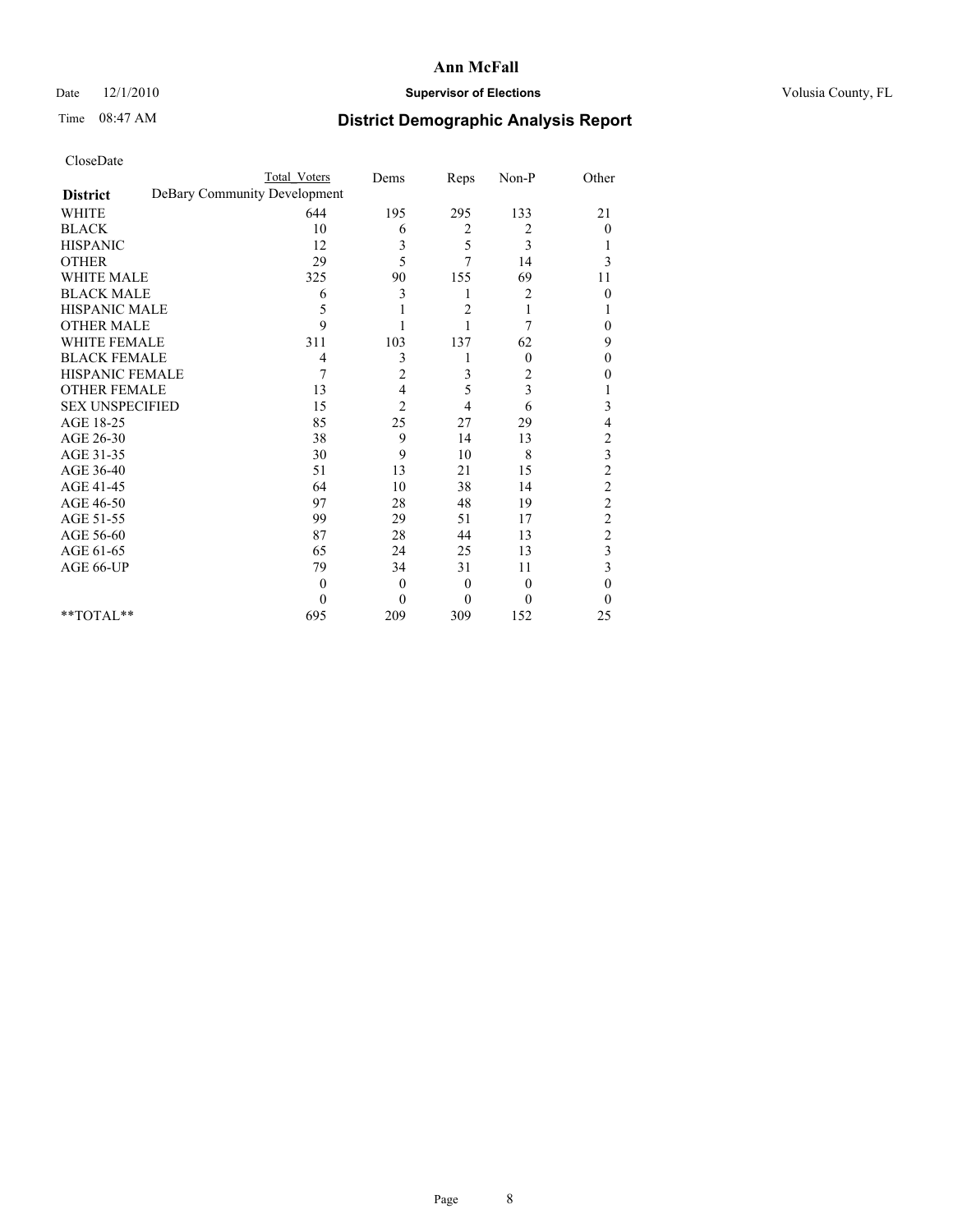# Ann McFall

Date 12/1/2010 **Supervisor of Elections** Volusia County, FL

Time 08:47 AM **District Demographic Analysis Report**

CloseDate

| **District** | Total Voters | Dems | Reps | Non-P | Other |
|---|---|---|---|---|---|
| DeBary Community Development | | | | | |
| WHITE | 644 | 195 | 295 | 133 | 21 |
| BLACK | 10 | 6 | 2 | 2 | 0 |
| HISPANIC | 12 | 3 | 5 | 3 | 1 |
| OTHER | 29 | 5 | 7 | 14 | 3 |
| WHITE MALE | 325 | 90 | 155 | 69 | 11 |
| BLACK MALE | 6 | 3 | 1 | 2 | 0 |
| HISPANIC MALE | 5 | 1 | 2 | 1 | 1 |
| OTHER MALE | 9 | 1 | 1 | 7 | 0 |
| WHITE FEMALE | 311 | 103 | 137 | 62 | 9 |
| BLACK FEMALE | 4 | 3 | 1 | 0 | 0 |
| HISPANIC FEMALE | 7 | 2 | 3 | 2 | 0 |
| OTHER FEMALE | 13 | 4 | 5 | 3 | 1 |
| SEX UNSPECIFIED | 15 | 2 | 4 | 6 | 3 |
| AGE 18-25 | 85 | 25 | 27 | 29 | 4 |
| AGE 26-30 | 38 | 9 | 14 | 13 | 2 |
| AGE 31-35 | 30 | 9 | 10 | 8 | 3 |
| AGE 36-40 | 51 | 13 | 21 | 15 | 2 |
| AGE 41-45 | 64 | 10 | 38 | 14 | 2 |
| AGE 46-50 | 97 | 28 | 48 | 19 | 2 |
| AGE 51-55 | 99 | 29 | 51 | 17 | 2 |
| AGE 56-60 | 87 | 28 | 44 | 13 | 2 |
| AGE 61-65 | 65 | 24 | 25 | 13 | 3 |
| AGE 66-UP | 79 | 34 | 31 | 11 | 3 |
| | 0 | 0 | 0 | 0 | 0 |
| | 0 | 0 | 0 | 0 | 0 |
| **TOTAL** | 695 | 209 | 309 | 152 | 25 |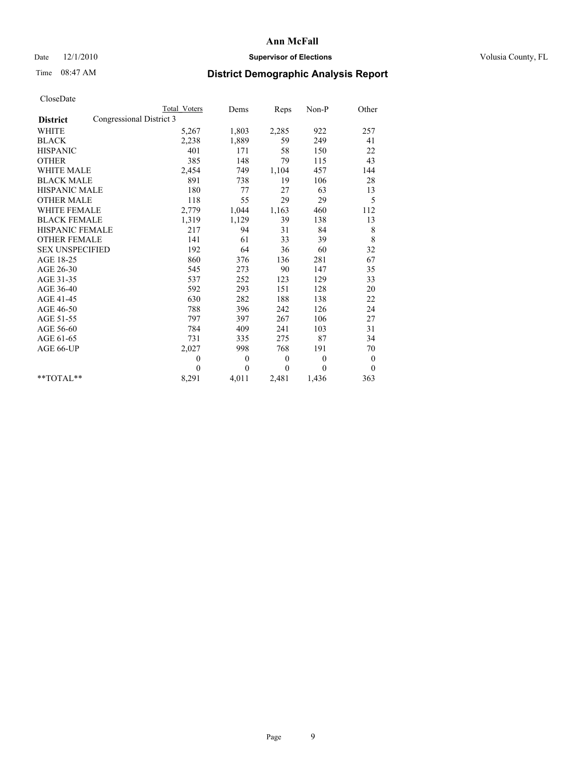# Ann McFall

Date 12/1/2010 **Supervisor of Elections** Volusia County, FL

Time 08:47 AM **District Demographic Analysis Report**

CloseDate

| District | Total Voters | Dems | Reps | Non-P | Other |
|---|---|---|---|---|---|
| Congressional District 3 | | | | | |
| WHITE | 5,267 | 1,803 | 2,285 | 922 | 257 |
| BLACK | 2,238 | 1,889 | 59 | 249 | 41 |
| HISPANIC | 401 | 171 | 58 | 150 | 22 |
| OTHER | 385 | 148 | 79 | 115 | 43 |
| WHITE MALE | 2,454 | 749 | 1,104 | 457 | 144 |
| BLACK MALE | 891 | 738 | 19 | 106 | 28 |
| HISPANIC MALE | 180 | 77 | 27 | 63 | 13 |
| OTHER MALE | 118 | 55 | 29 | 29 | 5 |
| WHITE FEMALE | 2,779 | 1,044 | 1,163 | 460 | 112 |
| BLACK FEMALE | 1,319 | 1,129 | 39 | 138 | 13 |
| HISPANIC FEMALE | 217 | 94 | 31 | 84 | 8 |
| OTHER FEMALE | 141 | 61 | 33 | 39 | 8 |
| SEX UNSPECIFIED | 192 | 64 | 36 | 60 | 32 |
| AGE 18-25 | 860 | 376 | 136 | 281 | 67 |
| AGE 26-30 | 545 | 273 | 90 | 147 | 35 |
| AGE 31-35 | 537 | 252 | 123 | 129 | 33 |
| AGE 36-40 | 592 | 293 | 151 | 128 | 20 |
| AGE 41-45 | 630 | 282 | 188 | 138 | 22 |
| AGE 46-50 | 788 | 396 | 242 | 126 | 24 |
| AGE 51-55 | 797 | 397 | 267 | 106 | 27 |
| AGE 56-60 | 784 | 409 | 241 | 103 | 31 |
| AGE 61-65 | 731 | 335 | 275 | 87 | 34 |
| AGE 66-UP | 2,027 | 998 | 768 | 191 | 70 |
| | 0 | 0 | 0 | 0 | 0 |
| | 0 | 0 | 0 | 0 | 0 |
| **TOTAL** | 8,291 | 4,011 | 2,481 | 1,436 | 363 |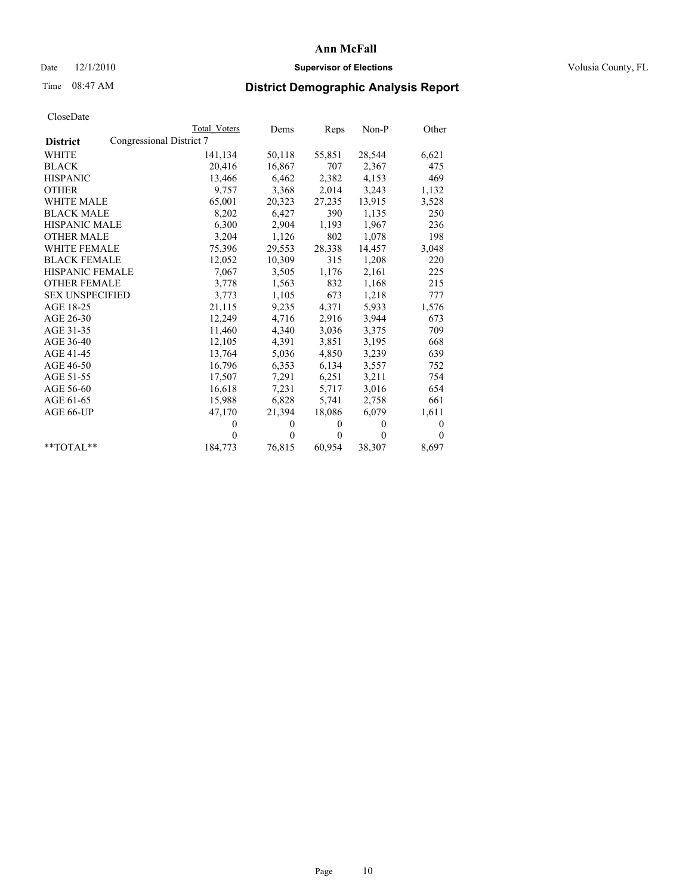**Ann McFall**

Date 12/1/2010 **Supervisor of Elections** Volusia County, FL

Time 08:47 AM **District Demographic Analysis Report**

CloseDate

| | Total Voters | Dems | Reps | Non-P | Other |
|---|---|---|---|---|---|
| **District** Congressional District 7 | | | | | |
| WHITE | 141,134 | 50,118 | 55,851 | 28,544 | 6,621 |
| BLACK | 20,416 | 16,867 | 707 | 2,367 | 475 |
| HISPANIC | 13,466 | 6,462 | 2,382 | 4,153 | 469 |
| OTHER | 9,757 | 3,368 | 2,014 | 3,243 | 1,132 |
| WHITE MALE | 65,001 | 20,323 | 27,235 | 13,915 | 3,528 |
| BLACK MALE | 8,202 | 6,427 | 390 | 1,135 | 250 |
| HISPANIC MALE | 6,300 | 2,904 | 1,193 | 1,967 | 236 |
| OTHER MALE | 3,204 | 1,126 | 802 | 1,078 | 198 |
| WHITE FEMALE | 75,396 | 29,553 | 28,338 | 14,457 | 3,048 |
| BLACK FEMALE | 12,052 | 10,309 | 315 | 1,208 | 220 |
| HISPANIC FEMALE | 7,067 | 3,505 | 1,176 | 2,161 | 225 |
| OTHER FEMALE | 3,778 | 1,563 | 832 | 1,168 | 215 |
| SEX UNSPECIFIED | 3,773 | 1,105 | 673 | 1,218 | 777 |
| AGE 18-25 | 21,115 | 9,235 | 4,371 | 5,933 | 1,576 |
| AGE 26-30 | 12,249 | 4,716 | 2,916 | 3,944 | 673 |
| AGE 31-35 | 11,460 | 4,340 | 3,036 | 3,375 | 709 |
| AGE 36-40 | 12,105 | 4,391 | 3,851 | 3,195 | 668 |
| AGE 41-45 | 13,764 | 5,036 | 4,850 | 3,239 | 639 |
| AGE 46-50 | 16,796 | 6,353 | 6,134 | 3,557 | 752 |
| AGE 51-55 | 17,507 | 7,291 | 6,251 | 3,211 | 754 |
| AGE 56-60 | 16,618 | 7,231 | 5,717 | 3,016 | 654 |
| AGE 61-65 | 15,988 | 6,828 | 5,741 | 2,758 | 661 |
| AGE 66-UP | 47,170 | 21,394 | 18,086 | 6,079 | 1,611 |
| | 0 | 0 | 0 | 0 | 0 |
| | 0 | 0 | 0 | 0 | 0 |
| **TOTAL** | 184,773 | 76,815 | 60,954 | 38,307 | 8,697 |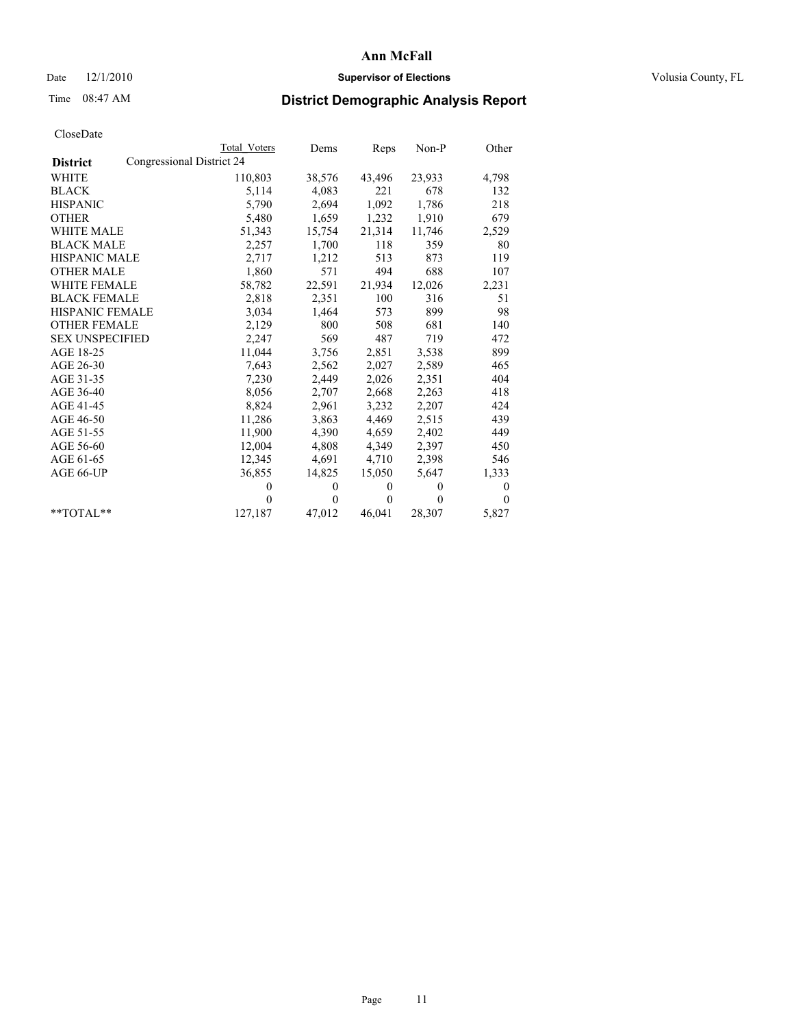# Ann McFall

Date 12/1/2010 **Supervisor of Elections** Volusia County, FL

Time 08:47 AM **District Demographic Analysis Report**

CloseDate

| | Total Voters | Dems | Reps | Non-P | Other |
|---|---|---|---|---|---|
| **District** Congressional District 24 | | | | | |
| WHITE | 110,803 | 38,576 | 43,496 | 23,933 | 4,798 |
| BLACK | 5,114 | 4,083 | 221 | 678 | 132 |
| HISPANIC | 5,790 | 2,694 | 1,092 | 1,786 | 218 |
| OTHER | 5,480 | 1,659 | 1,232 | 1,910 | 679 |
| WHITE MALE | 51,343 | 15,754 | 21,314 | 11,746 | 2,529 |
| BLACK MALE | 2,257 | 1,700 | 118 | 359 | 80 |
| HISPANIC MALE | 2,717 | 1,212 | 513 | 873 | 119 |
| OTHER MALE | 1,860 | 571 | 494 | 688 | 107 |
| WHITE FEMALE | 58,782 | 22,591 | 21,934 | 12,026 | 2,231 |
| BLACK FEMALE | 2,818 | 2,351 | 100 | 316 | 51 |
| HISPANIC FEMALE | 3,034 | 1,464 | 573 | 899 | 98 |
| OTHER FEMALE | 2,129 | 800 | 508 | 681 | 140 |
| SEX UNSPECIFIED | 2,247 | 569 | 487 | 719 | 472 |
| AGE 18-25 | 11,044 | 3,756 | 2,851 | 3,538 | 899 |
| AGE 26-30 | 7,643 | 2,562 | 2,027 | 2,589 | 465 |
| AGE 31-35 | 7,230 | 2,449 | 2,026 | 2,351 | 404 |
| AGE 36-40 | 8,056 | 2,707 | 2,668 | 2,263 | 418 |
| AGE 41-45 | 8,824 | 2,961 | 3,232 | 2,207 | 424 |
| AGE 46-50 | 11,286 | 3,863 | 4,469 | 2,515 | 439 |
| AGE 51-55 | 11,900 | 4,390 | 4,659 | 2,402 | 449 |
| AGE 56-60 | 12,004 | 4,808 | 4,349 | 2,397 | 450 |
| AGE 61-65 | 12,345 | 4,691 | 4,710 | 2,398 | 546 |
| AGE 66-UP | 36,855 | 14,825 | 15,050 | 5,647 | 1,333 |
| | 0 | 0 | 0 | 0 | 0 |
| | 0 | 0 | 0 | 0 | 0 |
| **TOTAL** | 127,187 | 47,012 | 46,041 | 28,307 | 5,827 |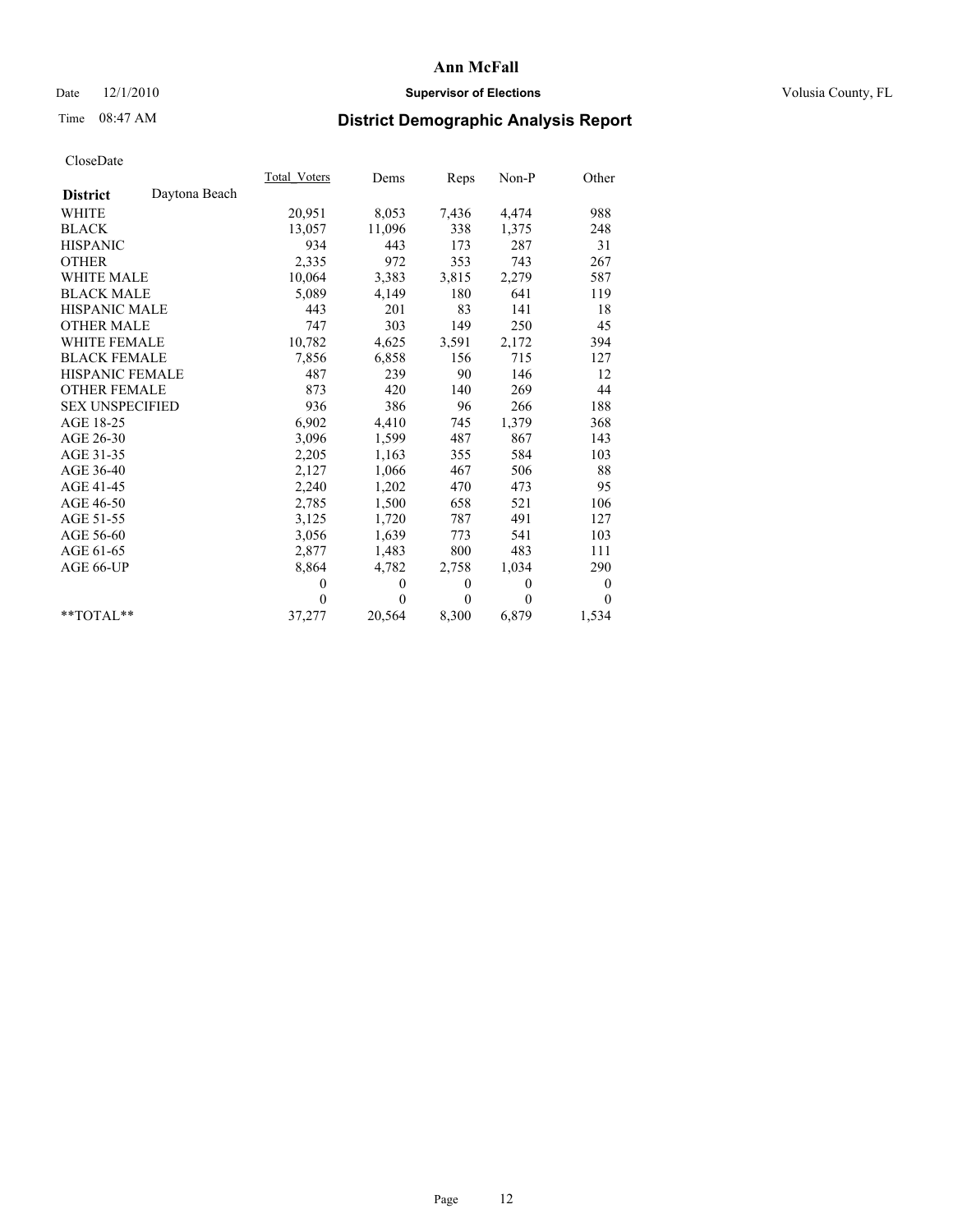**Ann McFall**

Date 12/1/2010 **Supervisor of Elections** Volusia County, FL

Time 08:47 AM

## District Demographic Analysis Report

CloseDate

| | Total_Voters | Dems | Reps | Non-P | Other |
|---|---|---|---|---|---|
| **District** Daytona Beach | | | | | |
| WHITE | 20,951 | 8,053 | 7,436 | 4,474 | 988 |
| BLACK | 13,057 | 11,096 | 338 | 1,375 | 248 |
| HISPANIC | 934 | 443 | 173 | 287 | 31 |
| OTHER | 2,335 | 972 | 353 | 743 | 267 |
| WHITE MALE | 10,064 | 3,383 | 3,815 | 2,279 | 587 |
| BLACK MALE | 5,089 | 4,149 | 180 | 641 | 119 |
| HISPANIC MALE | 443 | 201 | 83 | 141 | 18 |
| OTHER MALE | 747 | 303 | 149 | 250 | 45 |
| WHITE FEMALE | 10,782 | 4,625 | 3,591 | 2,172 | 394 |
| BLACK FEMALE | 7,856 | 6,858 | 156 | 715 | 127 |
| HISPANIC FEMALE | 487 | 239 | 90 | 146 | 12 |
| OTHER FEMALE | 873 | 420 | 140 | 269 | 44 |
| SEX UNSPECIFIED | 936 | 386 | 96 | 266 | 188 |
| AGE 18-25 | 6,902 | 4,410 | 745 | 1,379 | 368 |
| AGE 26-30 | 3,096 | 1,599 | 487 | 867 | 143 |
| AGE 31-35 | 2,205 | 1,163 | 355 | 584 | 103 |
| AGE 36-40 | 2,127 | 1,066 | 467 | 506 | 88 |
| AGE 41-45 | 2,240 | 1,202 | 470 | 473 | 95 |
| AGE 46-50 | 2,785 | 1,500 | 658 | 521 | 106 |
| AGE 51-55 | 3,125 | 1,720 | 787 | 491 | 127 |
| AGE 56-60 | 3,056 | 1,639 | 773 | 541 | 103 |
| AGE 61-65 | 2,877 | 1,483 | 800 | 483 | 111 |
| AGE 66-UP | 8,864 | 4,782 | 2,758 | 1,034 | 290 |
| | 0 | 0 | 0 | 0 | 0 |
| | 0 | 0 | 0 | 0 | 0 |
| **TOTAL** | 37,277 | 20,564 | 8,300 | 6,879 | 1,534 |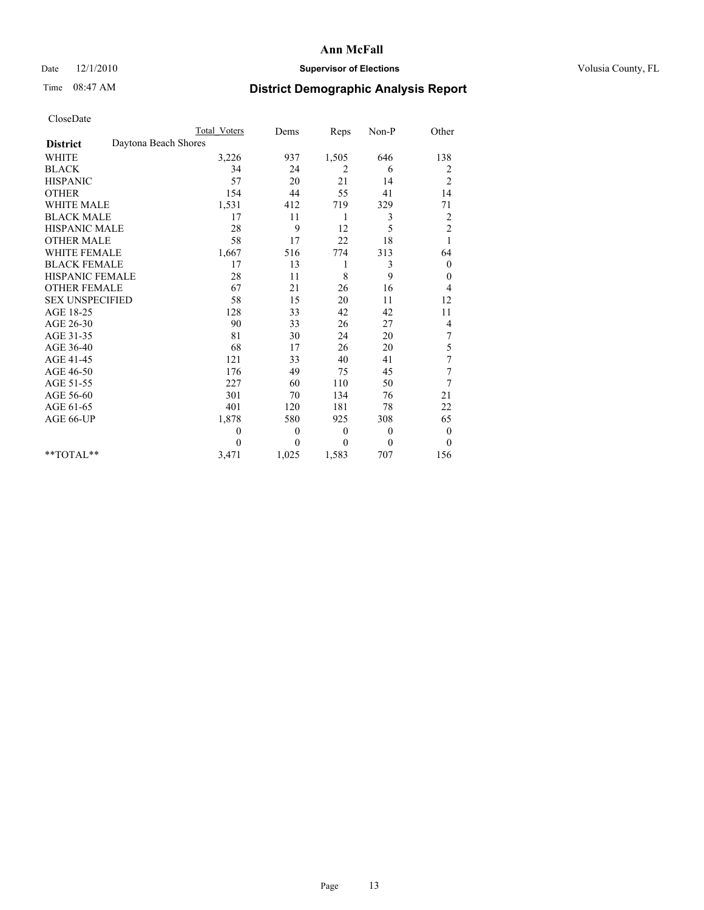**Ann McFall**

Date 12/1/2010 **Supervisor of Elections** Volusia County, FL

Time 08:47 AM **District Demographic Analysis Report**

CloseDate

| | Total Voters | Dems | Reps | Non-P | Other |
|---|---|---|---|---|---|
| **District** Daytona Beach Shores | | | | | |
| WHITE | 3,226 | 937 | 1,505 | 646 | 138 |
| BLACK | 34 | 24 | 2 | 6 | 2 |
| HISPANIC | 57 | 20 | 21 | 14 | 2 |
| OTHER | 154 | 44 | 55 | 41 | 14 |
| WHITE MALE | 1,531 | 412 | 719 | 329 | 71 |
| BLACK MALE | 17 | 11 | 1 | 3 | 2 |
| HISPANIC MALE | 28 | 9 | 12 | 5 | 2 |
| OTHER MALE | 58 | 17 | 22 | 18 | 1 |
| WHITE FEMALE | 1,667 | 516 | 774 | 313 | 64 |
| BLACK FEMALE | 17 | 13 | 1 | 3 | 0 |
| HISPANIC FEMALE | 28 | 11 | 8 | 9 | 0 |
| OTHER FEMALE | 67 | 21 | 26 | 16 | 4 |
| SEX UNSPECIFIED | 58 | 15 | 20 | 11 | 12 |
| AGE 18-25 | 128 | 33 | 42 | 42 | 11 |
| AGE 26-30 | 90 | 33 | 26 | 27 | 4 |
| AGE 31-35 | 81 | 30 | 24 | 20 | 7 |
| AGE 36-40 | 68 | 17 | 26 | 20 | 5 |
| AGE 41-45 | 121 | 33 | 40 | 41 | 7 |
| AGE 46-50 | 176 | 49 | 75 | 45 | 7 |
| AGE 51-55 | 227 | 60 | 110 | 50 | 7 |
| AGE 56-60 | 301 | 70 | 134 | 76 | 21 |
| AGE 61-65 | 401 | 120 | 181 | 78 | 22 |
| AGE 66-UP | 1,878 | 580 | 925 | 308 | 65 |
| | 0 | 0 | 0 | 0 | 0 |
| | 0 | 0 | 0 | 0 | 0 |
| **TOTAL** | 3,471 | 1,025 | 1,583 | 707 | 156 |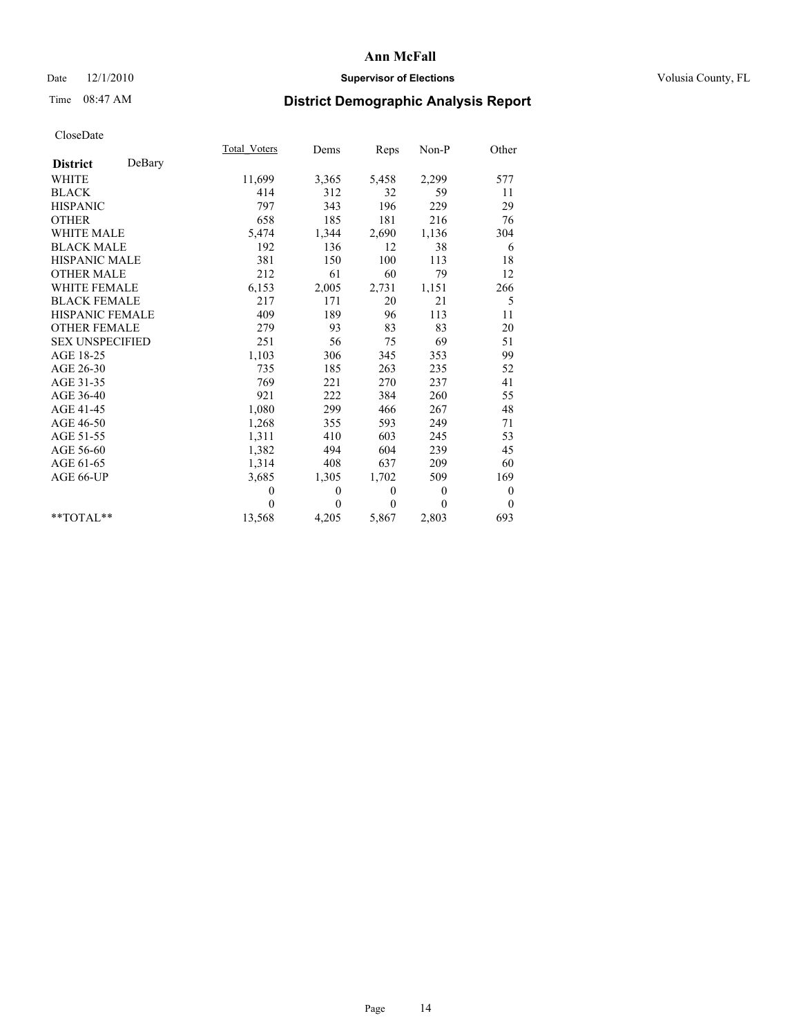# Ann McFall

Date 12/1/2010 **Supervisor of Elections** Volusia County, FL

Time 08:47 AM

## District Demographic Analysis Report

CloseDate

| | Total_Voters | Dems | Reps | Non-P | Other |
|---|---|---|---|---|---|
| **District** DeBary | | | | | |
| WHITE | 11,699 | 3,365 | 5,458 | 2,299 | 577 |
| BLACK | 414 | 312 | 32 | 59 | 11 |
| HISPANIC | 797 | 343 | 196 | 229 | 29 |
| OTHER | 658 | 185 | 181 | 216 | 76 |
| WHITE MALE | 5,474 | 1,344 | 2,690 | 1,136 | 304 |
| BLACK MALE | 192 | 136 | 12 | 38 | 6 |
| HISPANIC MALE | 381 | 150 | 100 | 113 | 18 |
| OTHER MALE | 212 | 61 | 60 | 79 | 12 |
| WHITE FEMALE | 6,153 | 2,005 | 2,731 | 1,151 | 266 |
| BLACK FEMALE | 217 | 171 | 20 | 21 | 5 |
| HISPANIC FEMALE | 409 | 189 | 96 | 113 | 11 |
| OTHER FEMALE | 279 | 93 | 83 | 83 | 20 |
| SEX UNSPECIFIED | 251 | 56 | 75 | 69 | 51 |
| AGE 18-25 | 1,103 | 306 | 345 | 353 | 99 |
| AGE 26-30 | 735 | 185 | 263 | 235 | 52 |
| AGE 31-35 | 769 | 221 | 270 | 237 | 41 |
| AGE 36-40 | 921 | 222 | 384 | 260 | 55 |
| AGE 41-45 | 1,080 | 299 | 466 | 267 | 48 |
| AGE 46-50 | 1,268 | 355 | 593 | 249 | 71 |
| AGE 51-55 | 1,311 | 410 | 603 | 245 | 53 |
| AGE 56-60 | 1,382 | 494 | 604 | 239 | 45 |
| AGE 61-65 | 1,314 | 408 | 637 | 209 | 60 |
| AGE 66-UP | 3,685 | 1,305 | 1,702 | 509 | 169 |
| | 0 | 0 | 0 | 0 | 0 |
| | 0 | 0 | 0 | 0 | 0 |
| **TOTAL** | 13,568 | 4,205 | 5,867 | 2,803 | 693 |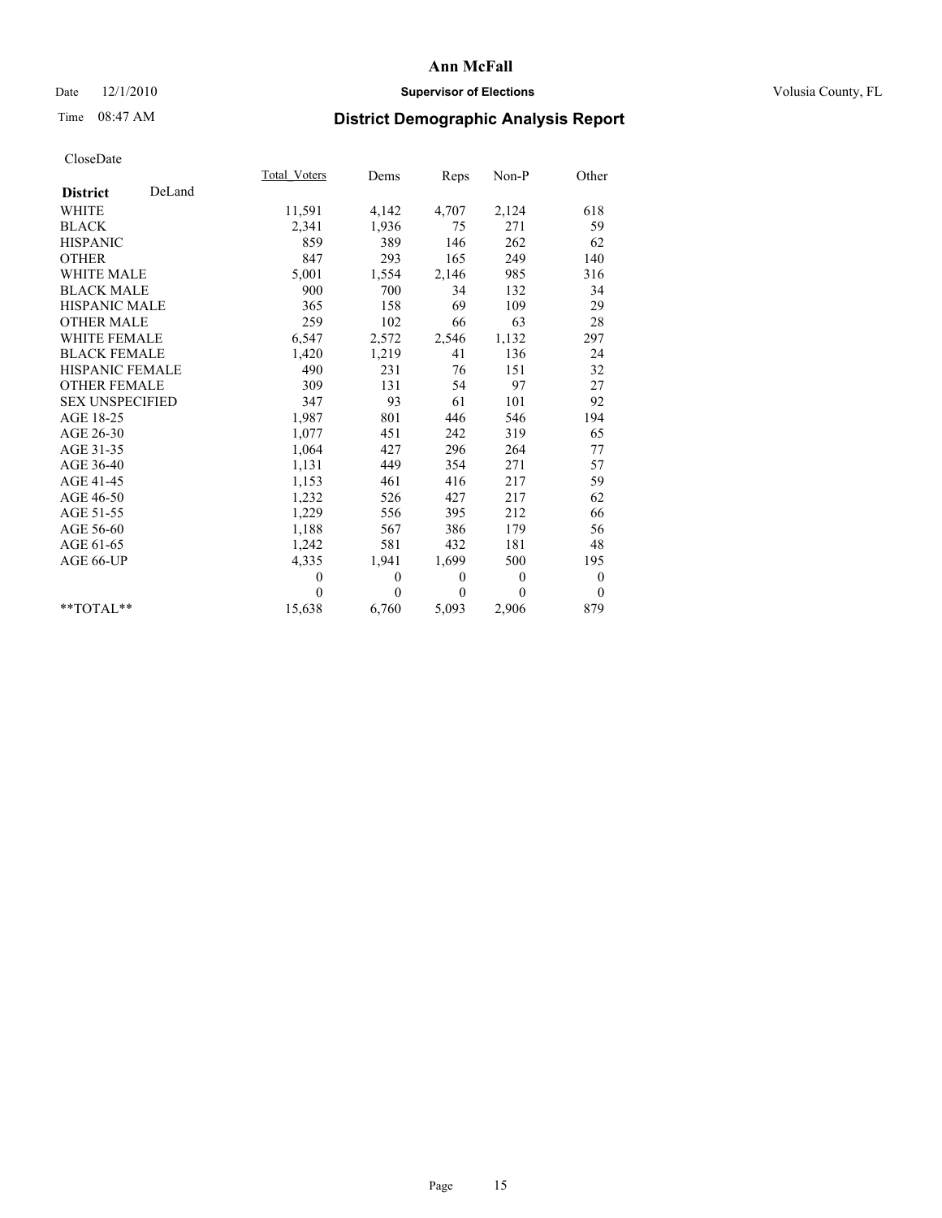# Ann McFall

Date 12/1/2010 **Supervisor of Elections** Volusia County, FL

Time 08:47 AM **District Demographic Analysis Report**

CloseDate

| **District** DeLand | Total_Voters | Dems | Reps | Non-P | Other |
|---|---|---|---|---|---|
| WHITE | 11,591 | 4,142 | 4,707 | 2,124 | 618 |
| BLACK | 2,341 | 1,936 | 75 | 271 | 59 |
| HISPANIC | 859 | 389 | 146 | 262 | 62 |
| OTHER | 847 | 293 | 165 | 249 | 140 |
| WHITE MALE | 5,001 | 1,554 | 2,146 | 985 | 316 |
| BLACK MALE | 900 | 700 | 34 | 132 | 34 |
| HISPANIC MALE | 365 | 158 | 69 | 109 | 29 |
| OTHER MALE | 259 | 102 | 66 | 63 | 28 |
| WHITE FEMALE | 6,547 | 2,572 | 2,546 | 1,132 | 297 |
| BLACK FEMALE | 1,420 | 1,219 | 41 | 136 | 24 |
| HISPANIC FEMALE | 490 | 231 | 76 | 151 | 32 |
| OTHER FEMALE | 309 | 131 | 54 | 97 | 27 |
| SEX UNSPECIFIED | 347 | 93 | 61 | 101 | 92 |
| AGE 18-25 | 1,987 | 801 | 446 | 546 | 194 |
| AGE 26-30 | 1,077 | 451 | 242 | 319 | 65 |
| AGE 31-35 | 1,064 | 427 | 296 | 264 | 77 |
| AGE 36-40 | 1,131 | 449 | 354 | 271 | 57 |
| AGE 41-45 | 1,153 | 461 | 416 | 217 | 59 |
| AGE 46-50 | 1,232 | 526 | 427 | 217 | 62 |
| AGE 51-55 | 1,229 | 556 | 395 | 212 | 66 |
| AGE 56-60 | 1,188 | 567 | 386 | 179 | 56 |
| AGE 61-65 | 1,242 | 581 | 432 | 181 | 48 |
| AGE 66-UP | 4,335 | 1,941 | 1,699 | 500 | 195 |
| | 0 | 0 | 0 | 0 | 0 |
| | 0 | 0 | 0 | 0 | 0 |
| **TOTAL** | 15,638 | 6,760 | 5,093 | 2,906 | 879 |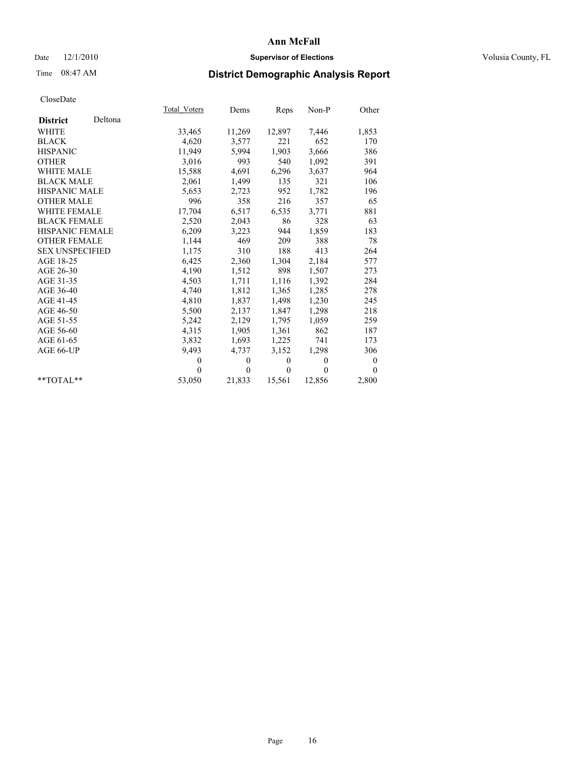**Ann McFall**

Date 12/1/2010 **Supervisor of Elections** Volusia County, FL

Time 08:47 AM **District Demographic Analysis Report**

CloseDate

| **District** Deltona | Total_Voters | Dems | Reps | Non-P | Other |
|---|---|---|---|---|---|
| WHITE | 33,465 | 11,269 | 12,897 | 7,446 | 1,853 |
| BLACK | 4,620 | 3,577 | 221 | 652 | 170 |
| HISPANIC | 11,949 | 5,994 | 1,903 | 3,666 | 386 |
| OTHER | 3,016 | 993 | 540 | 1,092 | 391 |
| WHITE MALE | 15,588 | 4,691 | 6,296 | 3,637 | 964 |
| BLACK MALE | 2,061 | 1,499 | 135 | 321 | 106 |
| HISPANIC MALE | 5,653 | 2,723 | 952 | 1,782 | 196 |
| OTHER MALE | 996 | 358 | 216 | 357 | 65 |
| WHITE FEMALE | 17,704 | 6,517 | 6,535 | 3,771 | 881 |
| BLACK FEMALE | 2,520 | 2,043 | 86 | 328 | 63 |
| HISPANIC FEMALE | 6,209 | 3,223 | 944 | 1,859 | 183 |
| OTHER FEMALE | 1,144 | 469 | 209 | 388 | 78 |
| SEX UNSPECIFIED | 1,175 | 310 | 188 | 413 | 264 |
| AGE 18-25 | 6,425 | 2,360 | 1,304 | 2,184 | 577 |
| AGE 26-30 | 4,190 | 1,512 | 898 | 1,507 | 273 |
| AGE 31-35 | 4,503 | 1,711 | 1,116 | 1,392 | 284 |
| AGE 36-40 | 4,740 | 1,812 | 1,365 | 1,285 | 278 |
| AGE 41-45 | 4,810 | 1,837 | 1,498 | 1,230 | 245 |
| AGE 46-50 | 5,500 | 2,137 | 1,847 | 1,298 | 218 |
| AGE 51-55 | 5,242 | 2,129 | 1,795 | 1,059 | 259 |
| AGE 56-60 | 4,315 | 1,905 | 1,361 | 862 | 187 |
| AGE 61-65 | 3,832 | 1,693 | 1,225 | 741 | 173 |
| AGE 66-UP | 9,493 | 4,737 | 3,152 | 1,298 | 306 |
| | 0 | 0 | 0 | 0 | 0 |
| | 0 | 0 | 0 | 0 | 0 |
| **TOTAL** | 53,050 | 21,833 | 15,561 | 12,856 | 2,800 |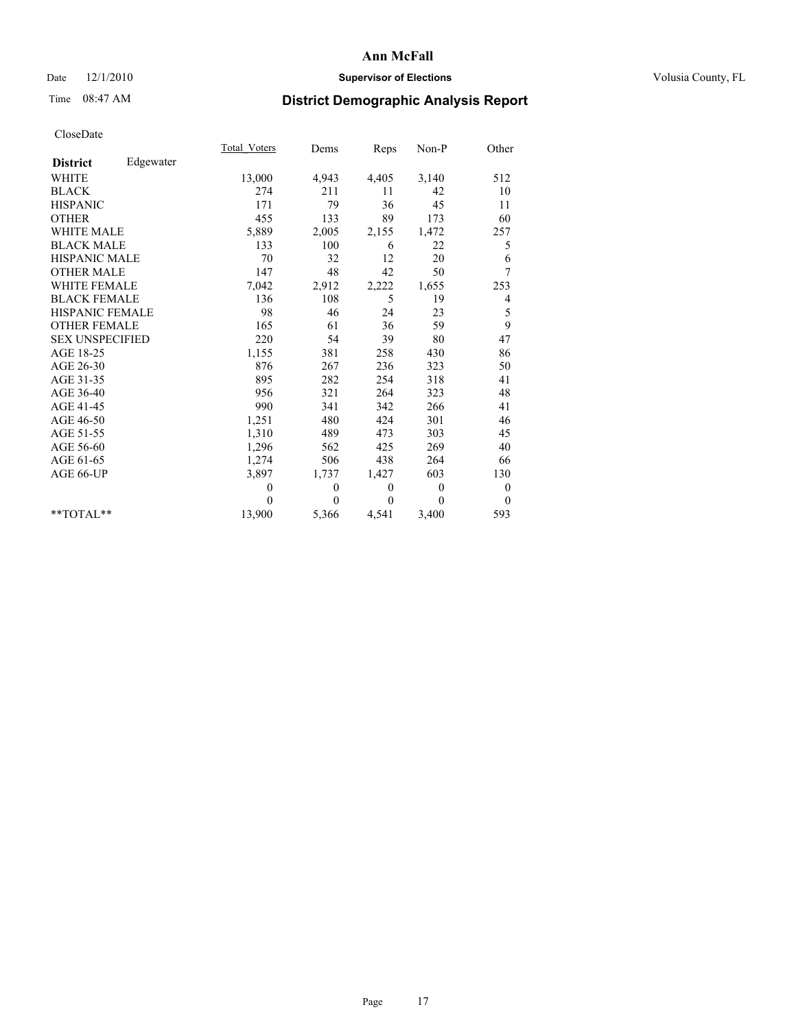# Ann McFall

Date 12/1/2010 **Supervisor of Elections** Volusia County, FL

Time 08:47 AM

## District Demographic Analysis Report

CloseDate

| **District** Edgewater | Total_Voters | Dems | Reps | Non-P | Other |
|---|---|---|---|---|---|
| WHITE | 13,000 | 4,943 | 4,405 | 3,140 | 512 |
| BLACK | 274 | 211 | 11 | 42 | 10 |
| HISPANIC | 171 | 79 | 36 | 45 | 11 |
| OTHER | 455 | 133 | 89 | 173 | 60 |
| WHITE MALE | 5,889 | 2,005 | 2,155 | 1,472 | 257 |
| BLACK MALE | 133 | 100 | 6 | 22 | 5 |
| HISPANIC MALE | 70 | 32 | 12 | 20 | 6 |
| OTHER MALE | 147 | 48 | 42 | 50 | 7 |
| WHITE FEMALE | 7,042 | 2,912 | 2,222 | 1,655 | 253 |
| BLACK FEMALE | 136 | 108 | 5 | 19 | 4 |
| HISPANIC FEMALE | 98 | 46 | 24 | 23 | 5 |
| OTHER FEMALE | 165 | 61 | 36 | 59 | 9 |
| SEX UNSPECIFIED | 220 | 54 | 39 | 80 | 47 |
| AGE 18-25 | 1,155 | 381 | 258 | 430 | 86 |
| AGE 26-30 | 876 | 267 | 236 | 323 | 50 |
| AGE 31-35 | 895 | 282 | 254 | 318 | 41 |
| AGE 36-40 | 956 | 321 | 264 | 323 | 48 |
| AGE 41-45 | 990 | 341 | 342 | 266 | 41 |
| AGE 46-50 | 1,251 | 480 | 424 | 301 | 46 |
| AGE 51-55 | 1,310 | 489 | 473 | 303 | 45 |
| AGE 56-60 | 1,296 | 562 | 425 | 269 | 40 |
| AGE 61-65 | 1,274 | 506 | 438 | 264 | 66 |
| AGE 66-UP | 3,897 | 1,737 | 1,427 | 603 | 130 |
| | 0 | 0 | 0 | 0 | 0 |
| | 0 | 0 | 0 | 0 | 0 |
| **TOTAL** | 13,900 | 5,366 | 4,541 | 3,400 | 593 |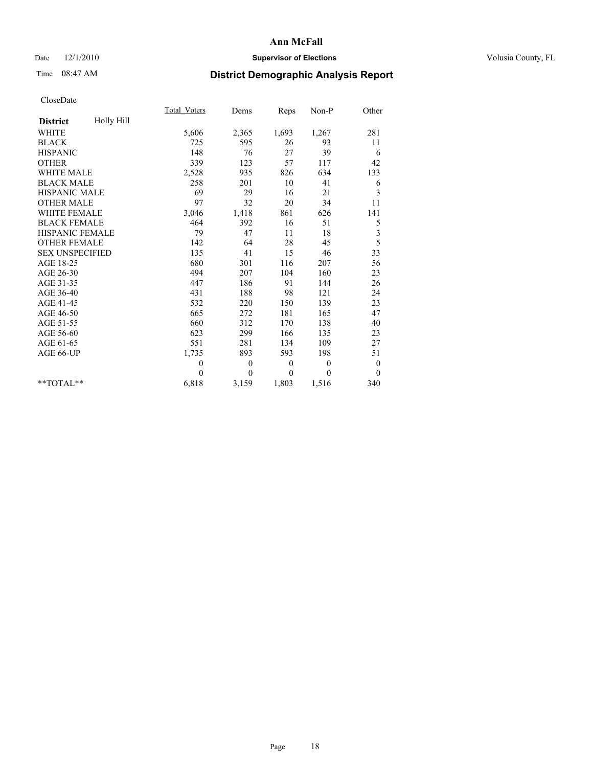# District Demographic Analysis Report

CloseDate

| District: Holly Hill | Total_Voters | Dems | Reps | Non-P | Other |
|---|---|---|---|---|---|
| WHITE | 5,606 | 2,365 | 1,693 | 1,267 | 281 |
| BLACK | 725 | 595 | 26 | 93 | 11 |
| HISPANIC | 148 | 76 | 27 | 39 | 6 |
| OTHER | 339 | 123 | 57 | 117 | 42 |
| WHITE MALE | 2,528 | 935 | 826 | 634 | 133 |
| BLACK MALE | 258 | 201 | 10 | 41 | 6 |
| HISPANIC MALE | 69 | 29 | 16 | 21 | 3 |
| OTHER MALE | 97 | 32 | 20 | 34 | 11 |
| WHITE FEMALE | 3,046 | 1,418 | 861 | 626 | 141 |
| BLACK FEMALE | 464 | 392 | 16 | 51 | 5 |
| HISPANIC FEMALE | 79 | 47 | 11 | 18 | 3 |
| OTHER FEMALE | 142 | 64 | 28 | 45 | 5 |
| SEX UNSPECIFIED | 135 | 41 | 15 | 46 | 33 |
| AGE 18-25 | 680 | 301 | 116 | 207 | 56 |
| AGE 26-30 | 494 | 207 | 104 | 160 | 23 |
| AGE 31-35 | 447 | 186 | 91 | 144 | 26 |
| AGE 36-40 | 431 | 188 | 98 | 121 | 24 |
| AGE 41-45 | 532 | 220 | 150 | 139 | 23 |
| AGE 46-50 | 665 | 272 | 181 | 165 | 47 |
| AGE 51-55 | 660 | 312 | 170 | 138 | 40 |
| AGE 56-60 | 623 | 299 | 166 | 135 | 23 |
| AGE 61-65 | 551 | 281 | 134 | 109 | 27 |
| AGE 66-UP | 1,735 | 893 | 593 | 198 | 51 |
| | 0 | 0 | 0 | 0 | 0 |
| | 0 | 0 | 0 | 0 | 0 |
| **TOTAL** | 6,818 | 3,159 | 1,803 | 1,516 | 340 |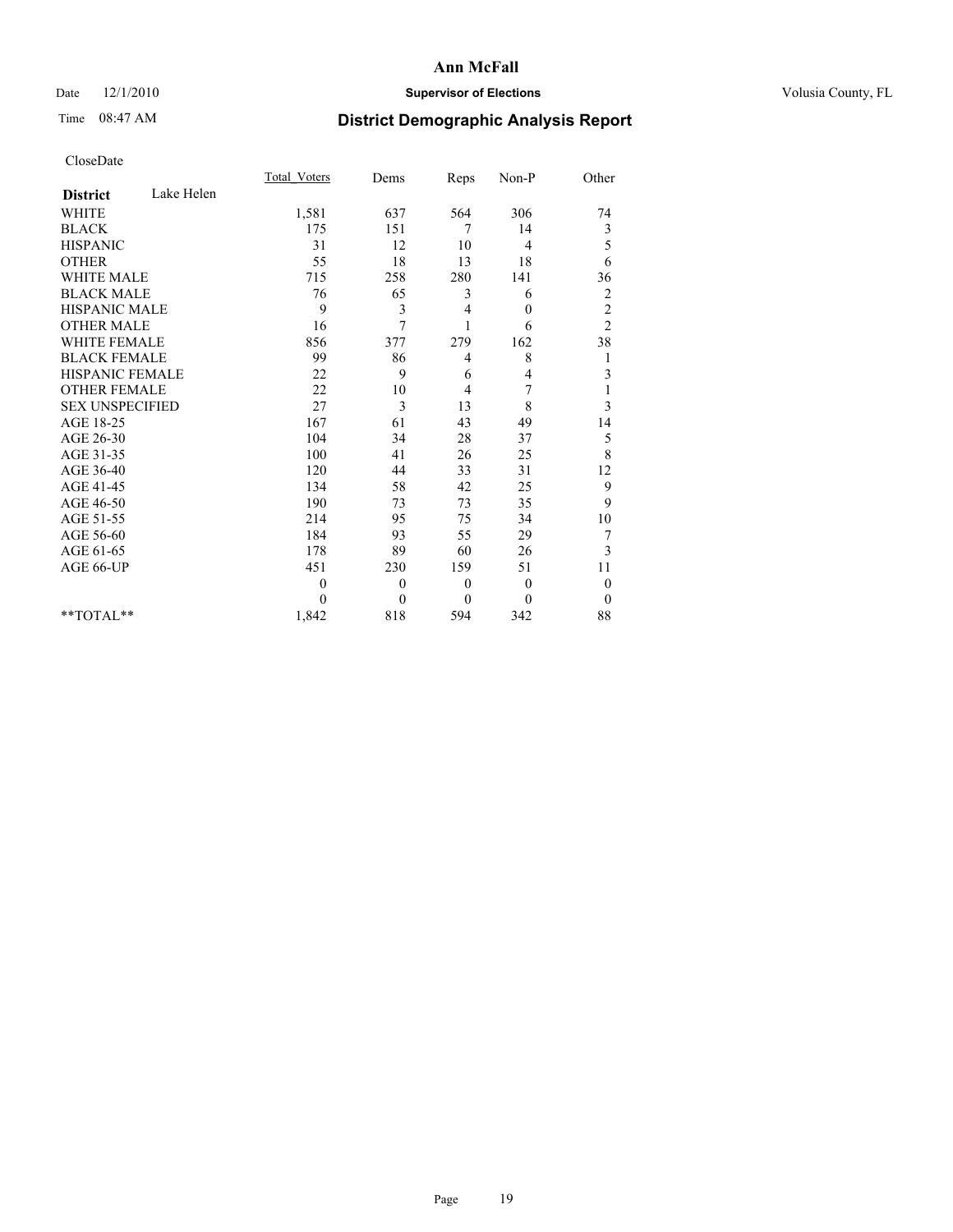# Ann McFall

Date 12/1/2010 **Supervisor of Elections** Volusia County, FL

Time 08:47 AM

## District Demographic Analysis Report

CloseDate

| **District** Lake Helen | Total_Voters | Dems | Reps | Non-P | Other |
|---|---|---|---|---|---|
| WHITE | 1,581 | 637 | 564 | 306 | 74 |
| BLACK | 175 | 151 | 7 | 14 | 3 |
| HISPANIC | 31 | 12 | 10 | 4 | 5 |
| OTHER | 55 | 18 | 13 | 18 | 6 |
| WHITE MALE | 715 | 258 | 280 | 141 | 36 |
| BLACK MALE | 76 | 65 | 3 | 6 | 2 |
| HISPANIC MALE | 9 | 3 | 4 | 0 | 2 |
| OTHER MALE | 16 | 7 | 1 | 6 | 2 |
| WHITE FEMALE | 856 | 377 | 279 | 162 | 38 |
| BLACK FEMALE | 99 | 86 | 4 | 8 | 1 |
| HISPANIC FEMALE | 22 | 9 | 6 | 4 | 3 |
| OTHER FEMALE | 22 | 10 | 4 | 7 | 1 |
| SEX UNSPECIFIED | 27 | 3 | 13 | 8 | 3 |
| AGE 18-25 | 167 | 61 | 43 | 49 | 14 |
| AGE 26-30 | 104 | 34 | 28 | 37 | 5 |
| AGE 31-35 | 100 | 41 | 26 | 25 | 8 |
| AGE 36-40 | 120 | 44 | 33 | 31 | 12 |
| AGE 41-45 | 134 | 58 | 42 | 25 | 9 |
| AGE 46-50 | 190 | 73 | 73 | 35 | 9 |
| AGE 51-55 | 214 | 95 | 75 | 34 | 10 |
| AGE 56-60 | 184 | 93 | 55 | 29 | 7 |
| AGE 61-65 | 178 | 89 | 60 | 26 | 3 |
| AGE 66-UP | 451 | 230 | 159 | 51 | 11 |
| | 0 | 0 | 0 | 0 | 0 |
| | 0 | 0 | 0 | 0 | 0 |
| **TOTAL** | 1,842 | 818 | 594 | 342 | 88 |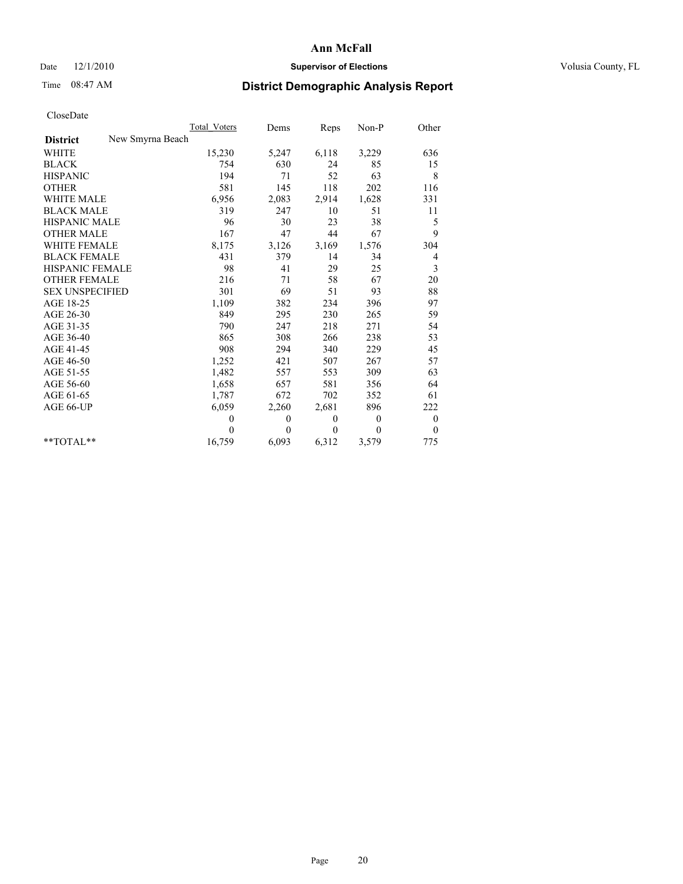Date 12/1/2010

Time 08:47 AM

# Ann McFall

## Supervisor of Elections

Volusia County, FL

## District Demographic Analysis Report

CloseDate

| | Total_Voters | Dems | Reps | Non-P | Other |
|---|---|---|---|---|---|
| **District** New Smyrna Beach | | | | | |
| WHITE | 15,230 | 5,247 | 6,118 | 3,229 | 636 |
| BLACK | 754 | 630 | 24 | 85 | 15 |
| HISPANIC | 194 | 71 | 52 | 63 | 8 |
| OTHER | 581 | 145 | 118 | 202 | 116 |
| WHITE MALE | 6,956 | 2,083 | 2,914 | 1,628 | 331 |
| BLACK MALE | 319 | 247 | 10 | 51 | 11 |
| HISPANIC MALE | 96 | 30 | 23 | 38 | 5 |
| OTHER MALE | 167 | 47 | 44 | 67 | 9 |
| WHITE FEMALE | 8,175 | 3,126 | 3,169 | 1,576 | 304 |
| BLACK FEMALE | 431 | 379 | 14 | 34 | 4 |
| HISPANIC FEMALE | 98 | 41 | 29 | 25 | 3 |
| OTHER FEMALE | 216 | 71 | 58 | 67 | 20 |
| SEX UNSPECIFIED | 301 | 69 | 51 | 93 | 88 |
| AGE 18-25 | 1,109 | 382 | 234 | 396 | 97 |
| AGE 26-30 | 849 | 295 | 230 | 265 | 59 |
| AGE 31-35 | 790 | 247 | 218 | 271 | 54 |
| AGE 36-40 | 865 | 308 | 266 | 238 | 53 |
| AGE 41-45 | 908 | 294 | 340 | 229 | 45 |
| AGE 46-50 | 1,252 | 421 | 507 | 267 | 57 |
| AGE 51-55 | 1,482 | 557 | 553 | 309 | 63 |
| AGE 56-60 | 1,658 | 657 | 581 | 356 | 64 |
| AGE 61-65 | 1,787 | 672 | 702 | 352 | 61 |
| AGE 66-UP | 6,059 | 2,260 | 2,681 | 896 | 222 |
| | 0 | 0 | 0 | 0 | 0 |
| | 0 | 0 | 0 | 0 | 0 |
| **TOTAL** | 16,759 | 6,093 | 6,312 | 3,579 | 775 |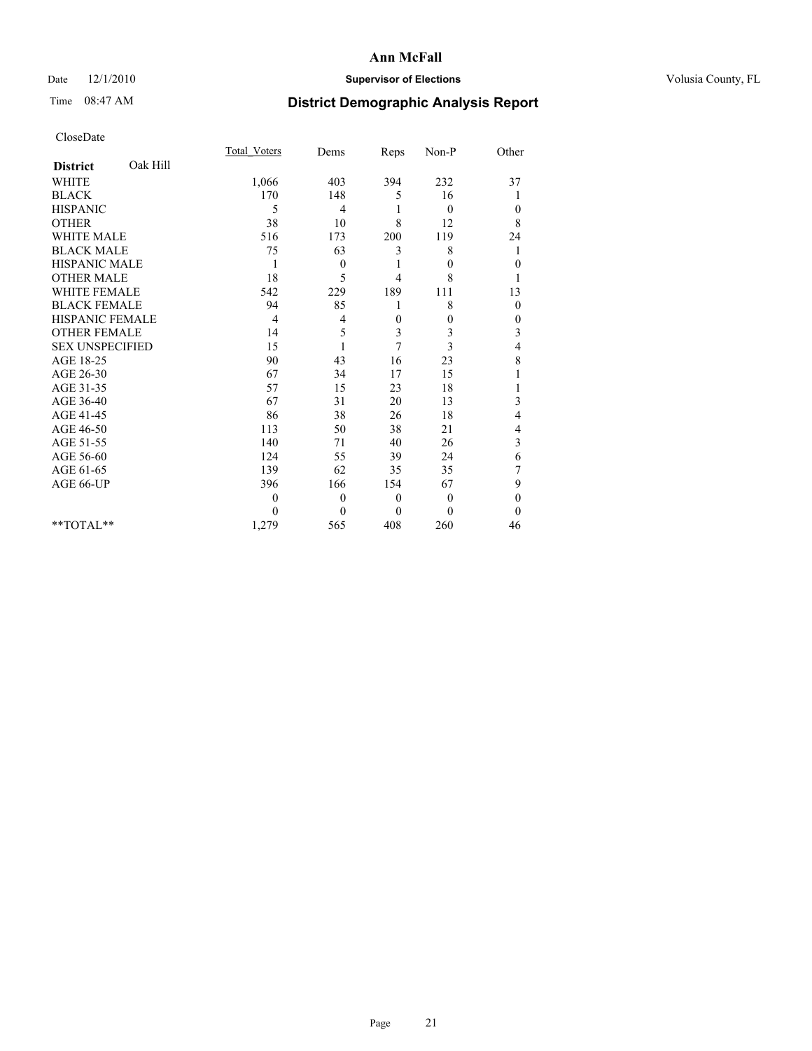# Ann McFall

Date 12/1/2010 **Supervisor of Elections** Volusia County, FL

Time 08:47 AM

## District Demographic Analysis Report

CloseDate

| **District** Oak Hill | Total_Voters | Dems | Reps | Non-P | Other |
|---|---|---|---|---|---|
| WHITE | 1,066 | 403 | 394 | 232 | 37 |
| BLACK | 170 | 148 | 5 | 16 | 1 |
| HISPANIC | 5 | 4 | 1 | 0 | 0 |
| OTHER | 38 | 10 | 8 | 12 | 8 |
| WHITE MALE | 516 | 173 | 200 | 119 | 24 |
| BLACK MALE | 75 | 63 | 3 | 8 | 1 |
| HISPANIC MALE | 1 | 0 | 1 | 0 | 0 |
| OTHER MALE | 18 | 5 | 4 | 8 | 1 |
| WHITE FEMALE | 542 | 229 | 189 | 111 | 13 |
| BLACK FEMALE | 94 | 85 | 1 | 8 | 0 |
| HISPANIC FEMALE | 4 | 4 | 0 | 0 | 0 |
| OTHER FEMALE | 14 | 5 | 3 | 3 | 3 |
| SEX UNSPECIFIED | 15 | 1 | 7 | 3 | 4 |
| AGE 18-25 | 90 | 43 | 16 | 23 | 8 |
| AGE 26-30 | 67 | 34 | 17 | 15 | 1 |
| AGE 31-35 | 57 | 15 | 23 | 18 | 1 |
| AGE 36-40 | 67 | 31 | 20 | 13 | 3 |
| AGE 41-45 | 86 | 38 | 26 | 18 | 4 |
| AGE 46-50 | 113 | 50 | 38 | 21 | 4 |
| AGE 51-55 | 140 | 71 | 40 | 26 | 3 |
| AGE 56-60 | 124 | 55 | 39 | 24 | 6 |
| AGE 61-65 | 139 | 62 | 35 | 35 | 7 |
| AGE 66-UP | 396 | 166 | 154 | 67 | 9 |
| | 0 | 0 | 0 | 0 | 0 |
| | 0 | 0 | 0 | 0 | 0 |
| **TOTAL** | 1,279 | 565 | 408 | 260 | 46 |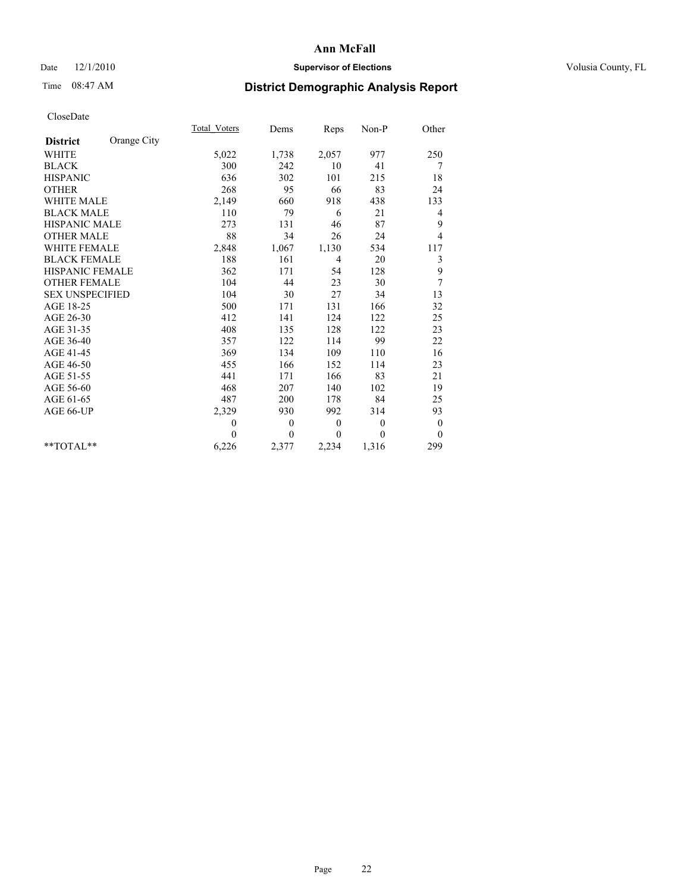# Ann McFall

Date 12/1/2010 **Supervisor of Elections** Volusia County, FL

Time 08:47 AM **District Demographic Analysis Report**

CloseDate

| **District** Orange City | Total_Voters | Dems | Reps | Non-P | Other |
|---|---|---|---|---|---|
| WHITE | 5,022 | 1,738 | 2,057 | 977 | 250 |
| BLACK | 300 | 242 | 10 | 41 | 7 |
| HISPANIC | 636 | 302 | 101 | 215 | 18 |
| OTHER | 268 | 95 | 66 | 83 | 24 |
| WHITE MALE | 2,149 | 660 | 918 | 438 | 133 |
| BLACK MALE | 110 | 79 | 6 | 21 | 4 |
| HISPANIC MALE | 273 | 131 | 46 | 87 | 9 |
| OTHER MALE | 88 | 34 | 26 | 24 | 4 |
| WHITE FEMALE | 2,848 | 1,067 | 1,130 | 534 | 117 |
| BLACK FEMALE | 188 | 161 | 4 | 20 | 3 |
| HISPANIC FEMALE | 362 | 171 | 54 | 128 | 9 |
| OTHER FEMALE | 104 | 44 | 23 | 30 | 7 |
| SEX UNSPECIFIED | 104 | 30 | 27 | 34 | 13 |
| AGE 18-25 | 500 | 171 | 131 | 166 | 32 |
| AGE 26-30 | 412 | 141 | 124 | 122 | 25 |
| AGE 31-35 | 408 | 135 | 128 | 122 | 23 |
| AGE 36-40 | 357 | 122 | 114 | 99 | 22 |
| AGE 41-45 | 369 | 134 | 109 | 110 | 16 |
| AGE 46-50 | 455 | 166 | 152 | 114 | 23 |
| AGE 51-55 | 441 | 171 | 166 | 83 | 21 |
| AGE 56-60 | 468 | 207 | 140 | 102 | 19 |
| AGE 61-65 | 487 | 200 | 178 | 84 | 25 |
| AGE 66-UP | 2,329 | 930 | 992 | 314 | 93 |
| | 0 | 0 | 0 | 0 | 0 |
| | 0 | 0 | 0 | 0 | 0 |
| **TOTAL** | 6,226 | 2,377 | 2,234 | 1,316 | 299 |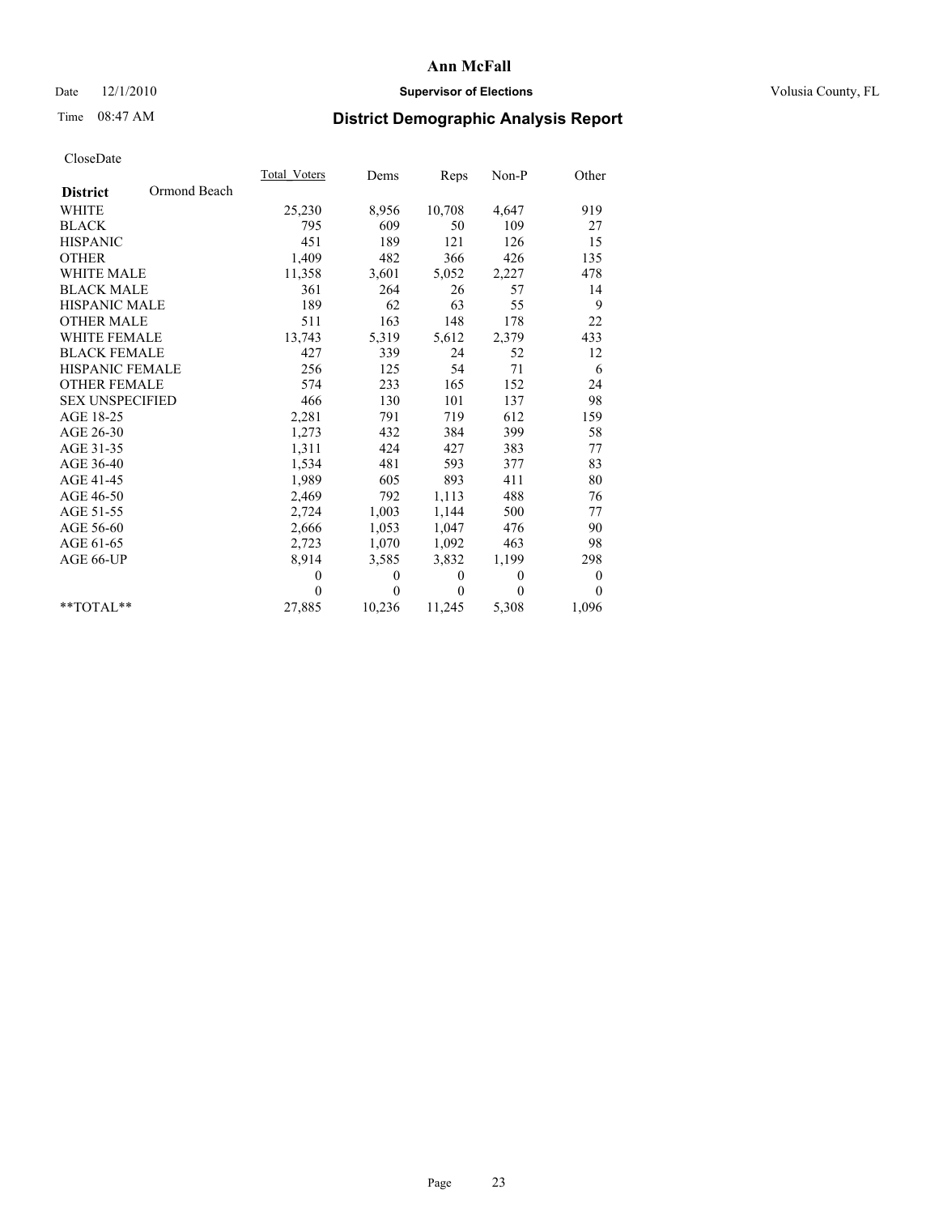# Ann McFall

Date 12/1/2010 **Supervisor of Elections** Volusia County, FL

Time 08:47 AM

## District Demographic Analysis Report

CloseDate

| **District** Ormond Beach | Total_Voters | Dems | Reps | Non-P | Other |
|---|---|---|---|---|---|
| WHITE | 25,230 | 8,956 | 10,708 | 4,647 | 919 |
| BLACK | 795 | 609 | 50 | 109 | 27 |
| HISPANIC | 451 | 189 | 121 | 126 | 15 |
| OTHER | 1,409 | 482 | 366 | 426 | 135 |
| WHITE MALE | 11,358 | 3,601 | 5,052 | 2,227 | 478 |
| BLACK MALE | 361 | 264 | 26 | 57 | 14 |
| HISPANIC MALE | 189 | 62 | 63 | 55 | 9 |
| OTHER MALE | 511 | 163 | 148 | 178 | 22 |
| WHITE FEMALE | 13,743 | 5,319 | 5,612 | 2,379 | 433 |
| BLACK FEMALE | 427 | 339 | 24 | 52 | 12 |
| HISPANIC FEMALE | 256 | 125 | 54 | 71 | 6 |
| OTHER FEMALE | 574 | 233 | 165 | 152 | 24 |
| SEX UNSPECIFIED | 466 | 130 | 101 | 137 | 98 |
| AGE 18-25 | 2,281 | 791 | 719 | 612 | 159 |
| AGE 26-30 | 1,273 | 432 | 384 | 399 | 58 |
| AGE 31-35 | 1,311 | 424 | 427 | 383 | 77 |
| AGE 36-40 | 1,534 | 481 | 593 | 377 | 83 |
| AGE 41-45 | 1,989 | 605 | 893 | 411 | 80 |
| AGE 46-50 | 2,469 | 792 | 1,113 | 488 | 76 |
| AGE 51-55 | 2,724 | 1,003 | 1,144 | 500 | 77 |
| AGE 56-60 | 2,666 | 1,053 | 1,047 | 476 | 90 |
| AGE 61-65 | 2,723 | 1,070 | 1,092 | 463 | 98 |
| AGE 66-UP | 8,914 | 3,585 | 3,832 | 1,199 | 298 |
| | 0 | 0 | 0 | 0 | 0 |
| | 0 | 0 | 0 | 0 | 0 |
| **TOTAL** | 27,885 | 10,236 | 11,245 | 5,308 | 1,096 |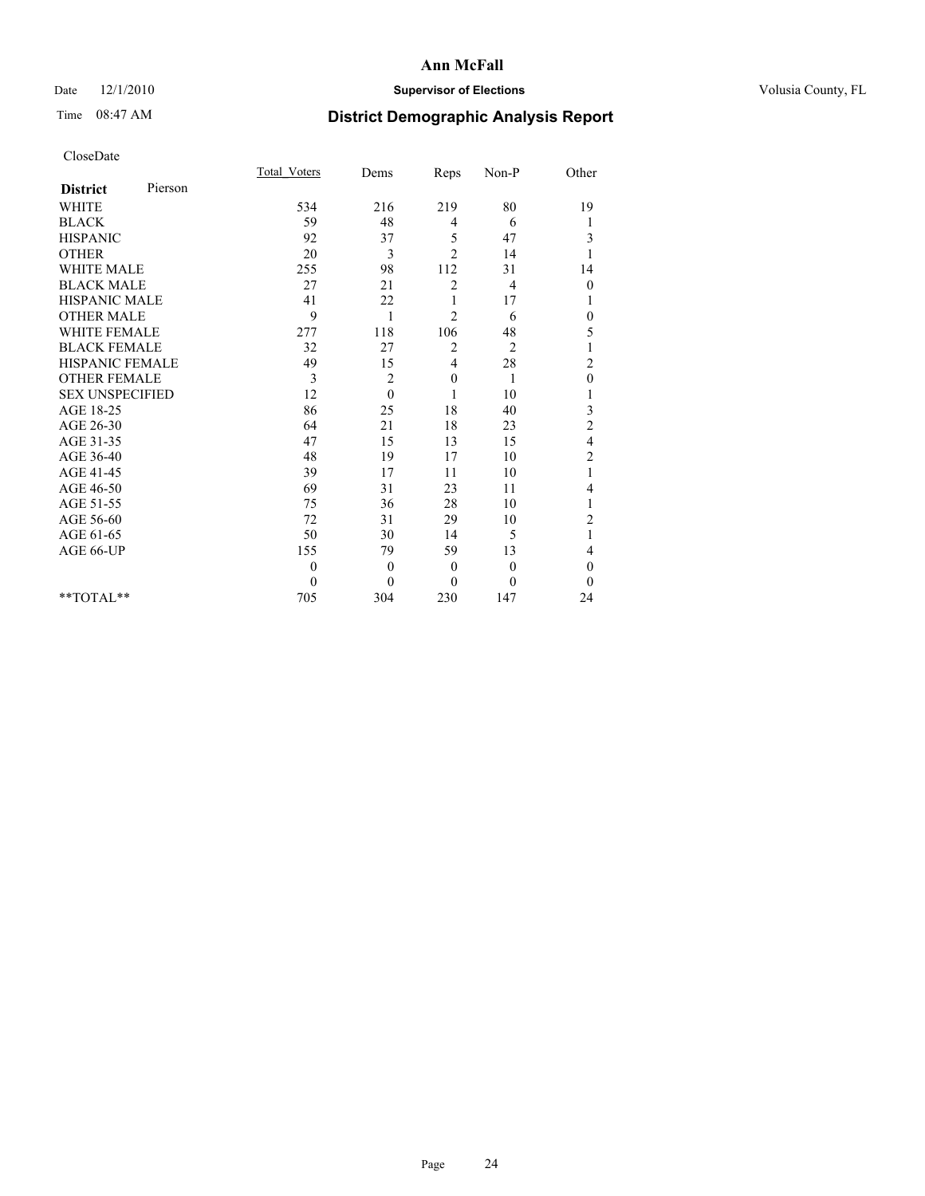# Ann McFall

Date 12/1/2010 **Supervisor of Elections** Volusia County, FL

Time 08:47 AM **District Demographic Analysis Report**

CloseDate

| **District** Pierson | Total_Voters | Dems | Reps | Non-P | Other |
|---|---|---|---|---|---|
| WHITE | 534 | 216 | 219 | 80 | 19 |
| BLACK | 59 | 48 | 4 | 6 | 1 |
| HISPANIC | 92 | 37 | 5 | 47 | 3 |
| OTHER | 20 | 3 | 2 | 14 | 1 |
| WHITE MALE | 255 | 98 | 112 | 31 | 14 |
| BLACK MALE | 27 | 21 | 2 | 4 | 0 |
| HISPANIC MALE | 41 | 22 | 1 | 17 | 1 |
| OTHER MALE | 9 | 1 | 2 | 6 | 0 |
| WHITE FEMALE | 277 | 118 | 106 | 48 | 5 |
| BLACK FEMALE | 32 | 27 | 2 | 2 | 1 |
| HISPANIC FEMALE | 49 | 15 | 4 | 28 | 2 |
| OTHER FEMALE | 3 | 2 | 0 | 1 | 0 |
| SEX UNSPECIFIED | 12 | 0 | 1 | 10 | 1 |
| AGE 18-25 | 86 | 25 | 18 | 40 | 3 |
| AGE 26-30 | 64 | 21 | 18 | 23 | 2 |
| AGE 31-35 | 47 | 15 | 13 | 15 | 4 |
| AGE 36-40 | 48 | 19 | 17 | 10 | 2 |
| AGE 41-45 | 39 | 17 | 11 | 10 | 1 |
| AGE 46-50 | 69 | 31 | 23 | 11 | 4 |
| AGE 51-55 | 75 | 36 | 28 | 10 | 1 |
| AGE 56-60 | 72 | 31 | 29 | 10 | 2 |
| AGE 61-65 | 50 | 30 | 14 | 5 | 1 |
| AGE 66-UP | 155 | 79 | 59 | 13 | 4 |
| | 0 | 0 | 0 | 0 | 0 |
| | 0 | 0 | 0 | 0 | 0 |
| **TOTAL** | 705 | 304 | 230 | 147 | 24 |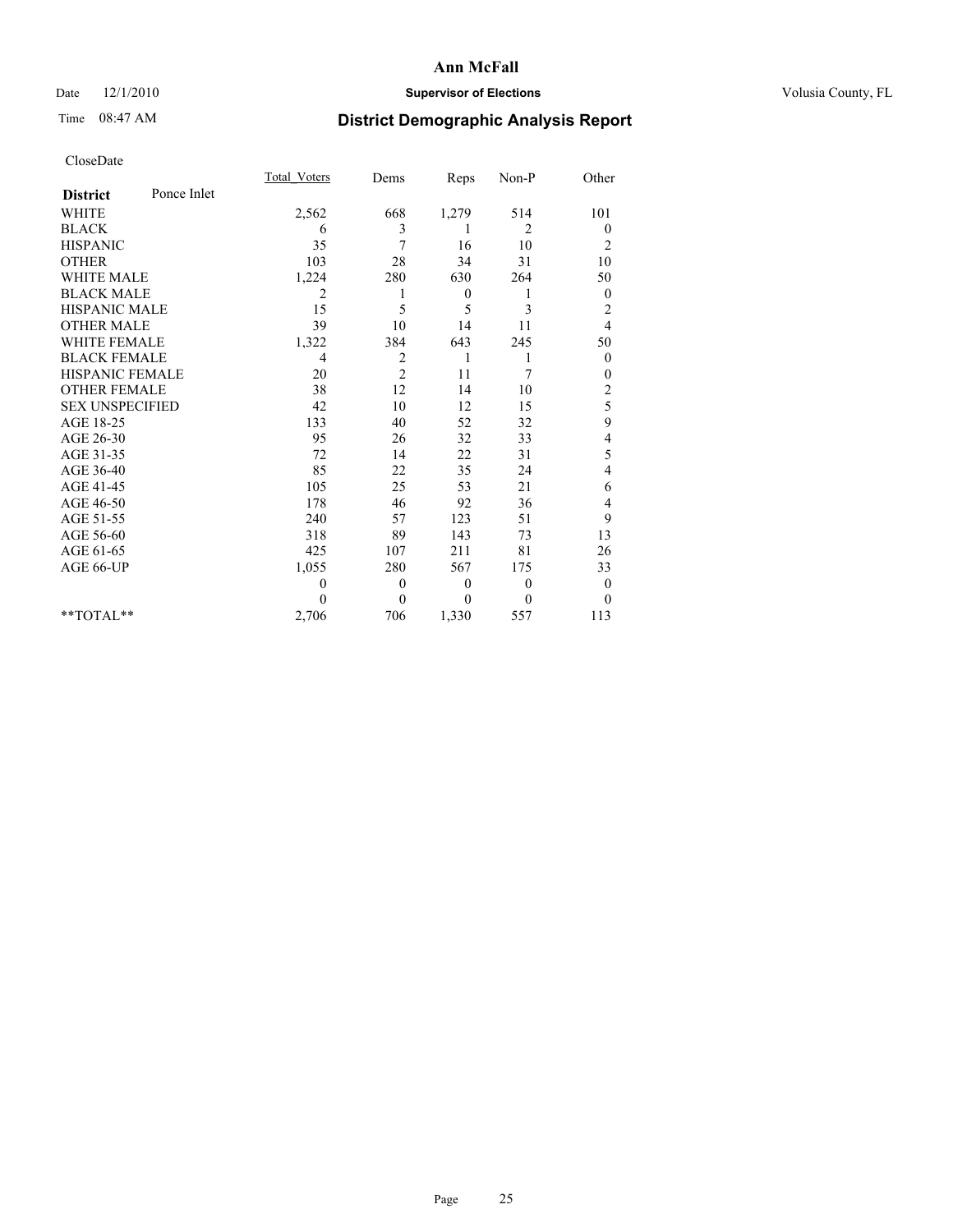# Ann McFall

Date 12/1/2010 **Supervisor of Elections** Volusia County, FL

Time 08:47 AM

## District Demographic Analysis Report

CloseDate

| **District** Ponce Inlet | Total_Voters | Dems | Reps | Non-P | Other |
|---|---|---|---|---|---|
| WHITE | 2,562 | 668 | 1,279 | 514 | 101 |
| BLACK | 6 | 3 | 1 | 2 | 0 |
| HISPANIC | 35 | 7 | 16 | 10 | 2 |
| OTHER | 103 | 28 | 34 | 31 | 10 |
| WHITE MALE | 1,224 | 280 | 630 | 264 | 50 |
| BLACK MALE | 2 | 1 | 0 | 1 | 0 |
| HISPANIC MALE | 15 | 5 | 5 | 3 | 2 |
| OTHER MALE | 39 | 10 | 14 | 11 | 4 |
| WHITE FEMALE | 1,322 | 384 | 643 | 245 | 50 |
| BLACK FEMALE | 4 | 2 | 1 | 1 | 0 |
| HISPANIC FEMALE | 20 | 2 | 11 | 7 | 0 |
| OTHER FEMALE | 38 | 12 | 14 | 10 | 2 |
| SEX UNSPECIFIED | 42 | 10 | 12 | 15 | 5 |
| AGE 18-25 | 133 | 40 | 52 | 32 | 9 |
| AGE 26-30 | 95 | 26 | 32 | 33 | 4 |
| AGE 31-35 | 72 | 14 | 22 | 31 | 5 |
| AGE 36-40 | 85 | 22 | 35 | 24 | 4 |
| AGE 41-45 | 105 | 25 | 53 | 21 | 6 |
| AGE 46-50 | 178 | 46 | 92 | 36 | 4 |
| AGE 51-55 | 240 | 57 | 123 | 51 | 9 |
| AGE 56-60 | 318 | 89 | 143 | 73 | 13 |
| AGE 61-65 | 425 | 107 | 211 | 81 | 26 |
| AGE 66-UP | 1,055 | 280 | 567 | 175 | 33 |
| | 0 | 0 | 0 | 0 | 0 |
| | 0 | 0 | 0 | 0 | 0 |
| **TOTAL** | 2,706 | 706 | 1,330 | 557 | 113 |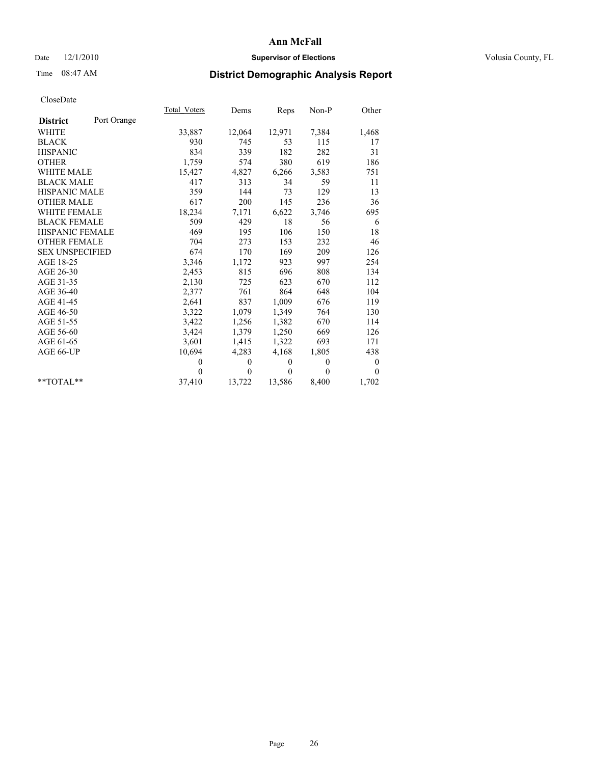# Ann McFall

Date 12/1/2010 **Supervisor of Elections** Volusia County, FL

Time 08:47 AM

## District Demographic Analysis Report

CloseDate

| **District** Port Orange | Total_Voters | Dems | Reps | Non-P | Other |
|---|---|---|---|---|---|
| WHITE | 33,887 | 12,064 | 12,971 | 7,384 | 1,468 |
| BLACK | 930 | 745 | 53 | 115 | 17 |
| HISPANIC | 834 | 339 | 182 | 282 | 31 |
| OTHER | 1,759 | 574 | 380 | 619 | 186 |
| WHITE MALE | 15,427 | 4,827 | 6,266 | 3,583 | 751 |
| BLACK MALE | 417 | 313 | 34 | 59 | 11 |
| HISPANIC MALE | 359 | 144 | 73 | 129 | 13 |
| OTHER MALE | 617 | 200 | 145 | 236 | 36 |
| WHITE FEMALE | 18,234 | 7,171 | 6,622 | 3,746 | 695 |
| BLACK FEMALE | 509 | 429 | 18 | 56 | 6 |
| HISPANIC FEMALE | 469 | 195 | 106 | 150 | 18 |
| OTHER FEMALE | 704 | 273 | 153 | 232 | 46 |
| SEX UNSPECIFIED | 674 | 170 | 169 | 209 | 126 |
| AGE 18-25 | 3,346 | 1,172 | 923 | 997 | 254 |
| AGE 26-30 | 2,453 | 815 | 696 | 808 | 134 |
| AGE 31-35 | 2,130 | 725 | 623 | 670 | 112 |
| AGE 36-40 | 2,377 | 761 | 864 | 648 | 104 |
| AGE 41-45 | 2,641 | 837 | 1,009 | 676 | 119 |
| AGE 46-50 | 3,322 | 1,079 | 1,349 | 764 | 130 |
| AGE 51-55 | 3,422 | 1,256 | 1,382 | 670 | 114 |
| AGE 56-60 | 3,424 | 1,379 | 1,250 | 669 | 126 |
| AGE 61-65 | 3,601 | 1,415 | 1,322 | 693 | 171 |
| AGE 66-UP | 10,694 | 4,283 | 4,168 | 1,805 | 438 |
| | 0 | 0 | 0 | 0 | 0 |
| | 0 | 0 | 0 | 0 | 0 |
| **TOTAL** | 37,410 | 13,722 | 13,586 | 8,400 | 1,702 |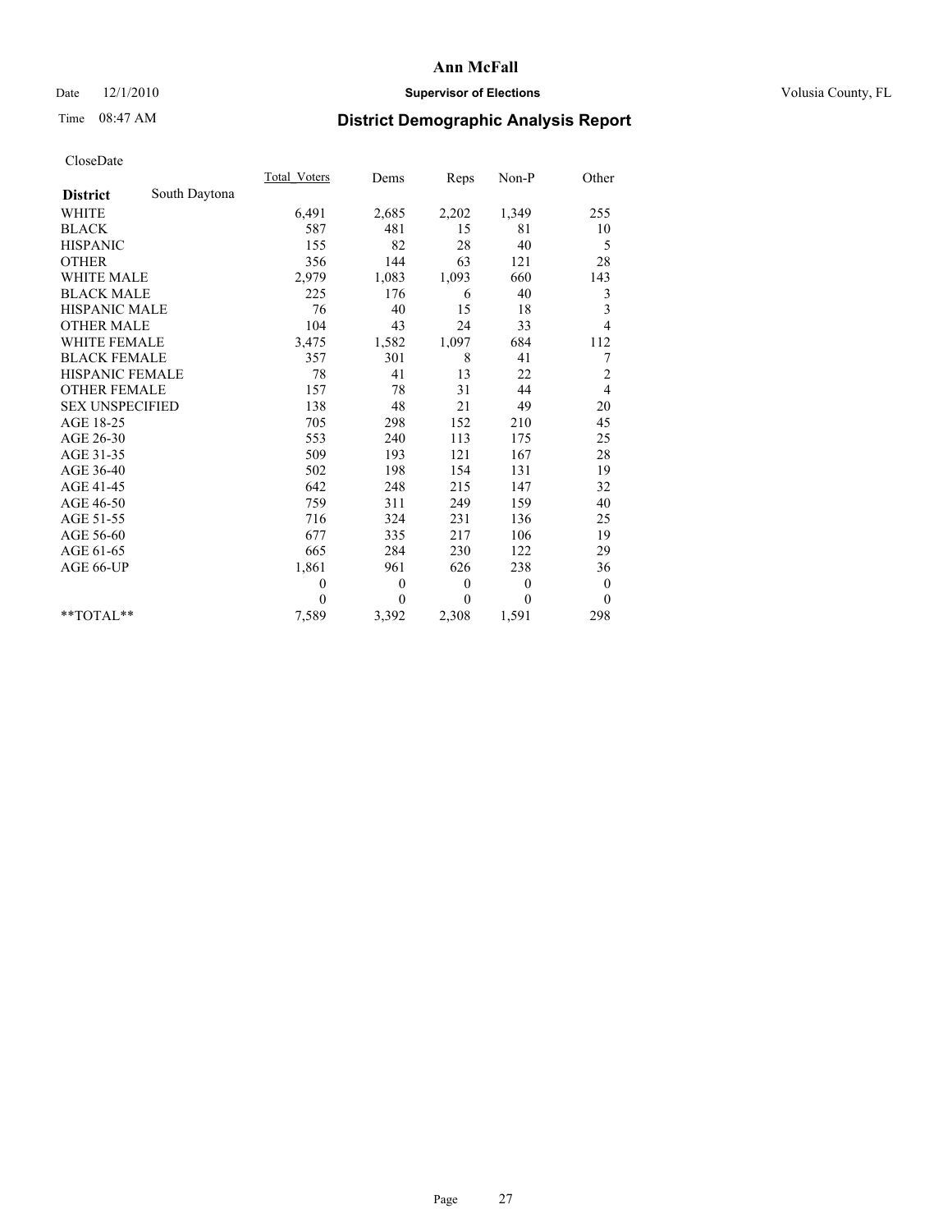# Ann McFall

Date 12/1/2010 **Supervisor of Elections** Volusia County, FL

Time 08:47 AM **District Demographic Analysis Report**

CloseDate

| | Total_Voters | Dems | Reps | Non-P | Other |
|---|---|---|---|---|---|
| **District** South Daytona | | | | | |
| WHITE | 6,491 | 2,685 | 2,202 | 1,349 | 255 |
| BLACK | 587 | 481 | 15 | 81 | 10 |
| HISPANIC | 155 | 82 | 28 | 40 | 5 |
| OTHER | 356 | 144 | 63 | 121 | 28 |
| WHITE MALE | 2,979 | 1,083 | 1,093 | 660 | 143 |
| BLACK MALE | 225 | 176 | 6 | 40 | 3 |
| HISPANIC MALE | 76 | 40 | 15 | 18 | 3 |
| OTHER MALE | 104 | 43 | 24 | 33 | 4 |
| WHITE FEMALE | 3,475 | 1,582 | 1,097 | 684 | 112 |
| BLACK FEMALE | 357 | 301 | 8 | 41 | 7 |
| HISPANIC FEMALE | 78 | 41 | 13 | 22 | 2 |
| OTHER FEMALE | 157 | 78 | 31 | 44 | 4 |
| SEX UNSPECIFIED | 138 | 48 | 21 | 49 | 20 |
| AGE 18-25 | 705 | 298 | 152 | 210 | 45 |
| AGE 26-30 | 553 | 240 | 113 | 175 | 25 |
| AGE 31-35 | 509 | 193 | 121 | 167 | 28 |
| AGE 36-40 | 502 | 198 | 154 | 131 | 19 |
| AGE 41-45 | 642 | 248 | 215 | 147 | 32 |
| AGE 46-50 | 759 | 311 | 249 | 159 | 40 |
| AGE 51-55 | 716 | 324 | 231 | 136 | 25 |
| AGE 56-60 | 677 | 335 | 217 | 106 | 19 |
| AGE 61-65 | 665 | 284 | 230 | 122 | 29 |
| AGE 66-UP | 1,861 | 961 | 626 | 238 | 36 |
| | 0 | 0 | 0 | 0 | 0 |
| | 0 | 0 | 0 | 0 | 0 |
| **TOTAL** | 7,589 | 3,392 | 2,308 | 1,591 | 298 |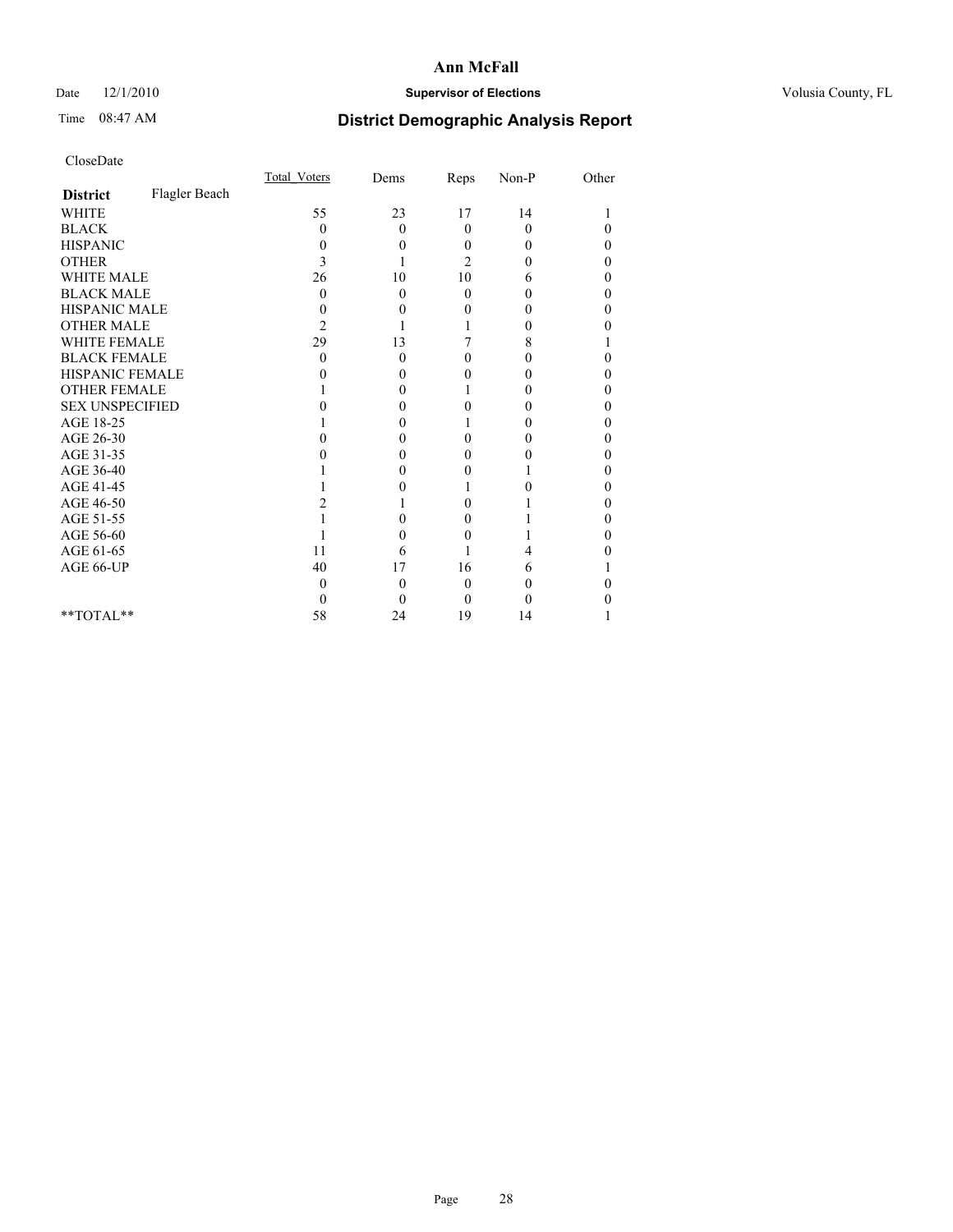# Ann McFall

Date 12/1/2010 **Supervisor of Elections** Volusia County, FL

Time 08:47 AM **District Demographic Analysis Report**

CloseDate

| | Total_Voters | Dems | Reps | Non-P | Other |
|---|---|---|---|---|---|
| **District** Flagler Beach | | | | | |
| WHITE | 55 | 23 | 17 | 14 | 1 |
| BLACK | 0 | 0 | 0 | 0 | 0 |
| HISPANIC | 0 | 0 | 0 | 0 | 0 |
| OTHER | 3 | 1 | 2 | 0 | 0 |
| WHITE MALE | 26 | 10 | 10 | 6 | 0 |
| BLACK MALE | 0 | 0 | 0 | 0 | 0 |
| HISPANIC MALE | 0 | 0 | 0 | 0 | 0 |
| OTHER MALE | 2 | 1 | 1 | 0 | 0 |
| WHITE FEMALE | 29 | 13 | 7 | 8 | 1 |
| BLACK FEMALE | 0 | 0 | 0 | 0 | 0 |
| HISPANIC FEMALE | 0 | 0 | 0 | 0 | 0 |
| OTHER FEMALE | 1 | 0 | 1 | 0 | 0 |
| SEX UNSPECIFIED | 0 | 0 | 0 | 0 | 0 |
| AGE 18-25 | 1 | 0 | 1 | 0 | 0 |
| AGE 26-30 | 0 | 0 | 0 | 0 | 0 |
| AGE 31-35 | 0 | 0 | 0 | 0 | 0 |
| AGE 36-40 | 1 | 0 | 0 | 1 | 0 |
| AGE 41-45 | 1 | 0 | 1 | 0 | 0 |
| AGE 46-50 | 2 | 1 | 0 | 1 | 0 |
| AGE 51-55 | 1 | 0 | 0 | 1 | 0 |
| AGE 56-60 | 1 | 0 | 0 | 1 | 0 |
| AGE 61-65 | 11 | 6 | 1 | 4 | 0 |
| AGE 66-UP | 40 | 17 | 16 | 6 | 1 |
| | 0 | 0 | 0 | 0 | 0 |
| | 0 | 0 | 0 | 0 | 0 |
| **TOTAL** | 58 | 24 | 19 | 14 | 1 |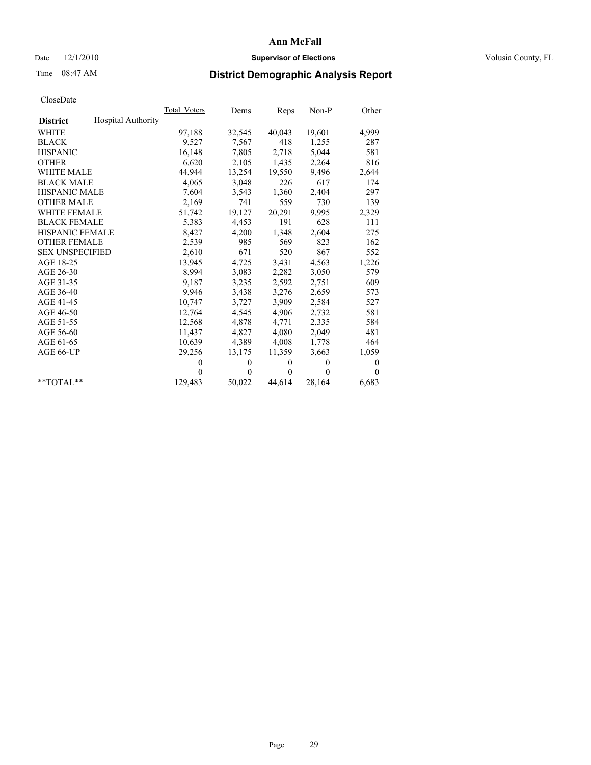# Ann McFall

Date 12/1/2010 **Supervisor of Elections** Volusia County, FL

Time 08:47 AM **District Demographic Analysis Report**

CloseDate

| **District** Hospital Authority | Total_Voters | Dems | Reps | Non-P | Other |
|---|---|---|---|---|---|
| WHITE | 97,188 | 32,545 | 40,043 | 19,601 | 4,999 |
| BLACK | 9,527 | 7,567 | 418 | 1,255 | 287 |
| HISPANIC | 16,148 | 7,805 | 2,718 | 5,044 | 581 |
| OTHER | 6,620 | 2,105 | 1,435 | 2,264 | 816 |
| WHITE MALE | 44,944 | 13,254 | 19,550 | 9,496 | 2,644 |
| BLACK MALE | 4,065 | 3,048 | 226 | 617 | 174 |
| HISPANIC MALE | 7,604 | 3,543 | 1,360 | 2,404 | 297 |
| OTHER MALE | 2,169 | 741 | 559 | 730 | 139 |
| WHITE FEMALE | 51,742 | 19,127 | 20,291 | 9,995 | 2,329 |
| BLACK FEMALE | 5,383 | 4,453 | 191 | 628 | 111 |
| HISPANIC FEMALE | 8,427 | 4,200 | 1,348 | 2,604 | 275 |
| OTHER FEMALE | 2,539 | 985 | 569 | 823 | 162 |
| SEX UNSPECIFIED | 2,610 | 671 | 520 | 867 | 552 |
| AGE 18-25 | 13,945 | 4,725 | 3,431 | 4,563 | 1,226 |
| AGE 26-30 | 8,994 | 3,083 | 2,282 | 3,050 | 579 |
| AGE 31-35 | 9,187 | 3,235 | 2,592 | 2,751 | 609 |
| AGE 36-40 | 9,946 | 3,438 | 3,276 | 2,659 | 573 |
| AGE 41-45 | 10,747 | 3,727 | 3,909 | 2,584 | 527 |
| AGE 46-50 | 12,764 | 4,545 | 4,906 | 2,732 | 581 |
| AGE 51-55 | 12,568 | 4,878 | 4,771 | 2,335 | 584 |
| AGE 56-60 | 11,437 | 4,827 | 4,080 | 2,049 | 481 |
| AGE 61-65 | 10,639 | 4,389 | 4,008 | 1,778 | 464 |
| AGE 66-UP | 29,256 | 13,175 | 11,359 | 3,663 | 1,059 |
| | 0 | 0 | 0 | 0 | 0 |
| | 0 | 0 | 0 | 0 | 0 |
| **TOTAL** | 129,483 | 50,022 | 44,614 | 28,164 | 6,683 |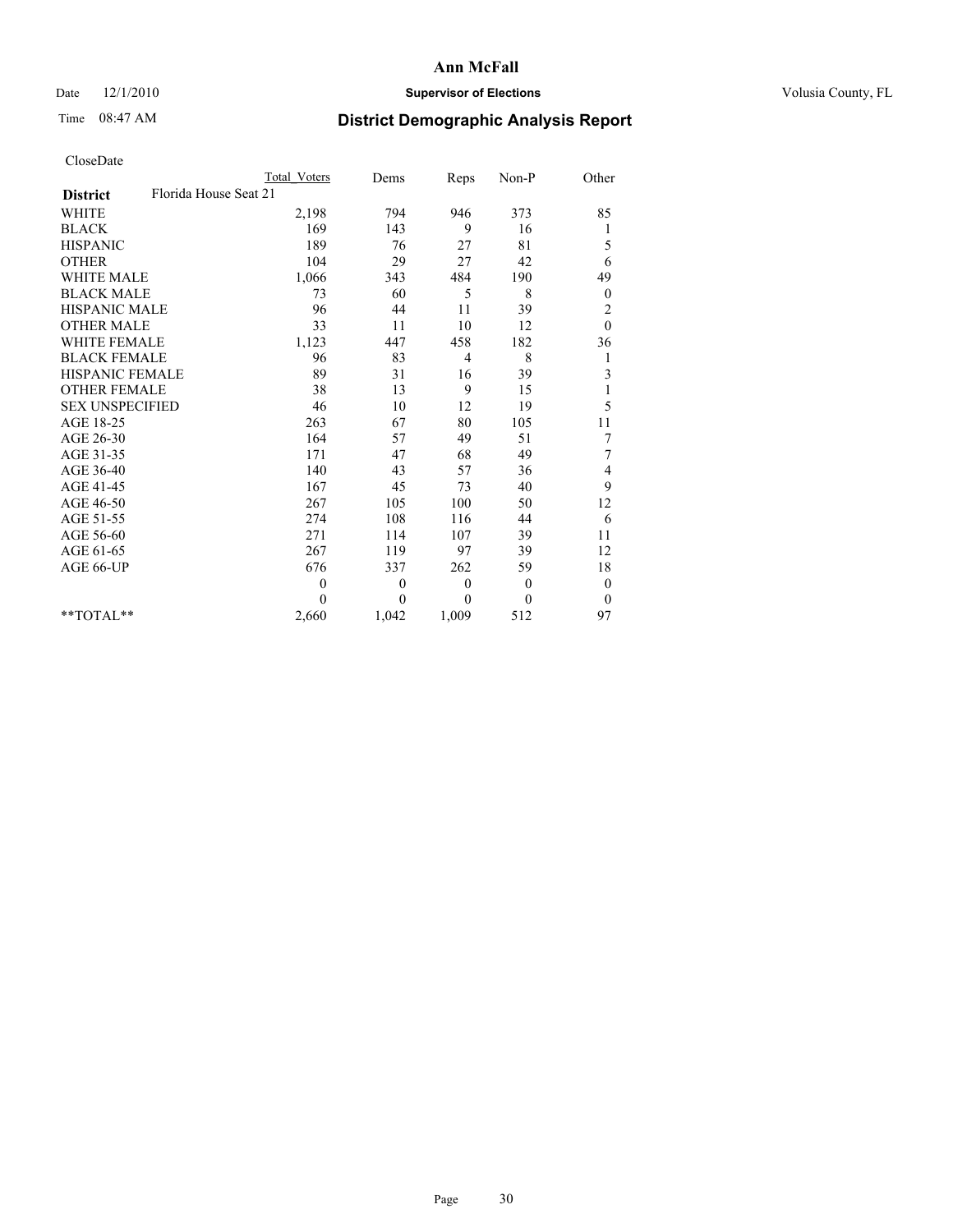# Ann McFall

Date 12/1/2010 **Supervisor of Elections** Volusia County, FL

Time 08:47 AM **District Demographic Analysis Report**

CloseDate

| | Total Voters | Dems | Reps | Non-P | Other |
|---|---|---|---|---|---|
| **District** Florida House Seat 21 | | | | | |
| WHITE | 2,198 | 794 | 946 | 373 | 85 |
| BLACK | 169 | 143 | 9 | 16 | 1 |
| HISPANIC | 189 | 76 | 27 | 81 | 5 |
| OTHER | 104 | 29 | 27 | 42 | 6 |
| WHITE MALE | 1,066 | 343 | 484 | 190 | 49 |
| BLACK MALE | 73 | 60 | 5 | 8 | 0 |
| HISPANIC MALE | 96 | 44 | 11 | 39 | 2 |
| OTHER MALE | 33 | 11 | 10 | 12 | 0 |
| WHITE FEMALE | 1,123 | 447 | 458 | 182 | 36 |
| BLACK FEMALE | 96 | 83 | 4 | 8 | 1 |
| HISPANIC FEMALE | 89 | 31 | 16 | 39 | 3 |
| OTHER FEMALE | 38 | 13 | 9 | 15 | 1 |
| SEX UNSPECIFIED | 46 | 10 | 12 | 19 | 5 |
| AGE 18-25 | 263 | 67 | 80 | 105 | 11 |
| AGE 26-30 | 164 | 57 | 49 | 51 | 7 |
| AGE 31-35 | 171 | 47 | 68 | 49 | 7 |
| AGE 36-40 | 140 | 43 | 57 | 36 | 4 |
| AGE 41-45 | 167 | 45 | 73 | 40 | 9 |
| AGE 46-50 | 267 | 105 | 100 | 50 | 12 |
| AGE 51-55 | 274 | 108 | 116 | 44 | 6 |
| AGE 56-60 | 271 | 114 | 107 | 39 | 11 |
| AGE 61-65 | 267 | 119 | 97 | 39 | 12 |
| AGE 66-UP | 676 | 337 | 262 | 59 | 18 |
| | 0 | 0 | 0 | 0 | 0 |
| | 0 | 0 | 0 | 0 | 0 |
| **TOTAL** | 2,660 | 1,042 | 1,009 | 512 | 97 |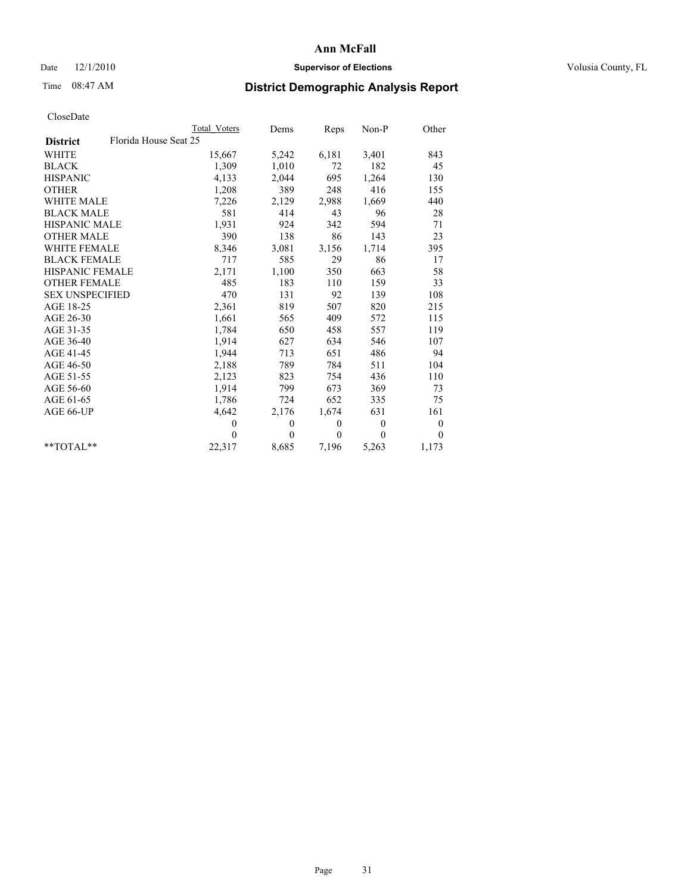# Ann McFall

Date 12/1/2010 **Supervisor of Elections** Volusia County, FL

Time 08:47 AM **District Demographic Analysis Report**

CloseDate

| | Total Voters | Dems | Reps | Non-P | Other |
|---|---|---|---|---|---|
| **District** Florida House Seat 25 | | | | | |
| WHITE | 15,667 | 5,242 | 6,181 | 3,401 | 843 |
| BLACK | 1,309 | 1,010 | 72 | 182 | 45 |
| HISPANIC | 4,133 | 2,044 | 695 | 1,264 | 130 |
| OTHER | 1,208 | 389 | 248 | 416 | 155 |
| WHITE MALE | 7,226 | 2,129 | 2,988 | 1,669 | 440 |
| BLACK MALE | 581 | 414 | 43 | 96 | 28 |
| HISPANIC MALE | 1,931 | 924 | 342 | 594 | 71 |
| OTHER MALE | 390 | 138 | 86 | 143 | 23 |
| WHITE FEMALE | 8,346 | 3,081 | 3,156 | 1,714 | 395 |
| BLACK FEMALE | 717 | 585 | 29 | 86 | 17 |
| HISPANIC FEMALE | 2,171 | 1,100 | 350 | 663 | 58 |
| OTHER FEMALE | 485 | 183 | 110 | 159 | 33 |
| SEX UNSPECIFIED | 470 | 131 | 92 | 139 | 108 |
| AGE 18-25 | 2,361 | 819 | 507 | 820 | 215 |
| AGE 26-30 | 1,661 | 565 | 409 | 572 | 115 |
| AGE 31-35 | 1,784 | 650 | 458 | 557 | 119 |
| AGE 36-40 | 1,914 | 627 | 634 | 546 | 107 |
| AGE 41-45 | 1,944 | 713 | 651 | 486 | 94 |
| AGE 46-50 | 2,188 | 789 | 784 | 511 | 104 |
| AGE 51-55 | 2,123 | 823 | 754 | 436 | 110 |
| AGE 56-60 | 1,914 | 799 | 673 | 369 | 73 |
| AGE 61-65 | 1,786 | 724 | 652 | 335 | 75 |
| AGE 66-UP | 4,642 | 2,176 | 1,674 | 631 | 161 |
| | 0 | 0 | 0 | 0 | 0 |
| | 0 | 0 | 0 | 0 | 0 |
| **TOTAL** | 22,317 | 8,685 | 7,196 | 5,263 | 1,173 |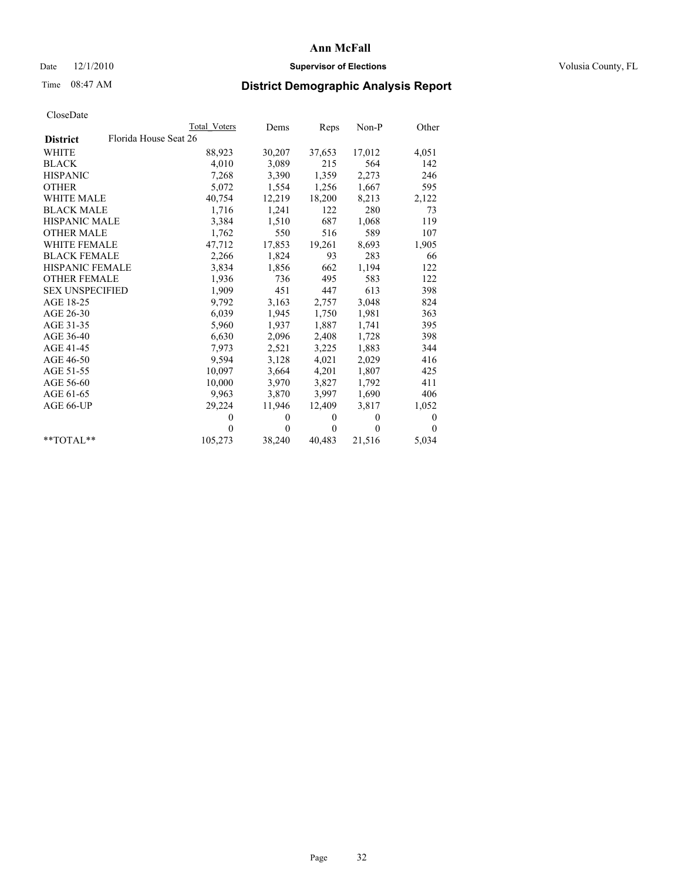# Ann McFall

Date 12/1/2010 **Supervisor of Elections** Volusia County, FL

Time 08:47 AM

## District Demographic Analysis Report

CloseDate

| | Total Voters | Dems | Reps | Non-P | Other |
|---|---|---|---|---|---|
| **District** Florida House Seat 26 | | | | | |
| WHITE | 88,923 | 30,207 | 37,653 | 17,012 | 4,051 |
| BLACK | 4,010 | 3,089 | 215 | 564 | 142 |
| HISPANIC | 7,268 | 3,390 | 1,359 | 2,273 | 246 |
| OTHER | 5,072 | 1,554 | 1,256 | 1,667 | 595 |
| WHITE MALE | 40,754 | 12,219 | 18,200 | 8,213 | 2,122 |
| BLACK MALE | 1,716 | 1,241 | 122 | 280 | 73 |
| HISPANIC MALE | 3,384 | 1,510 | 687 | 1,068 | 119 |
| OTHER MALE | 1,762 | 550 | 516 | 589 | 107 |
| WHITE FEMALE | 47,712 | 17,853 | 19,261 | 8,693 | 1,905 |
| BLACK FEMALE | 2,266 | 1,824 | 93 | 283 | 66 |
| HISPANIC FEMALE | 3,834 | 1,856 | 662 | 1,194 | 122 |
| OTHER FEMALE | 1,936 | 736 | 495 | 583 | 122 |
| SEX UNSPECIFIED | 1,909 | 451 | 447 | 613 | 398 |
| AGE 18-25 | 9,792 | 3,163 | 2,757 | 3,048 | 824 |
| AGE 26-30 | 6,039 | 1,945 | 1,750 | 1,981 | 363 |
| AGE 31-35 | 5,960 | 1,937 | 1,887 | 1,741 | 395 |
| AGE 36-40 | 6,630 | 2,096 | 2,408 | 1,728 | 398 |
| AGE 41-45 | 7,973 | 2,521 | 3,225 | 1,883 | 344 |
| AGE 46-50 | 9,594 | 3,128 | 4,021 | 2,029 | 416 |
| AGE 51-55 | 10,097 | 3,664 | 4,201 | 1,807 | 425 |
| AGE 56-60 | 10,000 | 3,970 | 3,827 | 1,792 | 411 |
| AGE 61-65 | 9,963 | 3,870 | 3,997 | 1,690 | 406 |
| AGE 66-UP | 29,224 | 11,946 | 12,409 | 3,817 | 1,052 |
| | 0 | 0 | 0 | 0 | 0 |
| | 0 | 0 | 0 | 0 | 0 |
| **TOTAL** | 105,273 | 38,240 | 40,483 | 21,516 | 5,034 |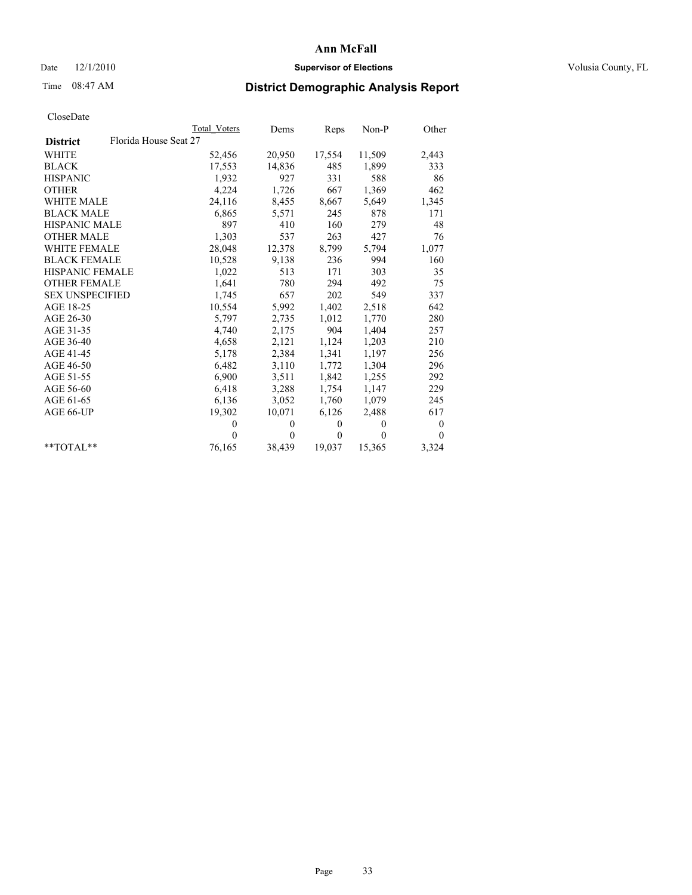# Ann McFall

Date 12/1/2010 **Supervisor of Elections** Volusia County, FL

Time 08:47 AM **District Demographic Analysis Report**

CloseDate

| | Total Voters | Dems | Reps | Non-P | Other |
|---|---|---|---|---|---|
| **District** Florida House Seat 27 | | | | | |
| WHITE | 52,456 | 20,950 | 17,554 | 11,509 | 2,443 |
| BLACK | 17,553 | 14,836 | 485 | 1,899 | 333 |
| HISPANIC | 1,932 | 927 | 331 | 588 | 86 |
| OTHER | 4,224 | 1,726 | 667 | 1,369 | 462 |
| WHITE MALE | 24,116 | 8,455 | 8,667 | 5,649 | 1,345 |
| BLACK MALE | 6,865 | 5,571 | 245 | 878 | 171 |
| HISPANIC MALE | 897 | 410 | 160 | 279 | 48 |
| OTHER MALE | 1,303 | 537 | 263 | 427 | 76 |
| WHITE FEMALE | 28,048 | 12,378 | 8,799 | 5,794 | 1,077 |
| BLACK FEMALE | 10,528 | 9,138 | 236 | 994 | 160 |
| HISPANIC FEMALE | 1,022 | 513 | 171 | 303 | 35 |
| OTHER FEMALE | 1,641 | 780 | 294 | 492 | 75 |
| SEX UNSPECIFIED | 1,745 | 657 | 202 | 549 | 337 |
| AGE 18-25 | 10,554 | 5,992 | 1,402 | 2,518 | 642 |
| AGE 26-30 | 5,797 | 2,735 | 1,012 | 1,770 | 280 |
| AGE 31-35 | 4,740 | 2,175 | 904 | 1,404 | 257 |
| AGE 36-40 | 4,658 | 2,121 | 1,124 | 1,203 | 210 |
| AGE 41-45 | 5,178 | 2,384 | 1,341 | 1,197 | 256 |
| AGE 46-50 | 6,482 | 3,110 | 1,772 | 1,304 | 296 |
| AGE 51-55 | 6,900 | 3,511 | 1,842 | 1,255 | 292 |
| AGE 56-60 | 6,418 | 3,288 | 1,754 | 1,147 | 229 |
| AGE 61-65 | 6,136 | 3,052 | 1,760 | 1,079 | 245 |
| AGE 66-UP | 19,302 | 10,071 | 6,126 | 2,488 | 617 |
| | 0 | 0 | 0 | 0 | 0 |
| | 0 | 0 | 0 | 0 | 0 |
| **TOTAL** | 76,165 | 38,439 | 19,037 | 15,365 | 3,324 |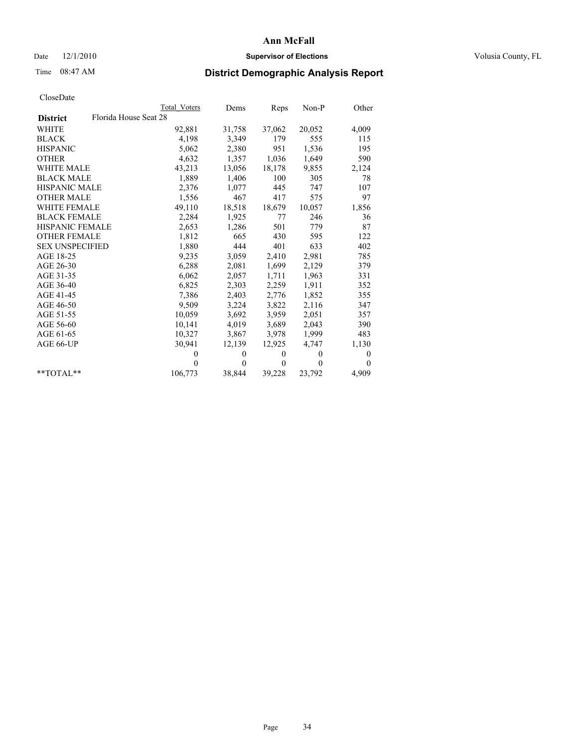# Ann McFall

Date 12/1/2010 **Supervisor of Elections** Volusia County, FL

Time 08:47 AM **District Demographic Analysis Report**

CloseDate

| | Total Voters | Dems | Reps | Non-P | Other |
|---|---|---|---|---|---|
| **District** Florida House Seat 28 | | | | | |
| WHITE | 92,881 | 31,758 | 37,062 | 20,052 | 4,009 |
| BLACK | 4,198 | 3,349 | 179 | 555 | 115 |
| HISPANIC | 5,062 | 2,380 | 951 | 1,536 | 195 |
| OTHER | 4,632 | 1,357 | 1,036 | 1,649 | 590 |
| WHITE MALE | 43,213 | 13,056 | 18,178 | 9,855 | 2,124 |
| BLACK MALE | 1,889 | 1,406 | 100 | 305 | 78 |
| HISPANIC MALE | 2,376 | 1,077 | 445 | 747 | 107 |
| OTHER MALE | 1,556 | 467 | 417 | 575 | 97 |
| WHITE FEMALE | 49,110 | 18,518 | 18,679 | 10,057 | 1,856 |
| BLACK FEMALE | 2,284 | 1,925 | 77 | 246 | 36 |
| HISPANIC FEMALE | 2,653 | 1,286 | 501 | 779 | 87 |
| OTHER FEMALE | 1,812 | 665 | 430 | 595 | 122 |
| SEX UNSPECIFIED | 1,880 | 444 | 401 | 633 | 402 |
| AGE 18-25 | 9,235 | 3,059 | 2,410 | 2,981 | 785 |
| AGE 26-30 | 6,288 | 2,081 | 1,699 | 2,129 | 379 |
| AGE 31-35 | 6,062 | 2,057 | 1,711 | 1,963 | 331 |
| AGE 36-40 | 6,825 | 2,303 | 2,259 | 1,911 | 352 |
| AGE 41-45 | 7,386 | 2,403 | 2,776 | 1,852 | 355 |
| AGE 46-50 | 9,509 | 3,224 | 3,822 | 2,116 | 347 |
| AGE 51-55 | 10,059 | 3,692 | 3,959 | 2,051 | 357 |
| AGE 56-60 | 10,141 | 4,019 | 3,689 | 2,043 | 390 |
| AGE 61-65 | 10,327 | 3,867 | 3,978 | 1,999 | 483 |
| AGE 66-UP | 30,941 | 12,139 | 12,925 | 4,747 | 1,130 |
| | 0 | 0 | 0 | 0 | 0 |
| | 0 | 0 | 0 | 0 | 0 |
| **TOTAL** | 106,773 | 38,844 | 39,228 | 23,792 | 4,909 |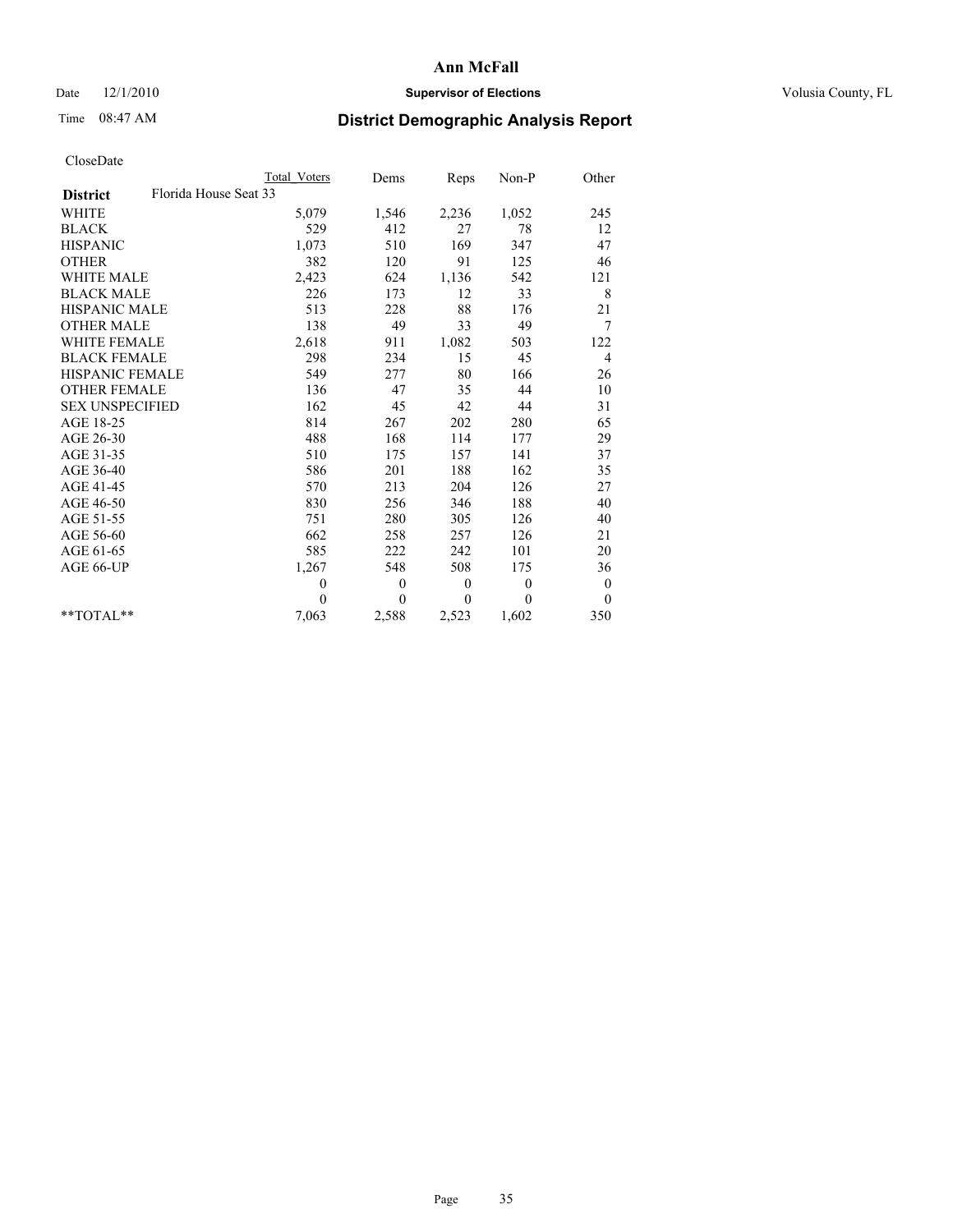# Ann McFall

Date 12/1/2010 **Supervisor of Elections** Volusia County, FL

Time 08:47 AM **District Demographic Analysis Report**

CloseDate

| District | Florida House Seat 33 | Total Voters | Dems | Reps | Non-P | Other |
|---|---|---|---|---|---|---|
| WHITE | | 5,079 | 1,546 | 2,236 | 1,052 | 245 |
| BLACK | | 529 | 412 | 27 | 78 | 12 |
| HISPANIC | | 1,073 | 510 | 169 | 347 | 47 |
| OTHER | | 382 | 120 | 91 | 125 | 46 |
| WHITE MALE | | 2,423 | 624 | 1,136 | 542 | 121 |
| BLACK MALE | | 226 | 173 | 12 | 33 | 8 |
| HISPANIC MALE | | 513 | 228 | 88 | 176 | 21 |
| OTHER MALE | | 138 | 49 | 33 | 49 | 7 |
| WHITE FEMALE | | 2,618 | 911 | 1,082 | 503 | 122 |
| BLACK FEMALE | | 298 | 234 | 15 | 45 | 4 |
| HISPANIC FEMALE | | 549 | 277 | 80 | 166 | 26 |
| OTHER FEMALE | | 136 | 47 | 35 | 44 | 10 |
| SEX UNSPECIFIED | | 162 | 45 | 42 | 44 | 31 |
| AGE 18-25 | | 814 | 267 | 202 | 280 | 65 |
| AGE 26-30 | | 488 | 168 | 114 | 177 | 29 |
| AGE 31-35 | | 510 | 175 | 157 | 141 | 37 |
| AGE 36-40 | | 586 | 201 | 188 | 162 | 35 |
| AGE 41-45 | | 570 | 213 | 204 | 126 | 27 |
| AGE 46-50 | | 830 | 256 | 346 | 188 | 40 |
| AGE 51-55 | | 751 | 280 | 305 | 126 | 40 |
| AGE 56-60 | | 662 | 258 | 257 | 126 | 21 |
| AGE 61-65 | | 585 | 222 | 242 | 101 | 20 |
| AGE 66-UP | | 1,267 | 548 | 508 | 175 | 36 |
| | | 0 | 0 | 0 | 0 | 0 |
| | | 0 | 0 | 0 | 0 | 0 |
| **TOTAL** | | 7,063 | 2,588 | 2,523 | 1,602 | 350 |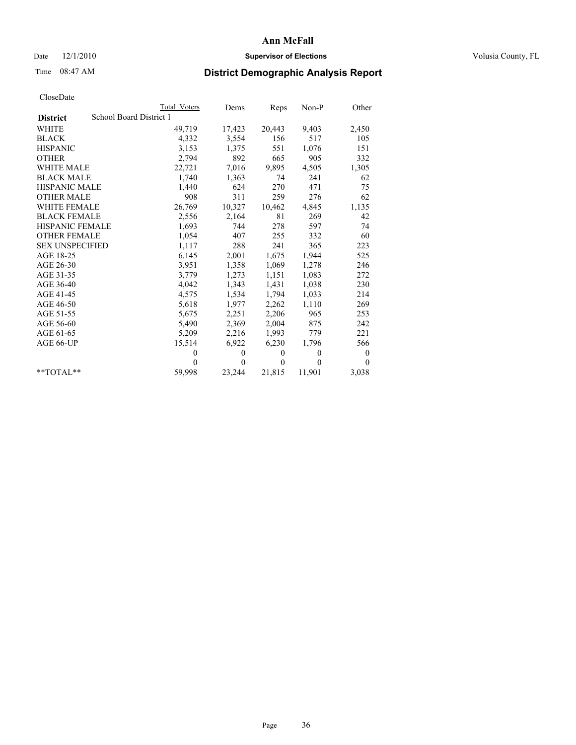# Ann McFall

Date 12/1/2010 **Supervisor of Elections** Volusia County, FL

Time 08:47 AM **District Demographic Analysis Report**

CloseDate

| | Total Voters | Dems | Reps | Non-P | Other |
|---|---|---|---|---|---|
| **District** School Board District 1 | | | | | |
| WHITE | 49,719 | 17,423 | 20,443 | 9,403 | 2,450 |
| BLACK | 4,332 | 3,554 | 156 | 517 | 105 |
| HISPANIC | 3,153 | 1,375 | 551 | 1,076 | 151 |
| OTHER | 2,794 | 892 | 665 | 905 | 332 |
| WHITE MALE | 22,721 | 7,016 | 9,895 | 4,505 | 1,305 |
| BLACK MALE | 1,740 | 1,363 | 74 | 241 | 62 |
| HISPANIC MALE | 1,440 | 624 | 270 | 471 | 75 |
| OTHER MALE | 908 | 311 | 259 | 276 | 62 |
| WHITE FEMALE | 26,769 | 10,327 | 10,462 | 4,845 | 1,135 |
| BLACK FEMALE | 2,556 | 2,164 | 81 | 269 | 42 |
| HISPANIC FEMALE | 1,693 | 744 | 278 | 597 | 74 |
| OTHER FEMALE | 1,054 | 407 | 255 | 332 | 60 |
| SEX UNSPECIFIED | 1,117 | 288 | 241 | 365 | 223 |
| AGE 18-25 | 6,145 | 2,001 | 1,675 | 1,944 | 525 |
| AGE 26-30 | 3,951 | 1,358 | 1,069 | 1,278 | 246 |
| AGE 31-35 | 3,779 | 1,273 | 1,151 | 1,083 | 272 |
| AGE 36-40 | 4,042 | 1,343 | 1,431 | 1,038 | 230 |
| AGE 41-45 | 4,575 | 1,534 | 1,794 | 1,033 | 214 |
| AGE 46-50 | 5,618 | 1,977 | 2,262 | 1,110 | 269 |
| AGE 51-55 | 5,675 | 2,251 | 2,206 | 965 | 253 |
| AGE 56-60 | 5,490 | 2,369 | 2,004 | 875 | 242 |
| AGE 61-65 | 5,209 | 2,216 | 1,993 | 779 | 221 |
| AGE 66-UP | 15,514 | 6,922 | 6,230 | 1,796 | 566 |
| | 0 | 0 | 0 | 0 | 0 |
| | 0 | 0 | 0 | 0 | 0 |
| **TOTAL** | 59,998 | 23,244 | 21,815 | 11,901 | 3,038 |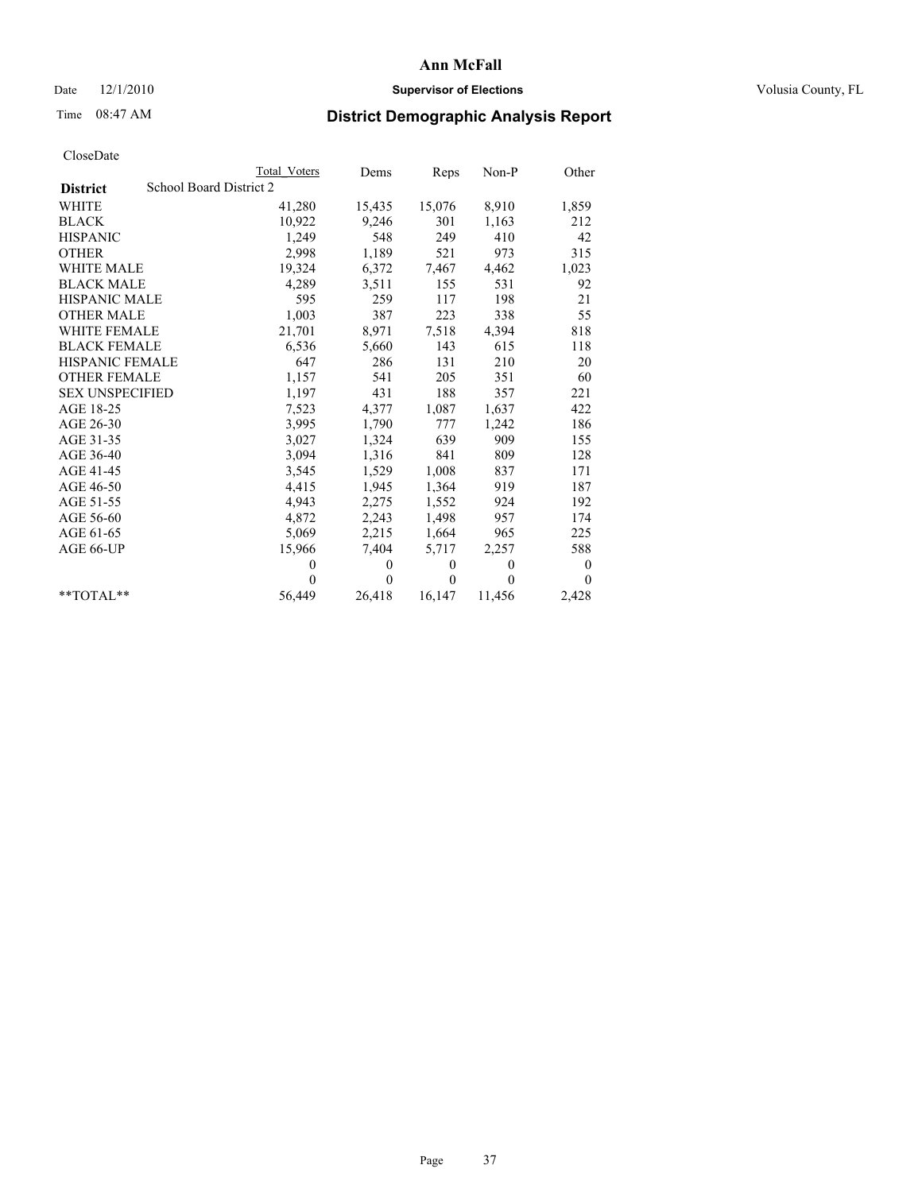# Ann McFall

Date 12/1/2010 — **Supervisor of Elections** — Volusia County, FL

Time 08:47 AM — **District Demographic Analysis Report**

CloseDate

| | Total Voters | Dems | Reps | Non-P | Other |
|---|---|---|---|---|---|
| **District** School Board District 2 | | | | | |
| WHITE | 41,280 | 15,435 | 15,076 | 8,910 | 1,859 |
| BLACK | 10,922 | 9,246 | 301 | 1,163 | 212 |
| HISPANIC | 1,249 | 548 | 249 | 410 | 42 |
| OTHER | 2,998 | 1,189 | 521 | 973 | 315 |
| WHITE MALE | 19,324 | 6,372 | 7,467 | 4,462 | 1,023 |
| BLACK MALE | 4,289 | 3,511 | 155 | 531 | 92 |
| HISPANIC MALE | 595 | 259 | 117 | 198 | 21 |
| OTHER MALE | 1,003 | 387 | 223 | 338 | 55 |
| WHITE FEMALE | 21,701 | 8,971 | 7,518 | 4,394 | 818 |
| BLACK FEMALE | 6,536 | 5,660 | 143 | 615 | 118 |
| HISPANIC FEMALE | 647 | 286 | 131 | 210 | 20 |
| OTHER FEMALE | 1,157 | 541 | 205 | 351 | 60 |
| SEX UNSPECIFIED | 1,197 | 431 | 188 | 357 | 221 |
| AGE 18-25 | 7,523 | 4,377 | 1,087 | 1,637 | 422 |
| AGE 26-30 | 3,995 | 1,790 | 777 | 1,242 | 186 |
| AGE 31-35 | 3,027 | 1,324 | 639 | 909 | 155 |
| AGE 36-40 | 3,094 | 1,316 | 841 | 809 | 128 |
| AGE 41-45 | 3,545 | 1,529 | 1,008 | 837 | 171 |
| AGE 46-50 | 4,415 | 1,945 | 1,364 | 919 | 187 |
| AGE 51-55 | 4,943 | 2,275 | 1,552 | 924 | 192 |
| AGE 56-60 | 4,872 | 2,243 | 1,498 | 957 | 174 |
| AGE 61-65 | 5,069 | 2,215 | 1,664 | 965 | 225 |
| AGE 66-UP | 15,966 | 7,404 | 5,717 | 2,257 | 588 |
| | 0 | 0 | 0 | 0 | 0 |
| | 0 | 0 | 0 | 0 | 0 |
| **TOTAL** | 56,449 | 26,418 | 16,147 | 11,456 | 2,428 |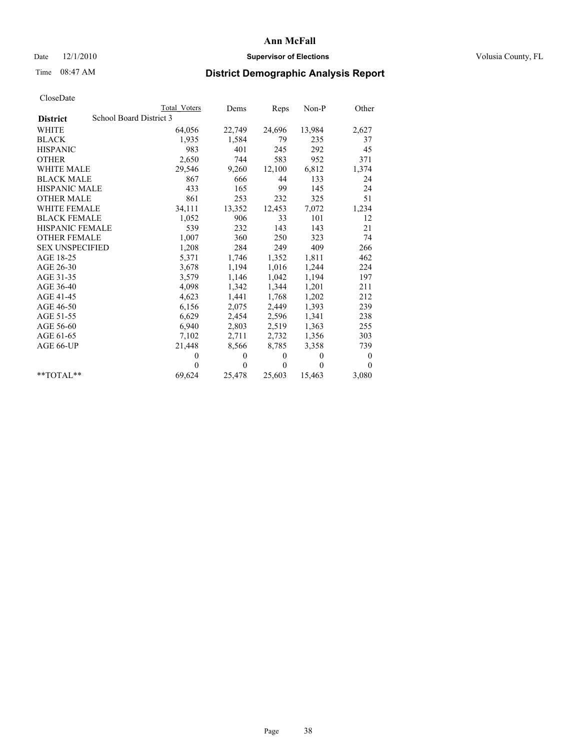# Ann McFall

Date 12/1/2010 **Supervisor of Elections** Volusia County, FL

Time 08:47 AM **District Demographic Analysis Report**

CloseDate

| | Total Voters | Dems | Reps | Non-P | Other |
|---|---|---|---|---|---|
| **District** School Board District 3 | | | | | |
| WHITE | 64,056 | 22,749 | 24,696 | 13,984 | 2,627 |
| BLACK | 1,935 | 1,584 | 79 | 235 | 37 |
| HISPANIC | 983 | 401 | 245 | 292 | 45 |
| OTHER | 2,650 | 744 | 583 | 952 | 371 |
| WHITE MALE | 29,546 | 9,260 | 12,100 | 6,812 | 1,374 |
| BLACK MALE | 867 | 666 | 44 | 133 | 24 |
| HISPANIC MALE | 433 | 165 | 99 | 145 | 24 |
| OTHER MALE | 861 | 253 | 232 | 325 | 51 |
| WHITE FEMALE | 34,111 | 13,352 | 12,453 | 7,072 | 1,234 |
| BLACK FEMALE | 1,052 | 906 | 33 | 101 | 12 |
| HISPANIC FEMALE | 539 | 232 | 143 | 143 | 21 |
| OTHER FEMALE | 1,007 | 360 | 250 | 323 | 74 |
| SEX UNSPECIFIED | 1,208 | 284 | 249 | 409 | 266 |
| AGE 18-25 | 5,371 | 1,746 | 1,352 | 1,811 | 462 |
| AGE 26-30 | 3,678 | 1,194 | 1,016 | 1,244 | 224 |
| AGE 31-35 | 3,579 | 1,146 | 1,042 | 1,194 | 197 |
| AGE 36-40 | 4,098 | 1,342 | 1,344 | 1,201 | 211 |
| AGE 41-45 | 4,623 | 1,441 | 1,768 | 1,202 | 212 |
| AGE 46-50 | 6,156 | 2,075 | 2,449 | 1,393 | 239 |
| AGE 51-55 | 6,629 | 2,454 | 2,596 | 1,341 | 238 |
| AGE 56-60 | 6,940 | 2,803 | 2,519 | 1,363 | 255 |
| AGE 61-65 | 7,102 | 2,711 | 2,732 | 1,356 | 303 |
| AGE 66-UP | 21,448 | 8,566 | 8,785 | 3,358 | 739 |
| | 0 | 0 | 0 | 0 | 0 |
| | 0 | 0 | 0 | 0 | 0 |
| **TOTAL** | 69,624 | 25,478 | 25,603 | 15,463 | 3,080 |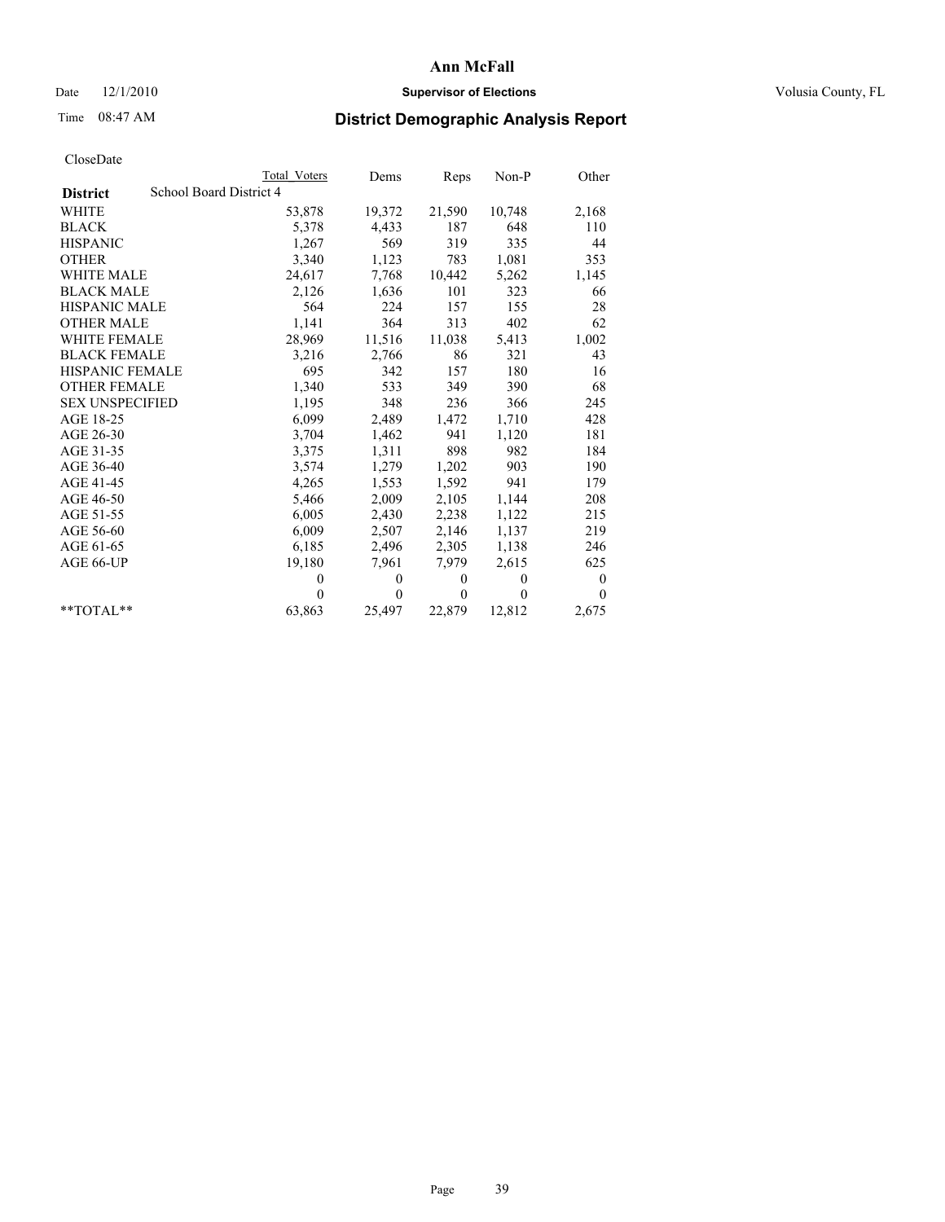# Ann McFall

Date 12/1/2010 **Supervisor of Elections** Volusia County, FL

Time 08:47 AM **District Demographic Analysis Report**

CloseDate

| | Total Voters | Dems | Reps | Non-P | Other |
|---|---|---|---|---|---|
| **District** School Board District 4 | | | | | |
| WHITE | 53,878 | 19,372 | 21,590 | 10,748 | 2,168 |
| BLACK | 5,378 | 4,433 | 187 | 648 | 110 |
| HISPANIC | 1,267 | 569 | 319 | 335 | 44 |
| OTHER | 3,340 | 1,123 | 783 | 1,081 | 353 |
| WHITE MALE | 24,617 | 7,768 | 10,442 | 5,262 | 1,145 |
| BLACK MALE | 2,126 | 1,636 | 101 | 323 | 66 |
| HISPANIC MALE | 564 | 224 | 157 | 155 | 28 |
| OTHER MALE | 1,141 | 364 | 313 | 402 | 62 |
| WHITE FEMALE | 28,969 | 11,516 | 11,038 | 5,413 | 1,002 |
| BLACK FEMALE | 3,216 | 2,766 | 86 | 321 | 43 |
| HISPANIC FEMALE | 695 | 342 | 157 | 180 | 16 |
| OTHER FEMALE | 1,340 | 533 | 349 | 390 | 68 |
| SEX UNSPECIFIED | 1,195 | 348 | 236 | 366 | 245 |
| AGE 18-25 | 6,099 | 2,489 | 1,472 | 1,710 | 428 |
| AGE 26-30 | 3,704 | 1,462 | 941 | 1,120 | 181 |
| AGE 31-35 | 3,375 | 1,311 | 898 | 982 | 184 |
| AGE 36-40 | 3,574 | 1,279 | 1,202 | 903 | 190 |
| AGE 41-45 | 4,265 | 1,553 | 1,592 | 941 | 179 |
| AGE 46-50 | 5,466 | 2,009 | 2,105 | 1,144 | 208 |
| AGE 51-55 | 6,005 | 2,430 | 2,238 | 1,122 | 215 |
| AGE 56-60 | 6,009 | 2,507 | 2,146 | 1,137 | 219 |
| AGE 61-65 | 6,185 | 2,496 | 2,305 | 1,138 | 246 |
| AGE 66-UP | 19,180 | 7,961 | 7,979 | 2,615 | 625 |
| | 0 | 0 | 0 | 0 | 0 |
| | 0 | 0 | 0 | 0 | 0 |
| **TOTAL** | 63,863 | 25,497 | 22,879 | 12,812 | 2,675 |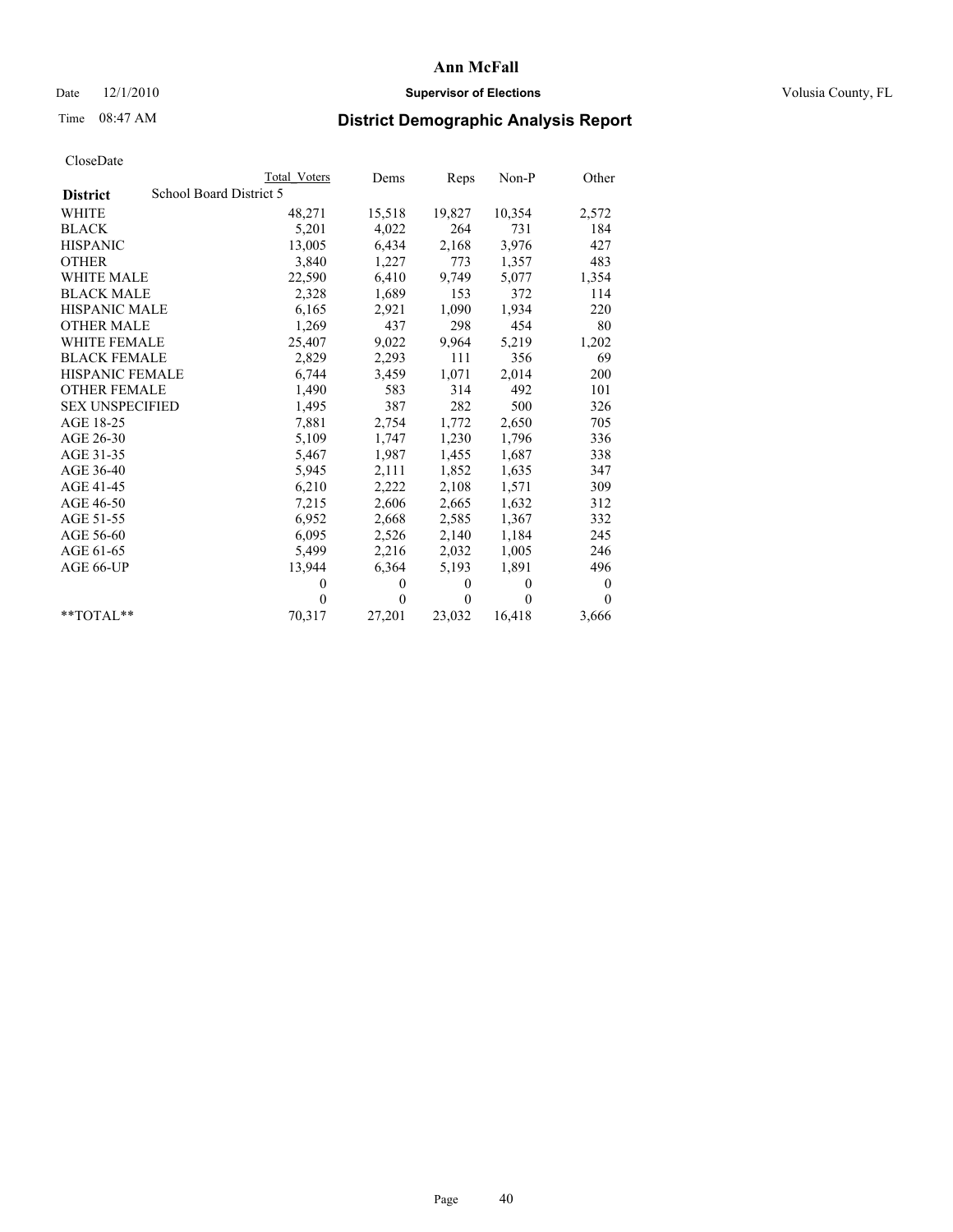# Ann McFall

Date 12/1/2010 **Supervisor of Elections** Volusia County, FL

Time 08:47 AM **District Demographic Analysis Report**

CloseDate

| | Total Voters | Dems | Reps | Non-P | Other |
|---|---|---|---|---|---|
| **District** School Board District 5 | | | | | |
| WHITE | 48,271 | 15,518 | 19,827 | 10,354 | 2,572 |
| BLACK | 5,201 | 4,022 | 264 | 731 | 184 |
| HISPANIC | 13,005 | 6,434 | 2,168 | 3,976 | 427 |
| OTHER | 3,840 | 1,227 | 773 | 1,357 | 483 |
| WHITE MALE | 22,590 | 6,410 | 9,749 | 5,077 | 1,354 |
| BLACK MALE | 2,328 | 1,689 | 153 | 372 | 114 |
| HISPANIC MALE | 6,165 | 2,921 | 1,090 | 1,934 | 220 |
| OTHER MALE | 1,269 | 437 | 298 | 454 | 80 |
| WHITE FEMALE | 25,407 | 9,022 | 9,964 | 5,219 | 1,202 |
| BLACK FEMALE | 2,829 | 2,293 | 111 | 356 | 69 |
| HISPANIC FEMALE | 6,744 | 3,459 | 1,071 | 2,014 | 200 |
| OTHER FEMALE | 1,490 | 583 | 314 | 492 | 101 |
| SEX UNSPECIFIED | 1,495 | 387 | 282 | 500 | 326 |
| AGE 18-25 | 7,881 | 2,754 | 1,772 | 2,650 | 705 |
| AGE 26-30 | 5,109 | 1,747 | 1,230 | 1,796 | 336 |
| AGE 31-35 | 5,467 | 1,987 | 1,455 | 1,687 | 338 |
| AGE 36-40 | 5,945 | 2,111 | 1,852 | 1,635 | 347 |
| AGE 41-45 | 6,210 | 2,222 | 2,108 | 1,571 | 309 |
| AGE 46-50 | 7,215 | 2,606 | 2,665 | 1,632 | 312 |
| AGE 51-55 | 6,952 | 2,668 | 2,585 | 1,367 | 332 |
| AGE 56-60 | 6,095 | 2,526 | 2,140 | 1,184 | 245 |
| AGE 61-65 | 5,499 | 2,216 | 2,032 | 1,005 | 246 |
| AGE 66-UP | 13,944 | 6,364 | 5,193 | 1,891 | 496 |
| | 0 | 0 | 0 | 0 | 0 |
| | 0 | 0 | 0 | 0 | 0 |
| **TOTAL** | 70,317 | 27,201 | 23,032 | 16,418 | 3,666 |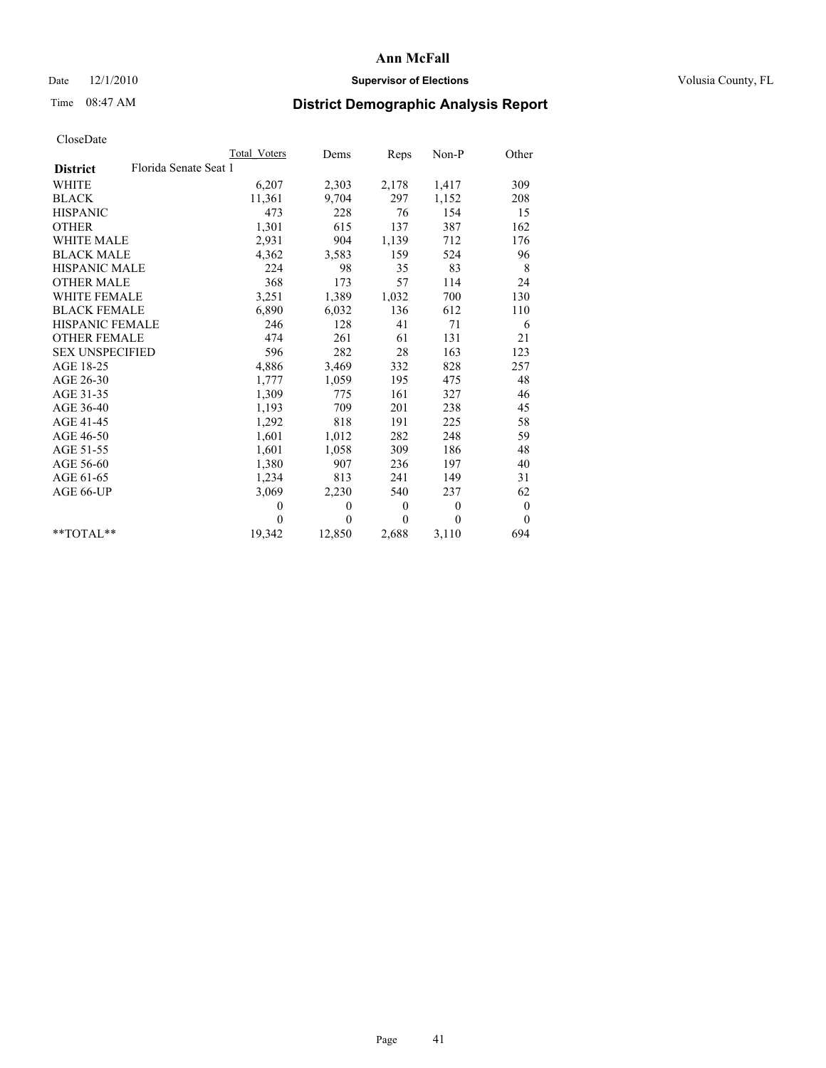# Ann McFall

Date 12/1/2010 **Supervisor of Elections** Volusia County, FL

Time 08:47 AM **District Demographic Analysis Report**

CloseDate

| | Total_Voters | Dems | Reps | Non-P | Other |
|---|---|---|---|---|---|
| **District** Florida Senate Seat 1 | | | | | |
| WHITE | 6,207 | 2,303 | 2,178 | 1,417 | 309 |
| BLACK | 11,361 | 9,704 | 297 | 1,152 | 208 |
| HISPANIC | 473 | 228 | 76 | 154 | 15 |
| OTHER | 1,301 | 615 | 137 | 387 | 162 |
| WHITE MALE | 2,931 | 904 | 1,139 | 712 | 176 |
| BLACK MALE | 4,362 | 3,583 | 159 | 524 | 96 |
| HISPANIC MALE | 224 | 98 | 35 | 83 | 8 |
| OTHER MALE | 368 | 173 | 57 | 114 | 24 |
| WHITE FEMALE | 3,251 | 1,389 | 1,032 | 700 | 130 |
| BLACK FEMALE | 6,890 | 6,032 | 136 | 612 | 110 |
| HISPANIC FEMALE | 246 | 128 | 41 | 71 | 6 |
| OTHER FEMALE | 474 | 261 | 61 | 131 | 21 |
| SEX UNSPECIFIED | 596 | 282 | 28 | 163 | 123 |
| AGE 18-25 | 4,886 | 3,469 | 332 | 828 | 257 |
| AGE 26-30 | 1,777 | 1,059 | 195 | 475 | 48 |
| AGE 31-35 | 1,309 | 775 | 161 | 327 | 46 |
| AGE 36-40 | 1,193 | 709 | 201 | 238 | 45 |
| AGE 41-45 | 1,292 | 818 | 191 | 225 | 58 |
| AGE 46-50 | 1,601 | 1,012 | 282 | 248 | 59 |
| AGE 51-55 | 1,601 | 1,058 | 309 | 186 | 48 |
| AGE 56-60 | 1,380 | 907 | 236 | 197 | 40 |
| AGE 61-65 | 1,234 | 813 | 241 | 149 | 31 |
| AGE 66-UP | 3,069 | 2,230 | 540 | 237 | 62 |
| | 0 | 0 | 0 | 0 | 0 |
| | 0 | 0 | 0 | 0 | 0 |
| **TOTAL** | 19,342 | 12,850 | 2,688 | 3,110 | 694 |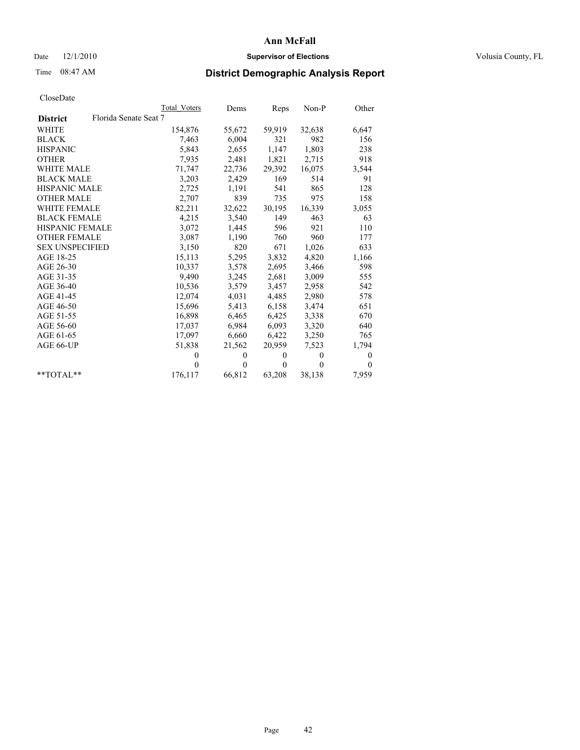# Ann McFall

Date 12/1/2010 **Supervisor of Elections** Volusia County, FL

Time 08:47 AM

## District Demographic Analysis Report

CloseDate

| | Total Voters | Dems | Reps | Non-P | Other |
|---|---|---|---|---|---|
| **District** Florida Senate Seat 7 | | | | | |
| WHITE | 154,876 | 55,672 | 59,919 | 32,638 | 6,647 |
| BLACK | 7,463 | 6,004 | 321 | 982 | 156 |
| HISPANIC | 5,843 | 2,655 | 1,147 | 1,803 | 238 |
| OTHER | 7,935 | 2,481 | 1,821 | 2,715 | 918 |
| WHITE MALE | 71,747 | 22,736 | 29,392 | 16,075 | 3,544 |
| BLACK MALE | 3,203 | 2,429 | 169 | 514 | 91 |
| HISPANIC MALE | 2,725 | 1,191 | 541 | 865 | 128 |
| OTHER MALE | 2,707 | 839 | 735 | 975 | 158 |
| WHITE FEMALE | 82,211 | 32,622 | 30,195 | 16,339 | 3,055 |
| BLACK FEMALE | 4,215 | 3,540 | 149 | 463 | 63 |
| HISPANIC FEMALE | 3,072 | 1,445 | 596 | 921 | 110 |
| OTHER FEMALE | 3,087 | 1,190 | 760 | 960 | 177 |
| SEX UNSPECIFIED | 3,150 | 820 | 671 | 1,026 | 633 |
| AGE 18-25 | 15,113 | 5,295 | 3,832 | 4,820 | 1,166 |
| AGE 26-30 | 10,337 | 3,578 | 2,695 | 3,466 | 598 |
| AGE 31-35 | 9,490 | 3,245 | 2,681 | 3,009 | 555 |
| AGE 36-40 | 10,536 | 3,579 | 3,457 | 2,958 | 542 |
| AGE 41-45 | 12,074 | 4,031 | 4,485 | 2,980 | 578 |
| AGE 46-50 | 15,696 | 5,413 | 6,158 | 3,474 | 651 |
| AGE 51-55 | 16,898 | 6,465 | 6,425 | 3,338 | 670 |
| AGE 56-60 | 17,037 | 6,984 | 6,093 | 3,320 | 640 |
| AGE 61-65 | 17,097 | 6,660 | 6,422 | 3,250 | 765 |
| AGE 66-UP | 51,838 | 21,562 | 20,959 | 7,523 | 1,794 |
| | 0 | 0 | 0 | 0 | 0 |
| | 0 | 0 | 0 | 0 | 0 |
| **TOTAL** | 176,117 | 66,812 | 63,208 | 38,138 | 7,959 |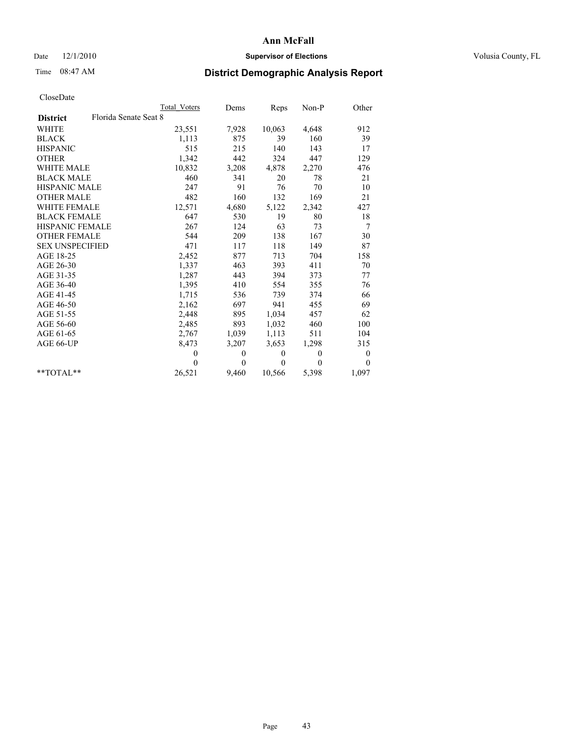# Ann McFall

Date 12/1/2010 **Supervisor of Elections** Volusia County, FL

Time 08:47 AM

## District Demographic Analysis Report

CloseDate

| | Total Voters | Dems | Reps | Non-P | Other |
|---|---|---|---|---|---|
| **District** Florida Senate Seat 8 | | | | | |
| WHITE | 23,551 | 7,928 | 10,063 | 4,648 | 912 |
| BLACK | 1,113 | 875 | 39 | 160 | 39 |
| HISPANIC | 515 | 215 | 140 | 143 | 17 |
| OTHER | 1,342 | 442 | 324 | 447 | 129 |
| WHITE MALE | 10,832 | 3,208 | 4,878 | 2,270 | 476 |
| BLACK MALE | 460 | 341 | 20 | 78 | 21 |
| HISPANIC MALE | 247 | 91 | 76 | 70 | 10 |
| OTHER MALE | 482 | 160 | 132 | 169 | 21 |
| WHITE FEMALE | 12,571 | 4,680 | 5,122 | 2,342 | 427 |
| BLACK FEMALE | 647 | 530 | 19 | 80 | 18 |
| HISPANIC FEMALE | 267 | 124 | 63 | 73 | 7 |
| OTHER FEMALE | 544 | 209 | 138 | 167 | 30 |
| SEX UNSPECIFIED | 471 | 117 | 118 | 149 | 87 |
| AGE 18-25 | 2,452 | 877 | 713 | 704 | 158 |
| AGE 26-30 | 1,337 | 463 | 393 | 411 | 70 |
| AGE 31-35 | 1,287 | 443 | 394 | 373 | 77 |
| AGE 36-40 | 1,395 | 410 | 554 | 355 | 76 |
| AGE 41-45 | 1,715 | 536 | 739 | 374 | 66 |
| AGE 46-50 | 2,162 | 697 | 941 | 455 | 69 |
| AGE 51-55 | 2,448 | 895 | 1,034 | 457 | 62 |
| AGE 56-60 | 2,485 | 893 | 1,032 | 460 | 100 |
| AGE 61-65 | 2,767 | 1,039 | 1,113 | 511 | 104 |
| AGE 66-UP | 8,473 | 3,207 | 3,653 | 1,298 | 315 |
| | 0 | 0 | 0 | 0 | 0 |
| | 0 | 0 | 0 | 0 | 0 |
| **TOTAL** | 26,521 | 9,460 | 10,566 | 5,398 | 1,097 |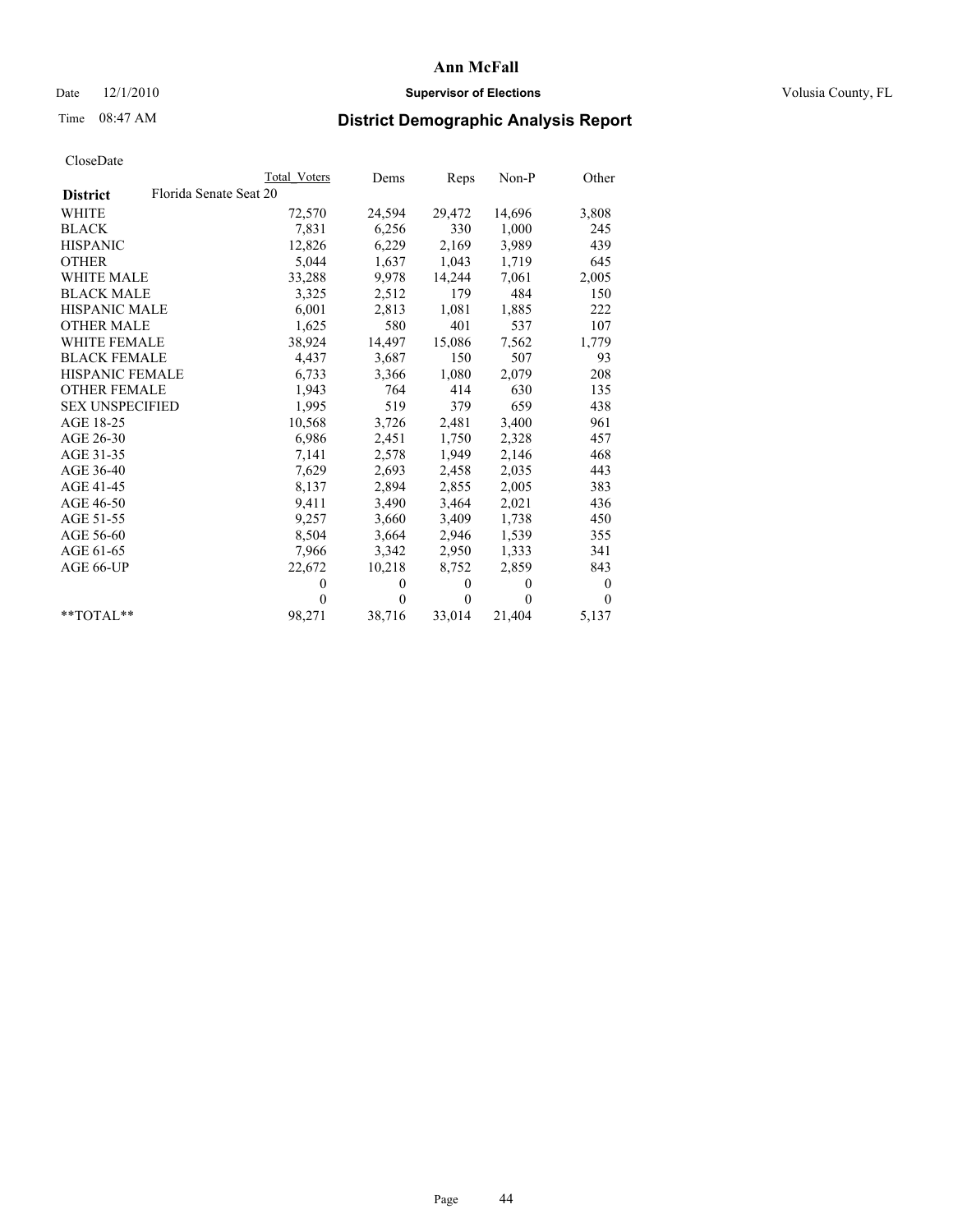# District Demographic Analysis Report

**Ann McFall**

**Supervisor of Elections**

Volusia County, FL

Date 12/1/2010

Time 08:47 AM

CloseDate

| District | Florida Senate Seat 20 | Total Voters | Dems | Reps | Non-P | Other |
|---|---|---|---|---|---|---|
| WHITE | | 72,570 | 24,594 | 29,472 | 14,696 | 3,808 |
| BLACK | | 7,831 | 6,256 | 330 | 1,000 | 245 |
| HISPANIC | | 12,826 | 6,229 | 2,169 | 3,989 | 439 |
| OTHER | | 5,044 | 1,637 | 1,043 | 1,719 | 645 |
| WHITE MALE | | 33,288 | 9,978 | 14,244 | 7,061 | 2,005 |
| BLACK MALE | | 3,325 | 2,512 | 179 | 484 | 150 |
| HISPANIC MALE | | 6,001 | 2,813 | 1,081 | 1,885 | 222 |
| OTHER MALE | | 1,625 | 580 | 401 | 537 | 107 |
| WHITE FEMALE | | 38,924 | 14,497 | 15,086 | 7,562 | 1,779 |
| BLACK FEMALE | | 4,437 | 3,687 | 150 | 507 | 93 |
| HISPANIC FEMALE | | 6,733 | 3,366 | 1,080 | 2,079 | 208 |
| OTHER FEMALE | | 1,943 | 764 | 414 | 630 | 135 |
| SEX UNSPECIFIED | | 1,995 | 519 | 379 | 659 | 438 |
| AGE 18-25 | | 10,568 | 3,726 | 2,481 | 3,400 | 961 |
| AGE 26-30 | | 6,986 | 2,451 | 1,750 | 2,328 | 457 |
| AGE 31-35 | | 7,141 | 2,578 | 1,949 | 2,146 | 468 |
| AGE 36-40 | | 7,629 | 2,693 | 2,458 | 2,035 | 443 |
| AGE 41-45 | | 8,137 | 2,894 | 2,855 | 2,005 | 383 |
| AGE 46-50 | | 9,411 | 3,490 | 3,464 | 2,021 | 436 |
| AGE 51-55 | | 9,257 | 3,660 | 3,409 | 1,738 | 450 |
| AGE 56-60 | | 8,504 | 3,664 | 2,946 | 1,539 | 355 |
| AGE 61-65 | | 7,966 | 3,342 | 2,950 | 1,333 | 341 |
| AGE 66-UP | | 22,672 | 10,218 | 8,752 | 2,859 | 843 |
| | | 0 | 0 | 0 | 0 | 0 |
| | | 0 | 0 | 0 | 0 | 0 |
| **TOTAL** | | 98,271 | 38,716 | 33,014 | 21,404 | 5,137 |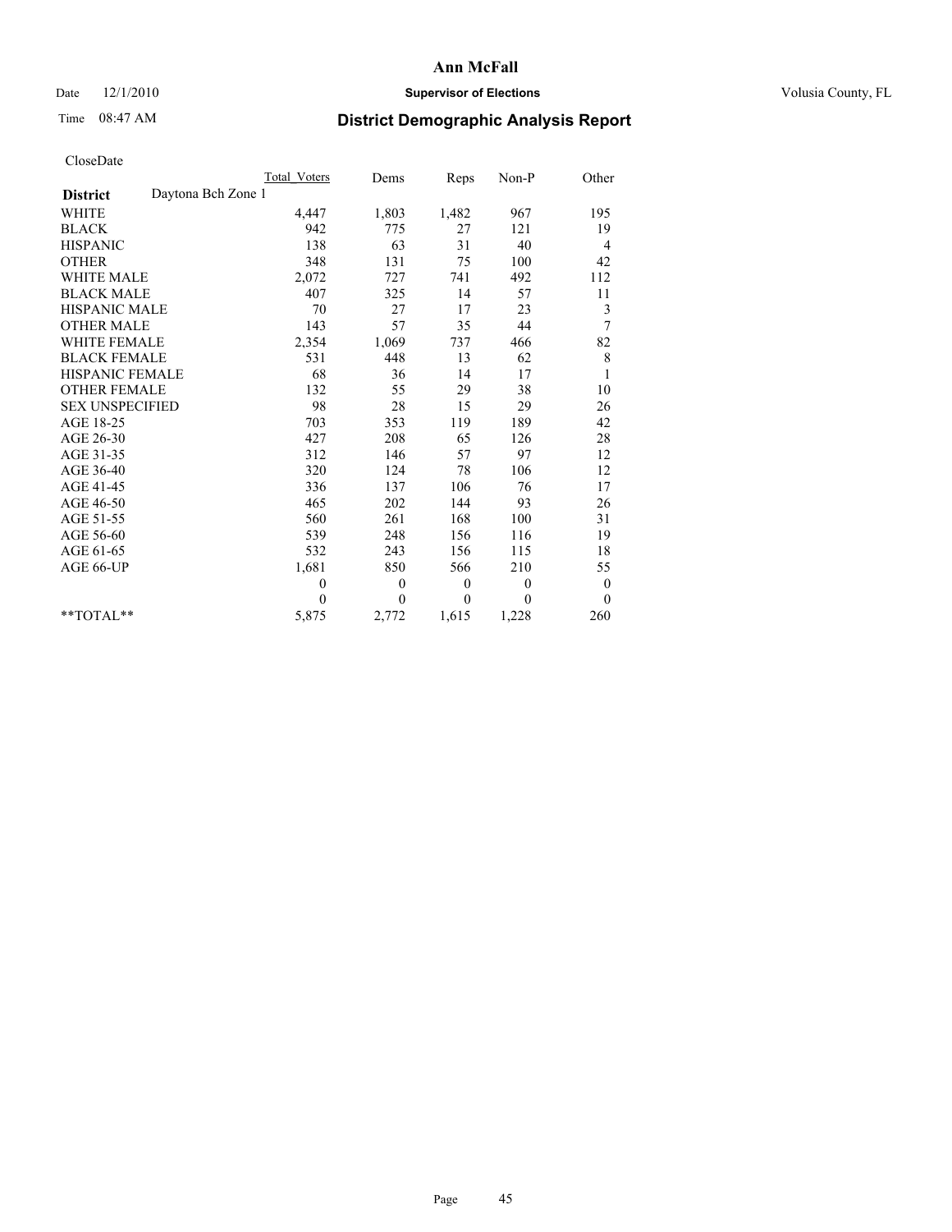**Ann McFall**

Date 12/1/2010 **Supervisor of Elections** Volusia County, FL

Time 08:47 AM **District Demographic Analysis Report**

CloseDate

| | Total_Voters | Dems | Reps | Non-P | Other |
|---|---|---|---|---|---|
| **District** Daytona Bch Zone 1 | | | | | |
| WHITE | 4,447 | 1,803 | 1,482 | 967 | 195 |
| BLACK | 942 | 775 | 27 | 121 | 19 |
| HISPANIC | 138 | 63 | 31 | 40 | 4 |
| OTHER | 348 | 131 | 75 | 100 | 42 |
| WHITE MALE | 2,072 | 727 | 741 | 492 | 112 |
| BLACK MALE | 407 | 325 | 14 | 57 | 11 |
| HISPANIC MALE | 70 | 27 | 17 | 23 | 3 |
| OTHER MALE | 143 | 57 | 35 | 44 | 7 |
| WHITE FEMALE | 2,354 | 1,069 | 737 | 466 | 82 |
| BLACK FEMALE | 531 | 448 | 13 | 62 | 8 |
| HISPANIC FEMALE | 68 | 36 | 14 | 17 | 1 |
| OTHER FEMALE | 132 | 55 | 29 | 38 | 10 |
| SEX UNSPECIFIED | 98 | 28 | 15 | 29 | 26 |
| AGE 18-25 | 703 | 353 | 119 | 189 | 42 |
| AGE 26-30 | 427 | 208 | 65 | 126 | 28 |
| AGE 31-35 | 312 | 146 | 57 | 97 | 12 |
| AGE 36-40 | 320 | 124 | 78 | 106 | 12 |
| AGE 41-45 | 336 | 137 | 106 | 76 | 17 |
| AGE 46-50 | 465 | 202 | 144 | 93 | 26 |
| AGE 51-55 | 560 | 261 | 168 | 100 | 31 |
| AGE 56-60 | 539 | 248 | 156 | 116 | 19 |
| AGE 61-65 | 532 | 243 | 156 | 115 | 18 |
| AGE 66-UP | 1,681 | 850 | 566 | 210 | 55 |
| | 0 | 0 | 0 | 0 | 0 |
| | 0 | 0 | 0 | 0 | 0 |
| **TOTAL** | 5,875 | 2,772 | 1,615 | 1,228 | 260 |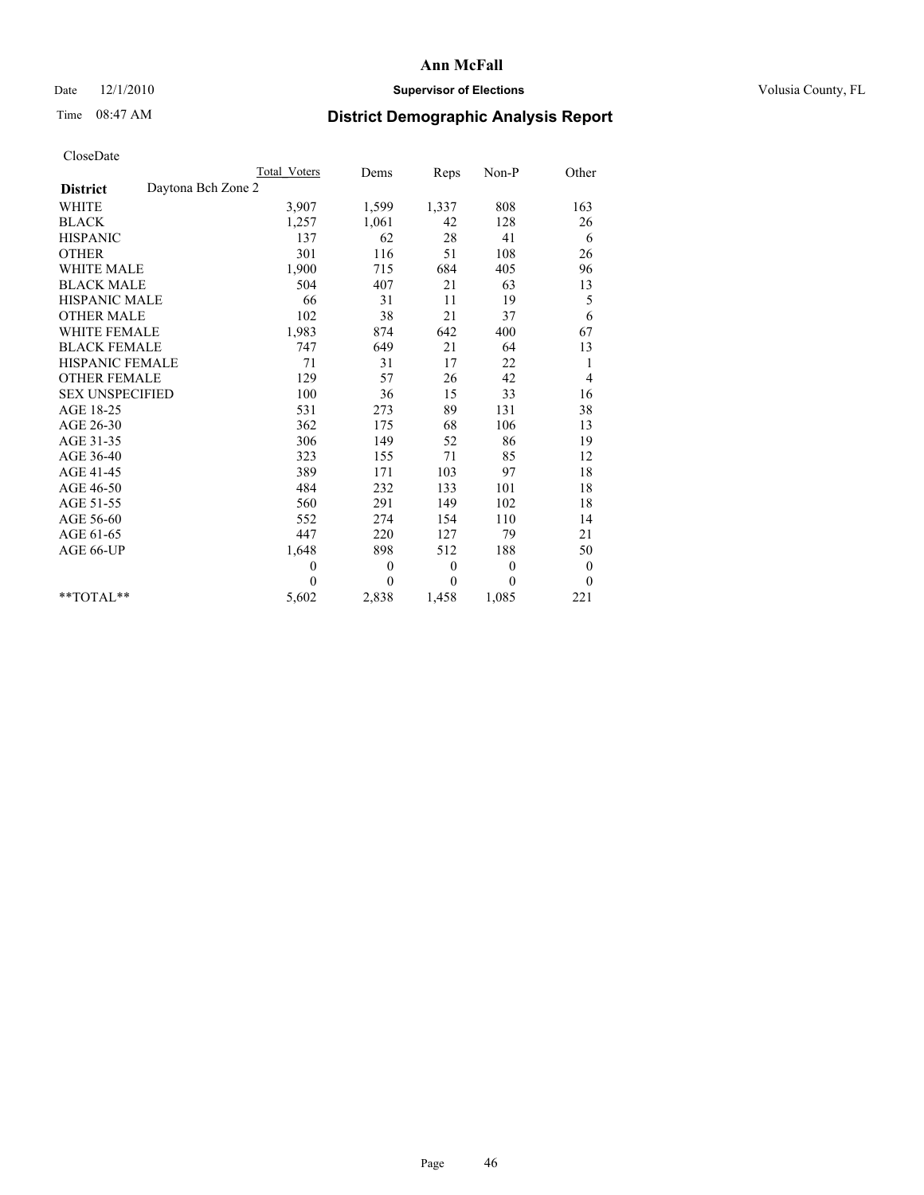# Ann McFall

Date 12/1/2010 **Supervisor of Elections** Volusia County, FL

Time 08:47 AM **District Demographic Analysis Report**

CloseDate

| **District** Daytona Bch Zone 2 | Total Voters | Dems | Reps | Non-P | Other |
|---|---|---|---|---|---|
| WHITE | 3,907 | 1,599 | 1,337 | 808 | 163 |
| BLACK | 1,257 | 1,061 | 42 | 128 | 26 |
| HISPANIC | 137 | 62 | 28 | 41 | 6 |
| OTHER | 301 | 116 | 51 | 108 | 26 |
| WHITE MALE | 1,900 | 715 | 684 | 405 | 96 |
| BLACK MALE | 504 | 407 | 21 | 63 | 13 |
| HISPANIC MALE | 66 | 31 | 11 | 19 | 5 |
| OTHER MALE | 102 | 38 | 21 | 37 | 6 |
| WHITE FEMALE | 1,983 | 874 | 642 | 400 | 67 |
| BLACK FEMALE | 747 | 649 | 21 | 64 | 13 |
| HISPANIC FEMALE | 71 | 31 | 17 | 22 | 1 |
| OTHER FEMALE | 129 | 57 | 26 | 42 | 4 |
| SEX UNSPECIFIED | 100 | 36 | 15 | 33 | 16 |
| AGE 18-25 | 531 | 273 | 89 | 131 | 38 |
| AGE 26-30 | 362 | 175 | 68 | 106 | 13 |
| AGE 31-35 | 306 | 149 | 52 | 86 | 19 |
| AGE 36-40 | 323 | 155 | 71 | 85 | 12 |
| AGE 41-45 | 389 | 171 | 103 | 97 | 18 |
| AGE 46-50 | 484 | 232 | 133 | 101 | 18 |
| AGE 51-55 | 560 | 291 | 149 | 102 | 18 |
| AGE 56-60 | 552 | 274 | 154 | 110 | 14 |
| AGE 61-65 | 447 | 220 | 127 | 79 | 21 |
| AGE 66-UP | 1,648 | 898 | 512 | 188 | 50 |
| | 0 | 0 | 0 | 0 | 0 |
| | 0 | 0 | 0 | 0 | 0 |
| **TOTAL** | 5,602 | 2,838 | 1,458 | 1,085 | 221 |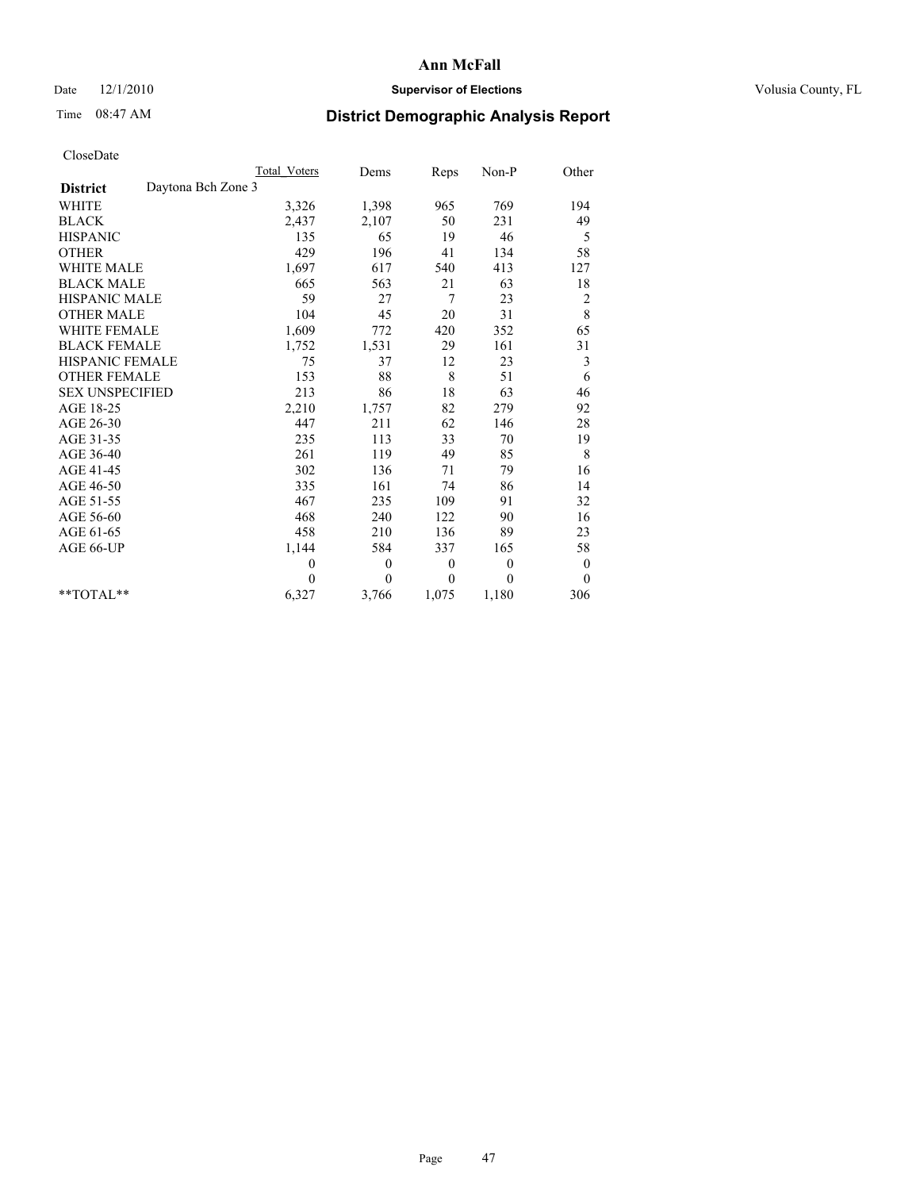**Ann McFall**

Date 12/1/2010 **Supervisor of Elections** Volusia County, FL

Time 08:47 AM **District Demographic Analysis Report**

CloseDate

| | Total_Voters | Dems | Reps | Non-P | Other |
|---|---|---|---|---|---|
| **District** Daytona Bch Zone 3 | | | | | |
| WHITE | 3,326 | 1,398 | 965 | 769 | 194 |
| BLACK | 2,437 | 2,107 | 50 | 231 | 49 |
| HISPANIC | 135 | 65 | 19 | 46 | 5 |
| OTHER | 429 | 196 | 41 | 134 | 58 |
| WHITE MALE | 1,697 | 617 | 540 | 413 | 127 |
| BLACK MALE | 665 | 563 | 21 | 63 | 18 |
| HISPANIC MALE | 59 | 27 | 7 | 23 | 2 |
| OTHER MALE | 104 | 45 | 20 | 31 | 8 |
| WHITE FEMALE | 1,609 | 772 | 420 | 352 | 65 |
| BLACK FEMALE | 1,752 | 1,531 | 29 | 161 | 31 |
| HISPANIC FEMALE | 75 | 37 | 12 | 23 | 3 |
| OTHER FEMALE | 153 | 88 | 8 | 51 | 6 |
| SEX UNSPECIFIED | 213 | 86 | 18 | 63 | 46 |
| AGE 18-25 | 2,210 | 1,757 | 82 | 279 | 92 |
| AGE 26-30 | 447 | 211 | 62 | 146 | 28 |
| AGE 31-35 | 235 | 113 | 33 | 70 | 19 |
| AGE 36-40 | 261 | 119 | 49 | 85 | 8 |
| AGE 41-45 | 302 | 136 | 71 | 79 | 16 |
| AGE 46-50 | 335 | 161 | 74 | 86 | 14 |
| AGE 51-55 | 467 | 235 | 109 | 91 | 32 |
| AGE 56-60 | 468 | 240 | 122 | 90 | 16 |
| AGE 61-65 | 458 | 210 | 136 | 89 | 23 |
| AGE 66-UP | 1,144 | 584 | 337 | 165 | 58 |
| | 0 | 0 | 0 | 0 | 0 |
| | 0 | 0 | 0 | 0 | 0 |
| **TOTAL** | 6,327 | 3,766 | 1,075 | 1,180 | 306 |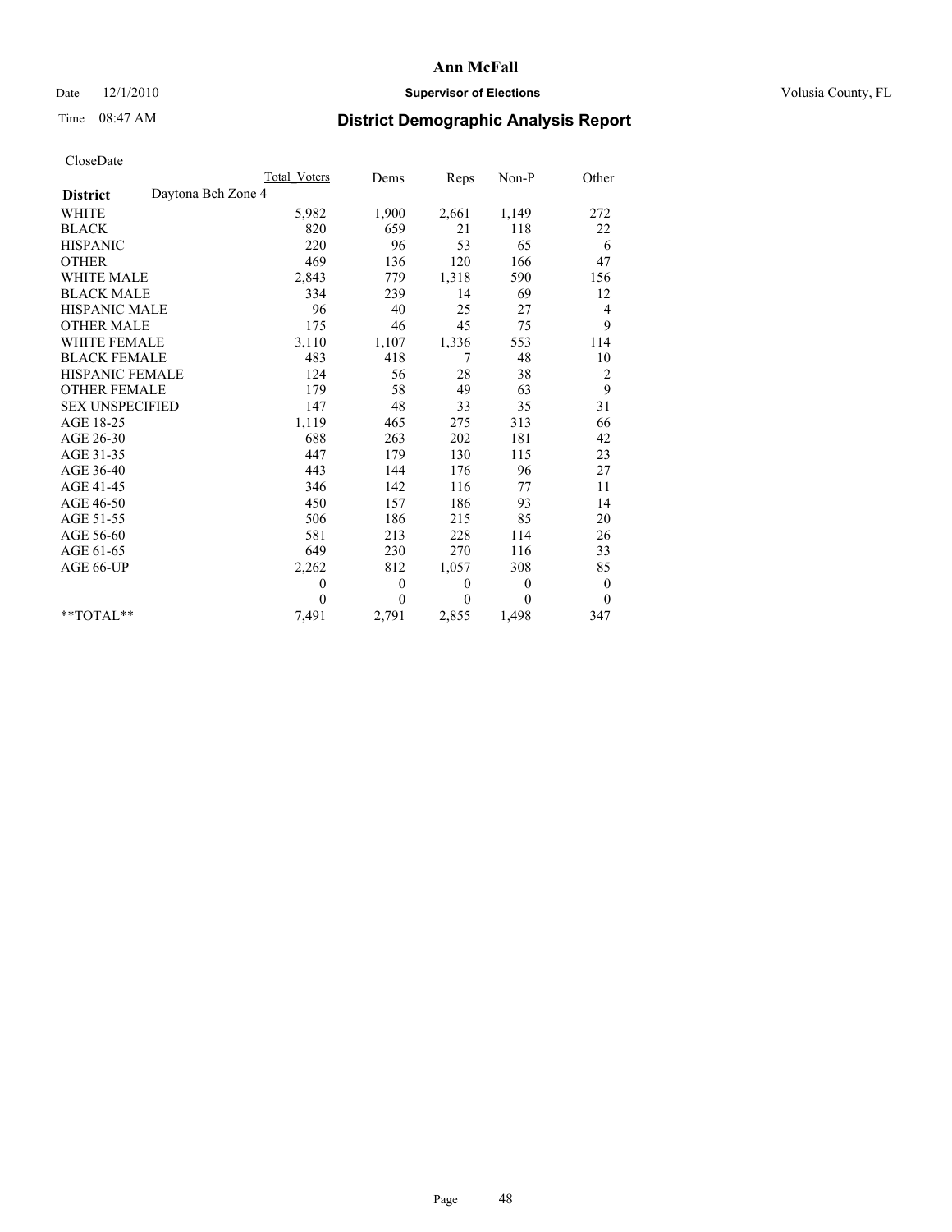# Ann McFall

Date 12/1/2010 **Supervisor of Elections** Volusia County, FL

Time 08:47 AM **District Demographic Analysis Report**

CloseDate

| | Total Voters | Dems | Reps | Non-P | Other |
|---|---|---|---|---|---|
| **District** Daytona Bch Zone 4 | | | | | |
| WHITE | 5,982 | 1,900 | 2,661 | 1,149 | 272 |
| BLACK | 820 | 659 | 21 | 118 | 22 |
| HISPANIC | 220 | 96 | 53 | 65 | 6 |
| OTHER | 469 | 136 | 120 | 166 | 47 |
| WHITE MALE | 2,843 | 779 | 1,318 | 590 | 156 |
| BLACK MALE | 334 | 239 | 14 | 69 | 12 |
| HISPANIC MALE | 96 | 40 | 25 | 27 | 4 |
| OTHER MALE | 175 | 46 | 45 | 75 | 9 |
| WHITE FEMALE | 3,110 | 1,107 | 1,336 | 553 | 114 |
| BLACK FEMALE | 483 | 418 | 7 | 48 | 10 |
| HISPANIC FEMALE | 124 | 56 | 28 | 38 | 2 |
| OTHER FEMALE | 179 | 58 | 49 | 63 | 9 |
| SEX UNSPECIFIED | 147 | 48 | 33 | 35 | 31 |
| AGE 18-25 | 1,119 | 465 | 275 | 313 | 66 |
| AGE 26-30 | 688 | 263 | 202 | 181 | 42 |
| AGE 31-35 | 447 | 179 | 130 | 115 | 23 |
| AGE 36-40 | 443 | 144 | 176 | 96 | 27 |
| AGE 41-45 | 346 | 142 | 116 | 77 | 11 |
| AGE 46-50 | 450 | 157 | 186 | 93 | 14 |
| AGE 51-55 | 506 | 186 | 215 | 85 | 20 |
| AGE 56-60 | 581 | 213 | 228 | 114 | 26 |
| AGE 61-65 | 649 | 230 | 270 | 116 | 33 |
| AGE 66-UP | 2,262 | 812 | 1,057 | 308 | 85 |
| | 0 | 0 | 0 | 0 | 0 |
| | 0 | 0 | 0 | 0 | 0 |
| **TOTAL** | 7,491 | 2,791 | 2,855 | 1,498 | 347 |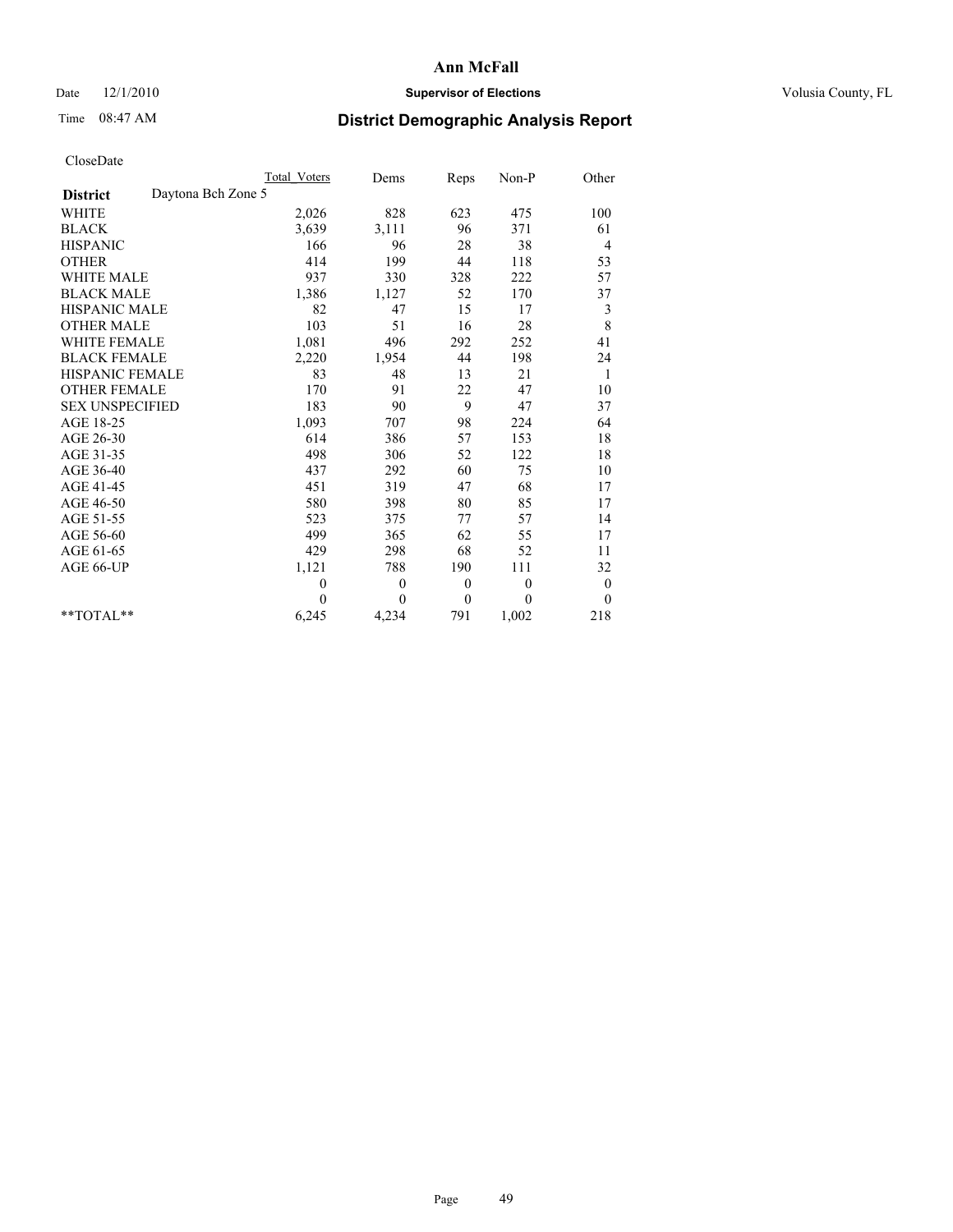**Ann McFall**

Date 12/1/2010 **Supervisor of Elections** Volusia County, FL

Time 08:47 AM

## District Demographic Analysis Report

CloseDate

| **District** Daytona Bch Zone 5 | Total Voters | Dems | Reps | Non-P | Other |
|---|---|---|---|---|---|
| WHITE | 2,026 | 828 | 623 | 475 | 100 |
| BLACK | 3,639 | 3,111 | 96 | 371 | 61 |
| HISPANIC | 166 | 96 | 28 | 38 | 4 |
| OTHER | 414 | 199 | 44 | 118 | 53 |
| WHITE MALE | 937 | 330 | 328 | 222 | 57 |
| BLACK MALE | 1,386 | 1,127 | 52 | 170 | 37 |
| HISPANIC MALE | 82 | 47 | 15 | 17 | 3 |
| OTHER MALE | 103 | 51 | 16 | 28 | 8 |
| WHITE FEMALE | 1,081 | 496 | 292 | 252 | 41 |
| BLACK FEMALE | 2,220 | 1,954 | 44 | 198 | 24 |
| HISPANIC FEMALE | 83 | 48 | 13 | 21 | 1 |
| OTHER FEMALE | 170 | 91 | 22 | 47 | 10 |
| SEX UNSPECIFIED | 183 | 90 | 9 | 47 | 37 |
| AGE 18-25 | 1,093 | 707 | 98 | 224 | 64 |
| AGE 26-30 | 614 | 386 | 57 | 153 | 18 |
| AGE 31-35 | 498 | 306 | 52 | 122 | 18 |
| AGE 36-40 | 437 | 292 | 60 | 75 | 10 |
| AGE 41-45 | 451 | 319 | 47 | 68 | 17 |
| AGE 46-50 | 580 | 398 | 80 | 85 | 17 |
| AGE 51-55 | 523 | 375 | 77 | 57 | 14 |
| AGE 56-60 | 499 | 365 | 62 | 55 | 17 |
| AGE 61-65 | 429 | 298 | 68 | 52 | 11 |
| AGE 66-UP | 1,121 | 788 | 190 | 111 | 32 |
| | 0 | 0 | 0 | 0 | 0 |
| | 0 | 0 | 0 | 0 | 0 |
| **TOTAL** | 6,245 | 4,234 | 791 | 1,002 | 218 |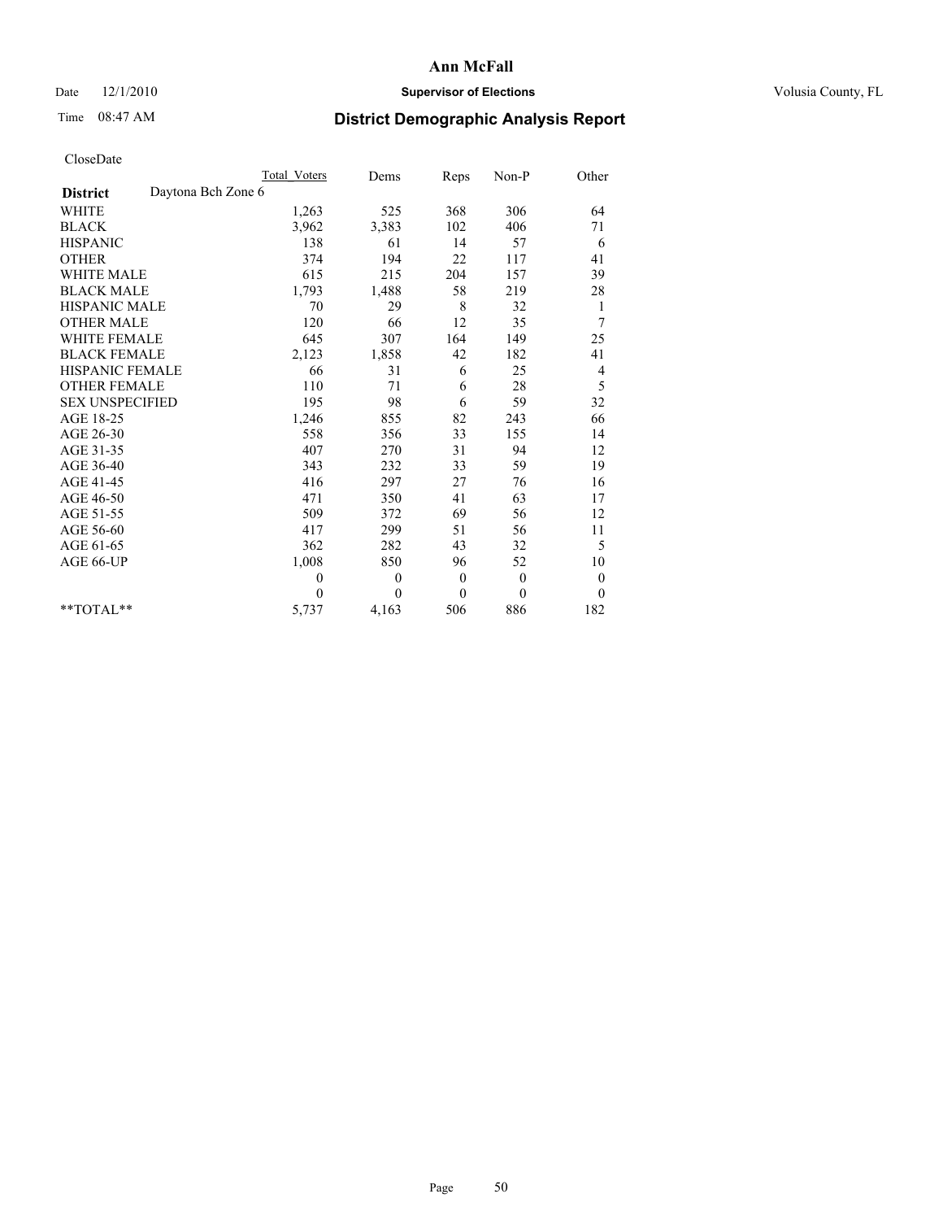**Ann McFall**

Date 12/1/2010 **Supervisor of Elections** Volusia County, FL

Time 08:47 AM **District Demographic Analysis Report**

CloseDate

| | Total Voters | Dems | Reps | Non-P | Other |
|---|---|---|---|---|---|
| **District** Daytona Bch Zone 6 | | | | | |
| WHITE | 1,263 | 525 | 368 | 306 | 64 |
| BLACK | 3,962 | 3,383 | 102 | 406 | 71 |
| HISPANIC | 138 | 61 | 14 | 57 | 6 |
| OTHER | 374 | 194 | 22 | 117 | 41 |
| WHITE MALE | 615 | 215 | 204 | 157 | 39 |
| BLACK MALE | 1,793 | 1,488 | 58 | 219 | 28 |
| HISPANIC MALE | 70 | 29 | 8 | 32 | 1 |
| OTHER MALE | 120 | 66 | 12 | 35 | 7 |
| WHITE FEMALE | 645 | 307 | 164 | 149 | 25 |
| BLACK FEMALE | 2,123 | 1,858 | 42 | 182 | 41 |
| HISPANIC FEMALE | 66 | 31 | 6 | 25 | 4 |
| OTHER FEMALE | 110 | 71 | 6 | 28 | 5 |
| SEX UNSPECIFIED | 195 | 98 | 6 | 59 | 32 |
| AGE 18-25 | 1,246 | 855 | 82 | 243 | 66 |
| AGE 26-30 | 558 | 356 | 33 | 155 | 14 |
| AGE 31-35 | 407 | 270 | 31 | 94 | 12 |
| AGE 36-40 | 343 | 232 | 33 | 59 | 19 |
| AGE 41-45 | 416 | 297 | 27 | 76 | 16 |
| AGE 46-50 | 471 | 350 | 41 | 63 | 17 |
| AGE 51-55 | 509 | 372 | 69 | 56 | 12 |
| AGE 56-60 | 417 | 299 | 51 | 56 | 11 |
| AGE 61-65 | 362 | 282 | 43 | 32 | 5 |
| AGE 66-UP | 1,008 | 850 | 96 | 52 | 10 |
| | 0 | 0 | 0 | 0 | 0 |
| | 0 | 0 | 0 | 0 | 0 |
| **TOTAL** | 5,737 | 4,163 | 506 | 886 | 182 |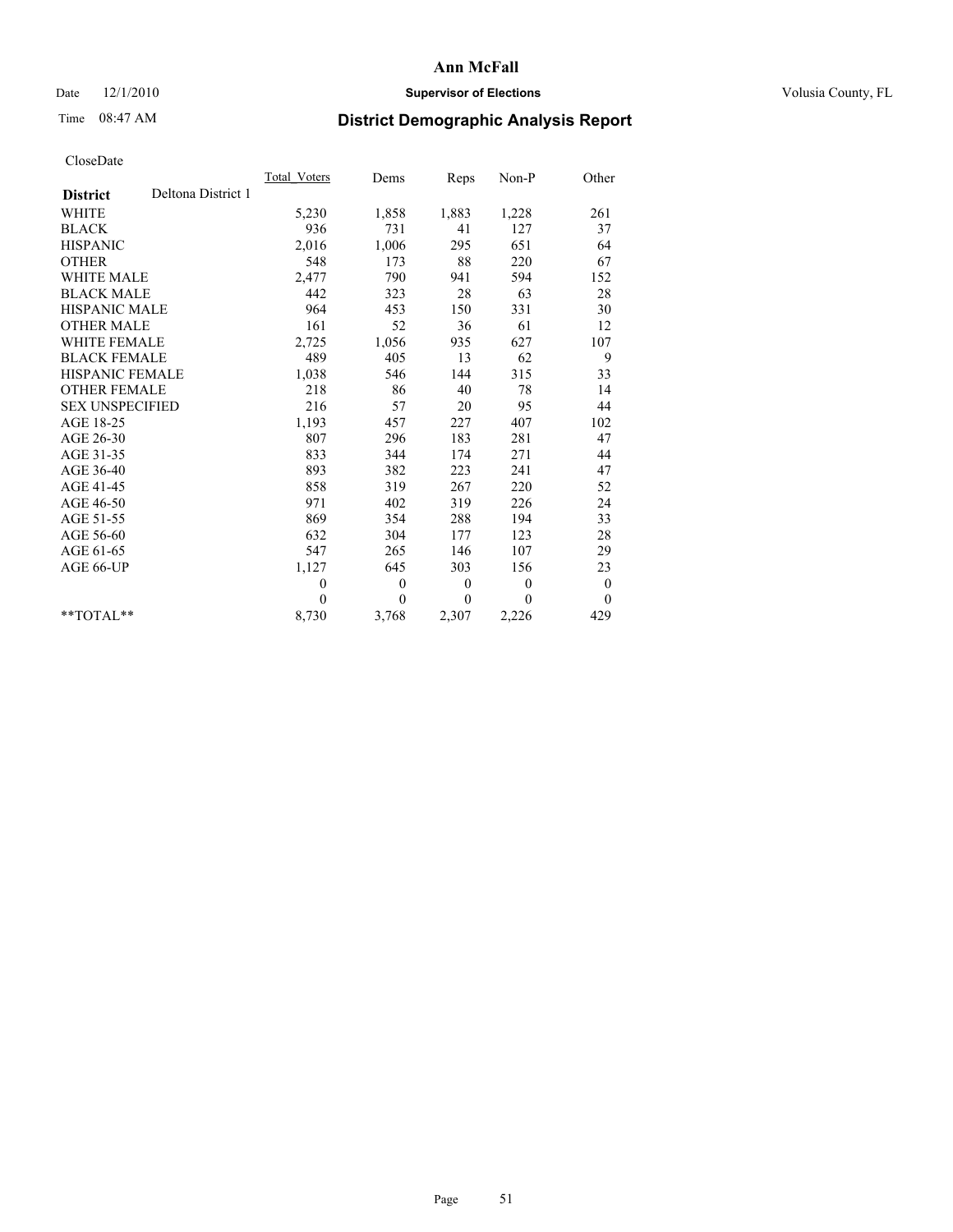# Ann McFall

Date 12/1/2010 **Supervisor of Elections** Volusia County, FL

Time 08:47 AM

## District Demographic Analysis Report

CloseDate

| | Total_Voters | Dems | Reps | Non-P | Other |
|---|---|---|---|---|---|
| **District** Deltona District 1 | | | | | |
| WHITE | 5,230 | 1,858 | 1,883 | 1,228 | 261 |
| BLACK | 936 | 731 | 41 | 127 | 37 |
| HISPANIC | 2,016 | 1,006 | 295 | 651 | 64 |
| OTHER | 548 | 173 | 88 | 220 | 67 |
| WHITE MALE | 2,477 | 790 | 941 | 594 | 152 |
| BLACK MALE | 442 | 323 | 28 | 63 | 28 |
| HISPANIC MALE | 964 | 453 | 150 | 331 | 30 |
| OTHER MALE | 161 | 52 | 36 | 61 | 12 |
| WHITE FEMALE | 2,725 | 1,056 | 935 | 627 | 107 |
| BLACK FEMALE | 489 | 405 | 13 | 62 | 9 |
| HISPANIC FEMALE | 1,038 | 546 | 144 | 315 | 33 |
| OTHER FEMALE | 218 | 86 | 40 | 78 | 14 |
| SEX UNSPECIFIED | 216 | 57 | 20 | 95 | 44 |
| AGE 18-25 | 1,193 | 457 | 227 | 407 | 102 |
| AGE 26-30 | 807 | 296 | 183 | 281 | 47 |
| AGE 31-35 | 833 | 344 | 174 | 271 | 44 |
| AGE 36-40 | 893 | 382 | 223 | 241 | 47 |
| AGE 41-45 | 858 | 319 | 267 | 220 | 52 |
| AGE 46-50 | 971 | 402 | 319 | 226 | 24 |
| AGE 51-55 | 869 | 354 | 288 | 194 | 33 |
| AGE 56-60 | 632 | 304 | 177 | 123 | 28 |
| AGE 61-65 | 547 | 265 | 146 | 107 | 29 |
| AGE 66-UP | 1,127 | 645 | 303 | 156 | 23 |
| | 0 | 0 | 0 | 0 | 0 |
| | 0 | 0 | 0 | 0 | 0 |
| **TOTAL** | 8,730 | 3,768 | 2,307 | 2,226 | 429 |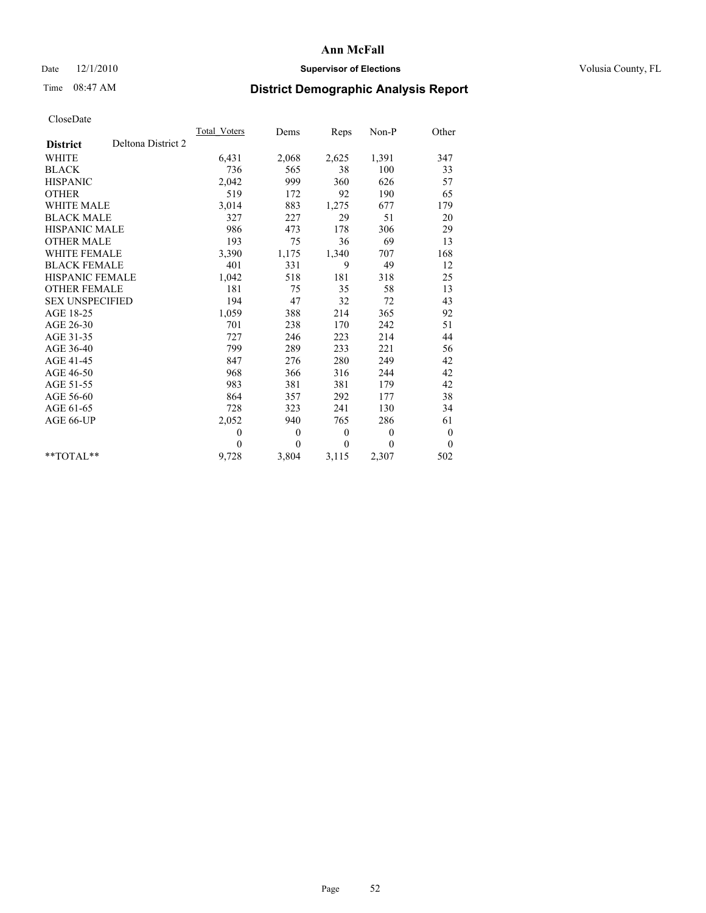# Ann McFall

Date 12/1/2010 **Supervisor of Elections** Volusia County, FL

Time 08:47 AM **District Demographic Analysis Report**

CloseDate

| | Total_Voters | Dems | Reps | Non-P | Other |
|---|---|---|---|---|---|
| **District** Deltona District 2 | | | | | |
| WHITE | 6,431 | 2,068 | 2,625 | 1,391 | 347 |
| BLACK | 736 | 565 | 38 | 100 | 33 |
| HISPANIC | 2,042 | 999 | 360 | 626 | 57 |
| OTHER | 519 | 172 | 92 | 190 | 65 |
| WHITE MALE | 3,014 | 883 | 1,275 | 677 | 179 |
| BLACK MALE | 327 | 227 | 29 | 51 | 20 |
| HISPANIC MALE | 986 | 473 | 178 | 306 | 29 |
| OTHER MALE | 193 | 75 | 36 | 69 | 13 |
| WHITE FEMALE | 3,390 | 1,175 | 1,340 | 707 | 168 |
| BLACK FEMALE | 401 | 331 | 9 | 49 | 12 |
| HISPANIC FEMALE | 1,042 | 518 | 181 | 318 | 25 |
| OTHER FEMALE | 181 | 75 | 35 | 58 | 13 |
| SEX UNSPECIFIED | 194 | 47 | 32 | 72 | 43 |
| AGE 18-25 | 1,059 | 388 | 214 | 365 | 92 |
| AGE 26-30 | 701 | 238 | 170 | 242 | 51 |
| AGE 31-35 | 727 | 246 | 223 | 214 | 44 |
| AGE 36-40 | 799 | 289 | 233 | 221 | 56 |
| AGE 41-45 | 847 | 276 | 280 | 249 | 42 |
| AGE 46-50 | 968 | 366 | 316 | 244 | 42 |
| AGE 51-55 | 983 | 381 | 381 | 179 | 42 |
| AGE 56-60 | 864 | 357 | 292 | 177 | 38 |
| AGE 61-65 | 728 | 323 | 241 | 130 | 34 |
| AGE 66-UP | 2,052 | 940 | 765 | 286 | 61 |
| | 0 | 0 | 0 | 0 | 0 |
| | 0 | 0 | 0 | 0 | 0 |
| **TOTAL** | 9,728 | 3,804 | 3,115 | 2,307 | 502 |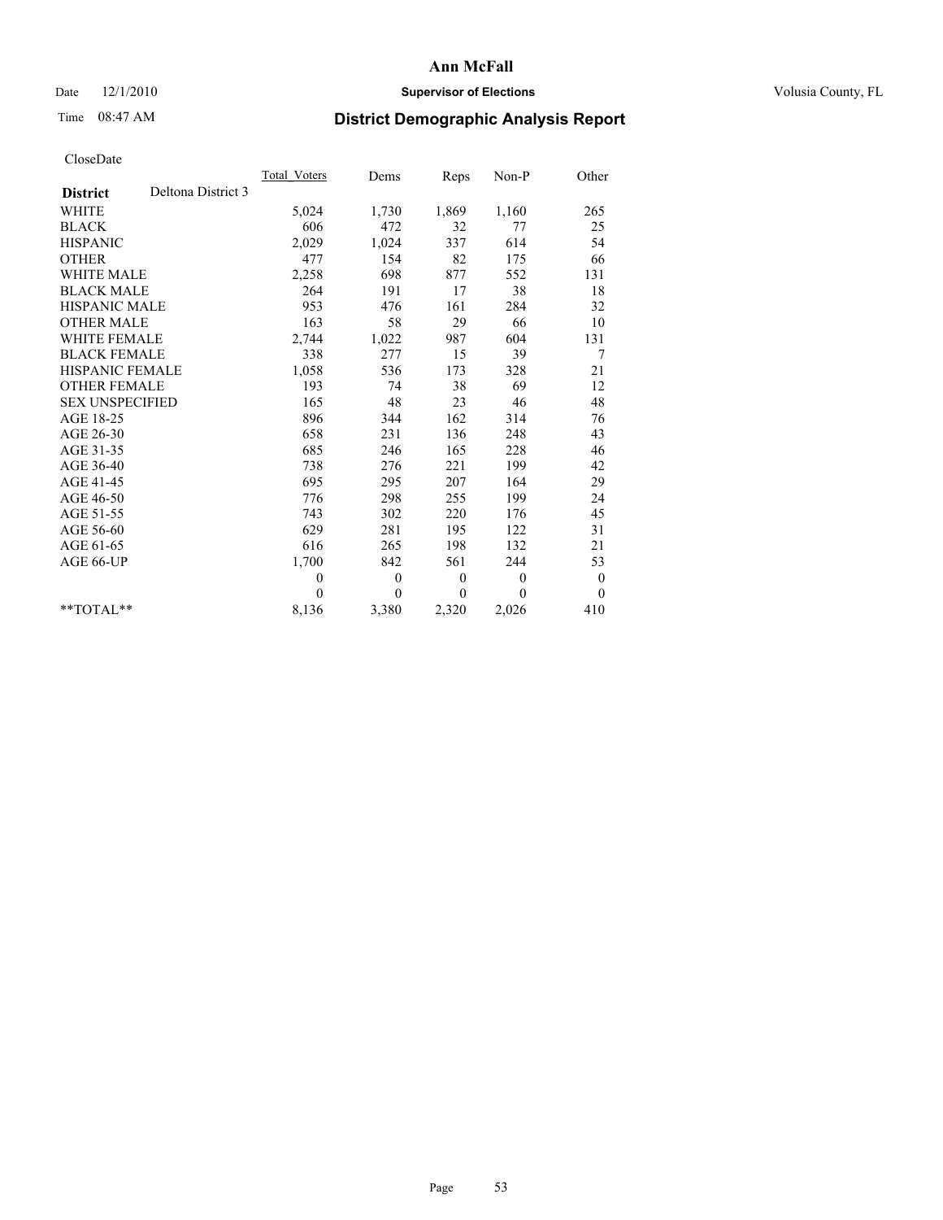# Ann McFall

Date 12/1/2010 **Supervisor of Elections** Volusia County, FL

Time 08:47 AM **District Demographic Analysis Report**

CloseDate

| **District** Deltona District 3 | Total_Voters | Dems | Reps | Non-P | Other |
|---|---|---|---|---|---|
| WHITE | 5,024 | 1,730 | 1,869 | 1,160 | 265 |
| BLACK | 606 | 472 | 32 | 77 | 25 |
| HISPANIC | 2,029 | 1,024 | 337 | 614 | 54 |
| OTHER | 477 | 154 | 82 | 175 | 66 |
| WHITE MALE | 2,258 | 698 | 877 | 552 | 131 |
| BLACK MALE | 264 | 191 | 17 | 38 | 18 |
| HISPANIC MALE | 953 | 476 | 161 | 284 | 32 |
| OTHER MALE | 163 | 58 | 29 | 66 | 10 |
| WHITE FEMALE | 2,744 | 1,022 | 987 | 604 | 131 |
| BLACK FEMALE | 338 | 277 | 15 | 39 | 7 |
| HISPANIC FEMALE | 1,058 | 536 | 173 | 328 | 21 |
| OTHER FEMALE | 193 | 74 | 38 | 69 | 12 |
| SEX UNSPECIFIED | 165 | 48 | 23 | 46 | 48 |
| AGE 18-25 | 896 | 344 | 162 | 314 | 76 |
| AGE 26-30 | 658 | 231 | 136 | 248 | 43 |
| AGE 31-35 | 685 | 246 | 165 | 228 | 46 |
| AGE 36-40 | 738 | 276 | 221 | 199 | 42 |
| AGE 41-45 | 695 | 295 | 207 | 164 | 29 |
| AGE 46-50 | 776 | 298 | 255 | 199 | 24 |
| AGE 51-55 | 743 | 302 | 220 | 176 | 45 |
| AGE 56-60 | 629 | 281 | 195 | 122 | 31 |
| AGE 61-65 | 616 | 265 | 198 | 132 | 21 |
| AGE 66-UP | 1,700 | 842 | 561 | 244 | 53 |
| | 0 | 0 | 0 | 0 | 0 |
| | 0 | 0 | 0 | 0 | 0 |
| **TOTAL** | 8,136 | 3,380 | 2,320 | 2,026 | 410 |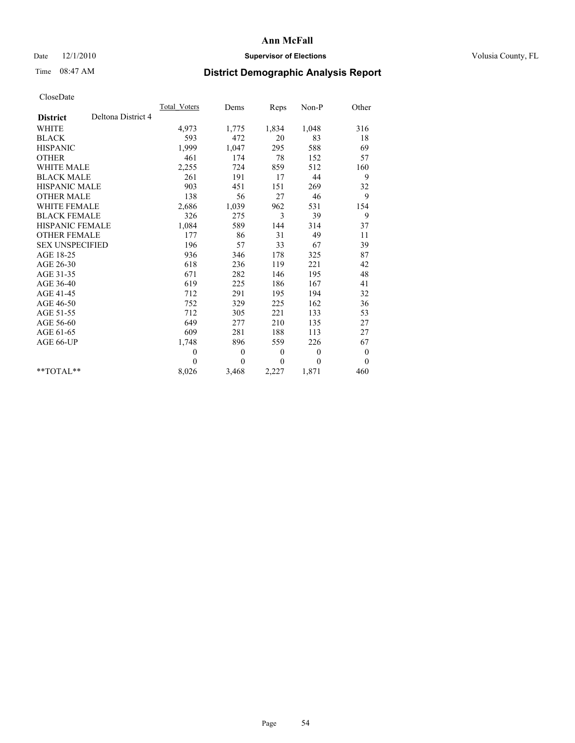# Ann McFall

Date 12/1/2010 **Supervisor of Elections** Volusia County, FL

Time 08:47 AM **District Demographic Analysis Report**

CloseDate

| **District** Deltona District 4 | Total_Voters | Dems | Reps | Non-P | Other |
|---|---|---|---|---|---|
| WHITE | 4,973 | 1,775 | 1,834 | 1,048 | 316 |
| BLACK | 593 | 472 | 20 | 83 | 18 |
| HISPANIC | 1,999 | 1,047 | 295 | 588 | 69 |
| OTHER | 461 | 174 | 78 | 152 | 57 |
| WHITE MALE | 2,255 | 724 | 859 | 512 | 160 |
| BLACK MALE | 261 | 191 | 17 | 44 | 9 |
| HISPANIC MALE | 903 | 451 | 151 | 269 | 32 |
| OTHER MALE | 138 | 56 | 27 | 46 | 9 |
| WHITE FEMALE | 2,686 | 1,039 | 962 | 531 | 154 |
| BLACK FEMALE | 326 | 275 | 3 | 39 | 9 |
| HISPANIC FEMALE | 1,084 | 589 | 144 | 314 | 37 |
| OTHER FEMALE | 177 | 86 | 31 | 49 | 11 |
| SEX UNSPECIFIED | 196 | 57 | 33 | 67 | 39 |
| AGE 18-25 | 936 | 346 | 178 | 325 | 87 |
| AGE 26-30 | 618 | 236 | 119 | 221 | 42 |
| AGE 31-35 | 671 | 282 | 146 | 195 | 48 |
| AGE 36-40 | 619 | 225 | 186 | 167 | 41 |
| AGE 41-45 | 712 | 291 | 195 | 194 | 32 |
| AGE 46-50 | 752 | 329 | 225 | 162 | 36 |
| AGE 51-55 | 712 | 305 | 221 | 133 | 53 |
| AGE 56-60 | 649 | 277 | 210 | 135 | 27 |
| AGE 61-65 | 609 | 281 | 188 | 113 | 27 |
| AGE 66-UP | 1,748 | 896 | 559 | 226 | 67 |
| | 0 | 0 | 0 | 0 | 0 |
| | 0 | 0 | 0 | 0 | 0 |
| **TOTAL** | 8,026 | 3,468 | 2,227 | 1,871 | 460 |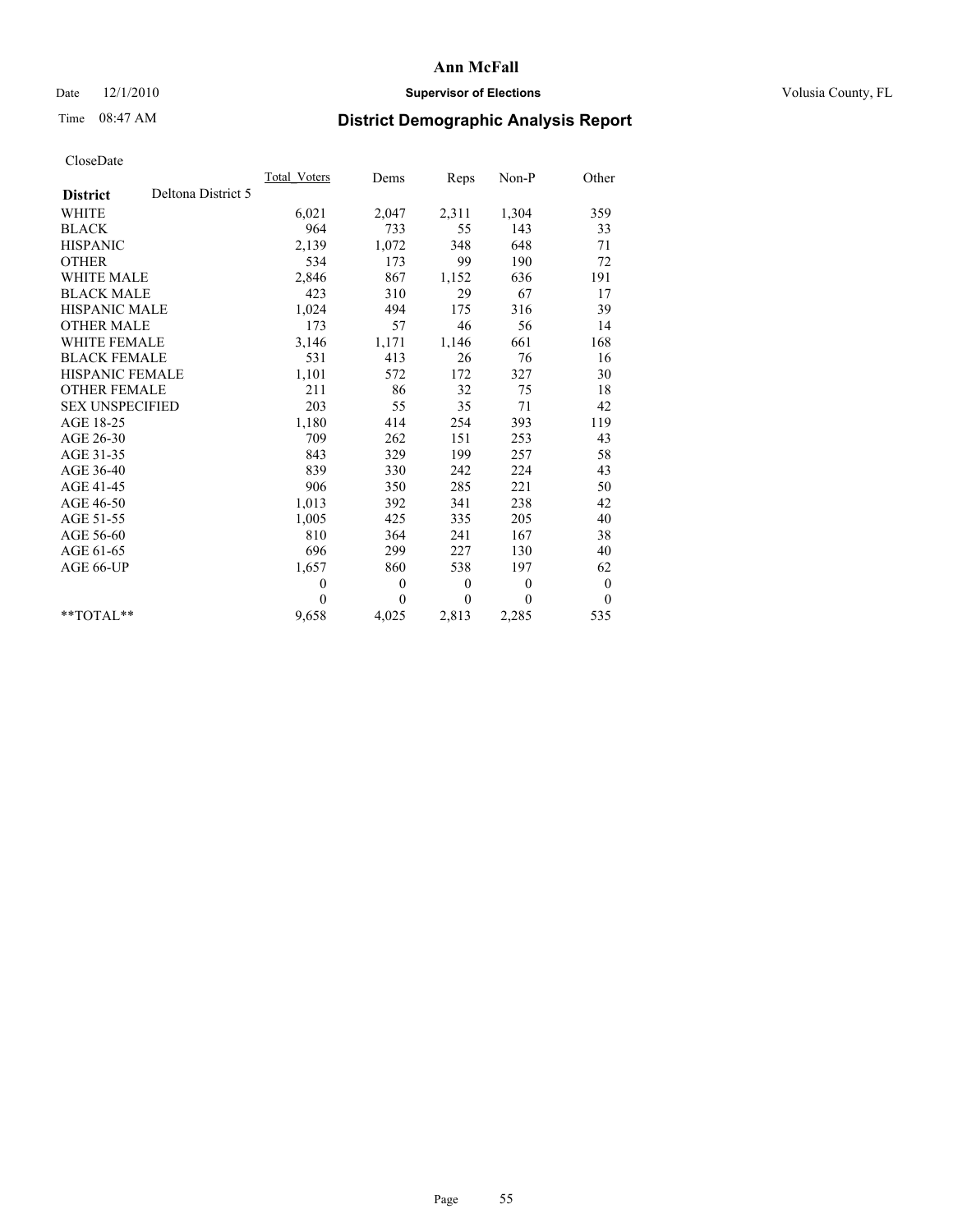**Ann McFall**

Date 12/1/2010 **Supervisor of Elections** Volusia County, FL

Time 08:47 AM **District Demographic Analysis Report**

CloseDate

| | Total_Voters | Dems | Reps | Non-P | Other |
|---|---|---|---|---|---|
| **District** Deltona District 5 | | | | | |
| WHITE | 6,021 | 2,047 | 2,311 | 1,304 | 359 |
| BLACK | 964 | 733 | 55 | 143 | 33 |
| HISPANIC | 2,139 | 1,072 | 348 | 648 | 71 |
| OTHER | 534 | 173 | 99 | 190 | 72 |
| WHITE MALE | 2,846 | 867 | 1,152 | 636 | 191 |
| BLACK MALE | 423 | 310 | 29 | 67 | 17 |
| HISPANIC MALE | 1,024 | 494 | 175 | 316 | 39 |
| OTHER MALE | 173 | 57 | 46 | 56 | 14 |
| WHITE FEMALE | 3,146 | 1,171 | 1,146 | 661 | 168 |
| BLACK FEMALE | 531 | 413 | 26 | 76 | 16 |
| HISPANIC FEMALE | 1,101 | 572 | 172 | 327 | 30 |
| OTHER FEMALE | 211 | 86 | 32 | 75 | 18 |
| SEX UNSPECIFIED | 203 | 55 | 35 | 71 | 42 |
| AGE 18-25 | 1,180 | 414 | 254 | 393 | 119 |
| AGE 26-30 | 709 | 262 | 151 | 253 | 43 |
| AGE 31-35 | 843 | 329 | 199 | 257 | 58 |
| AGE 36-40 | 839 | 330 | 242 | 224 | 43 |
| AGE 41-45 | 906 | 350 | 285 | 221 | 50 |
| AGE 46-50 | 1,013 | 392 | 341 | 238 | 42 |
| AGE 51-55 | 1,005 | 425 | 335 | 205 | 40 |
| AGE 56-60 | 810 | 364 | 241 | 167 | 38 |
| AGE 61-65 | 696 | 299 | 227 | 130 | 40 |
| AGE 66-UP | 1,657 | 860 | 538 | 197 | 62 |
| | 0 | 0 | 0 | 0 | 0 |
| | 0 | 0 | 0 | 0 | 0 |
| **TOTAL** | 9,658 | 4,025 | 2,813 | 2,285 | 535 |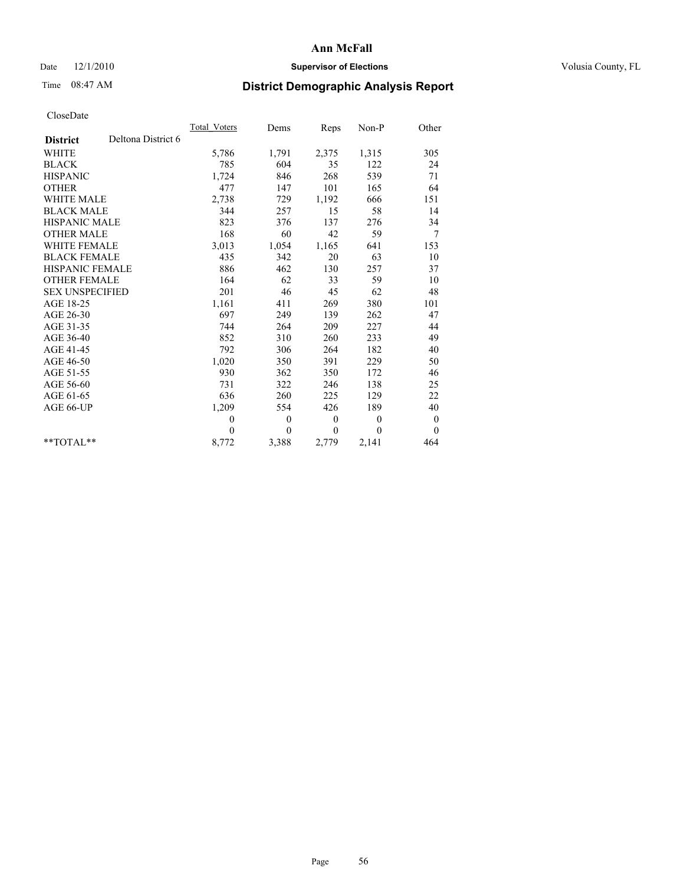# Ann McFall

Date 12/1/2010 **Supervisor of Elections** Volusia County, FL

Time 08:47 AM **District Demographic Analysis Report**

CloseDate

| **District** Deltona District 6 | Total_Voters | Dems | Reps | Non-P | Other |
|---|---|---|---|---|---|
| WHITE | 5,786 | 1,791 | 2,375 | 1,315 | 305 |
| BLACK | 785 | 604 | 35 | 122 | 24 |
| HISPANIC | 1,724 | 846 | 268 | 539 | 71 |
| OTHER | 477 | 147 | 101 | 165 | 64 |
| WHITE MALE | 2,738 | 729 | 1,192 | 666 | 151 |
| BLACK MALE | 344 | 257 | 15 | 58 | 14 |
| HISPANIC MALE | 823 | 376 | 137 | 276 | 34 |
| OTHER MALE | 168 | 60 | 42 | 59 | 7 |
| WHITE FEMALE | 3,013 | 1,054 | 1,165 | 641 | 153 |
| BLACK FEMALE | 435 | 342 | 20 | 63 | 10 |
| HISPANIC FEMALE | 886 | 462 | 130 | 257 | 37 |
| OTHER FEMALE | 164 | 62 | 33 | 59 | 10 |
| SEX UNSPECIFIED | 201 | 46 | 45 | 62 | 48 |
| AGE 18-25 | 1,161 | 411 | 269 | 380 | 101 |
| AGE 26-30 | 697 | 249 | 139 | 262 | 47 |
| AGE 31-35 | 744 | 264 | 209 | 227 | 44 |
| AGE 36-40 | 852 | 310 | 260 | 233 | 49 |
| AGE 41-45 | 792 | 306 | 264 | 182 | 40 |
| AGE 46-50 | 1,020 | 350 | 391 | 229 | 50 |
| AGE 51-55 | 930 | 362 | 350 | 172 | 46 |
| AGE 56-60 | 731 | 322 | 246 | 138 | 25 |
| AGE 61-65 | 636 | 260 | 225 | 129 | 22 |
| AGE 66-UP | 1,209 | 554 | 426 | 189 | 40 |
| | 0 | 0 | 0 | 0 | 0 |
| | 0 | 0 | 0 | 0 | 0 |
| **TOTAL** | 8,772 | 3,388 | 2,779 | 2,141 | 464 |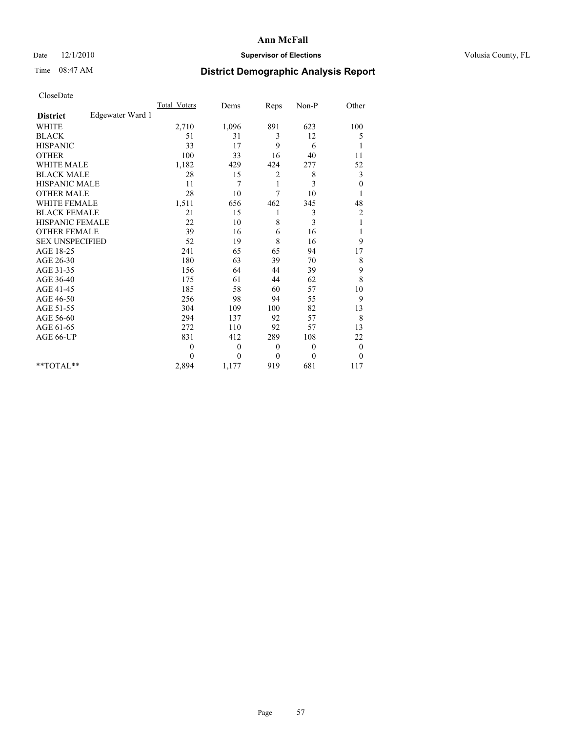# Ann McFall

Date 12/1/2010 **Supervisor of Elections** Volusia County, FL

Time 08:47 AM

## District Demographic Analysis Report

CloseDate

| | Total_Voters | Dems | Reps | Non-P | Other |
|---|---|---|---|---|---|
| **District** Edgewater Ward 1 | | | | | |
| WHITE | 2,710 | 1,096 | 891 | 623 | 100 |
| BLACK | 51 | 31 | 3 | 12 | 5 |
| HISPANIC | 33 | 17 | 9 | 6 | 1 |
| OTHER | 100 | 33 | 16 | 40 | 11 |
| WHITE MALE | 1,182 | 429 | 424 | 277 | 52 |
| BLACK MALE | 28 | 15 | 2 | 8 | 3 |
| HISPANIC MALE | 11 | 7 | 1 | 3 | 0 |
| OTHER MALE | 28 | 10 | 7 | 10 | 1 |
| WHITE FEMALE | 1,511 | 656 | 462 | 345 | 48 |
| BLACK FEMALE | 21 | 15 | 1 | 3 | 2 |
| HISPANIC FEMALE | 22 | 10 | 8 | 3 | 1 |
| OTHER FEMALE | 39 | 16 | 6 | 16 | 1 |
| SEX UNSPECIFIED | 52 | 19 | 8 | 16 | 9 |
| AGE 18-25 | 241 | 65 | 65 | 94 | 17 |
| AGE 26-30 | 180 | 63 | 39 | 70 | 8 |
| AGE 31-35 | 156 | 64 | 44 | 39 | 9 |
| AGE 36-40 | 175 | 61 | 44 | 62 | 8 |
| AGE 41-45 | 185 | 58 | 60 | 57 | 10 |
| AGE 46-50 | 256 | 98 | 94 | 55 | 9 |
| AGE 51-55 | 304 | 109 | 100 | 82 | 13 |
| AGE 56-60 | 294 | 137 | 92 | 57 | 8 |
| AGE 61-65 | 272 | 110 | 92 | 57 | 13 |
| AGE 66-UP | 831 | 412 | 289 | 108 | 22 |
| | 0 | 0 | 0 | 0 | 0 |
| | 0 | 0 | 0 | 0 | 0 |
| **TOTAL** | 2,894 | 1,177 | 919 | 681 | 117 |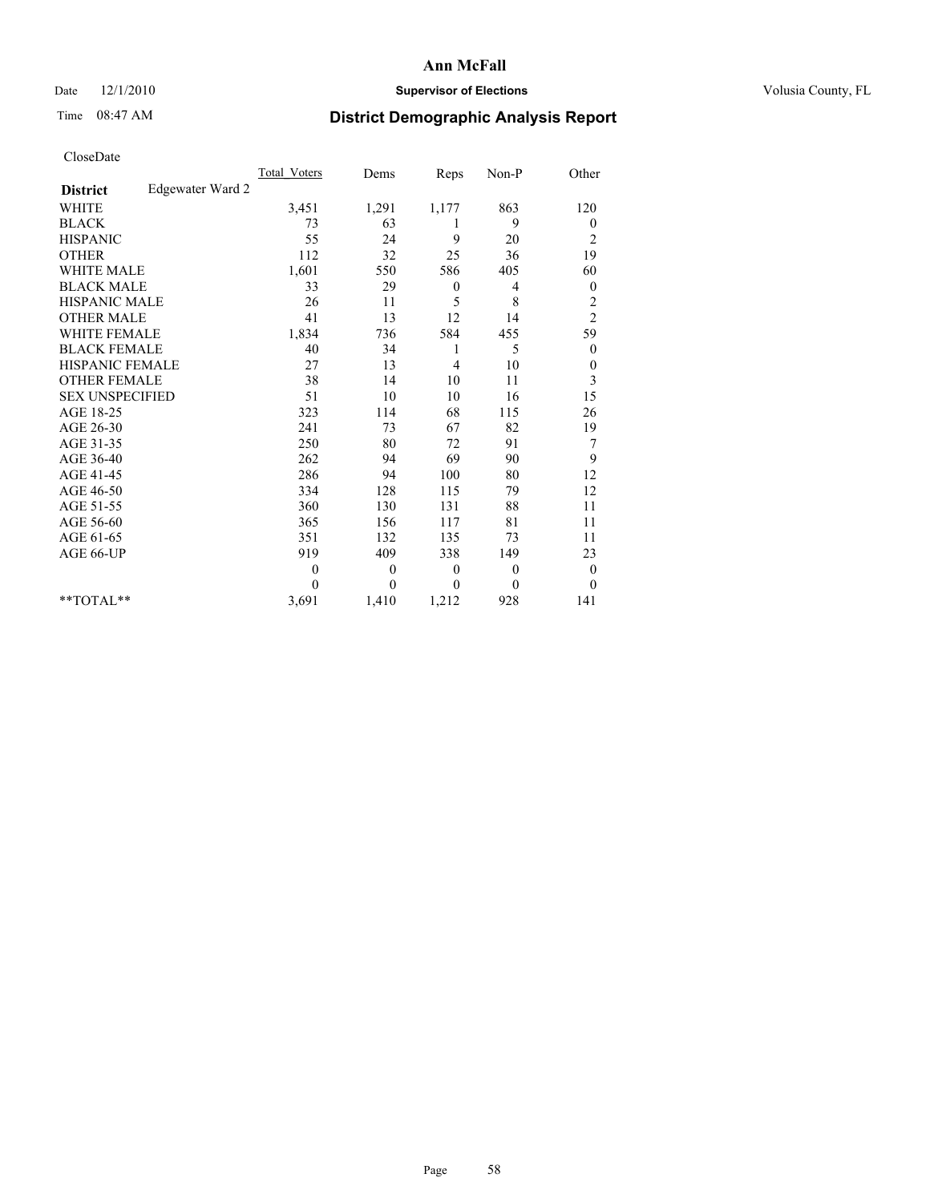# Ann McFall

Date 12/1/2010 **Supervisor of Elections** Volusia County, FL

Time 08:47 AM **District Demographic Analysis Report**

CloseDate

| | Total_Voters | Dems | Reps | Non-P | Other |
|---|---|---|---|---|---|
| **District** Edgewater Ward 2 | | | | | |
| WHITE | 3,451 | 1,291 | 1,177 | 863 | 120 |
| BLACK | 73 | 63 | 1 | 9 | 0 |
| HISPANIC | 55 | 24 | 9 | 20 | 2 |
| OTHER | 112 | 32 | 25 | 36 | 19 |
| WHITE MALE | 1,601 | 550 | 586 | 405 | 60 |
| BLACK MALE | 33 | 29 | 0 | 4 | 0 |
| HISPANIC MALE | 26 | 11 | 5 | 8 | 2 |
| OTHER MALE | 41 | 13 | 12 | 14 | 2 |
| WHITE FEMALE | 1,834 | 736 | 584 | 455 | 59 |
| BLACK FEMALE | 40 | 34 | 1 | 5 | 0 |
| HISPANIC FEMALE | 27 | 13 | 4 | 10 | 0 |
| OTHER FEMALE | 38 | 14 | 10 | 11 | 3 |
| SEX UNSPECIFIED | 51 | 10 | 10 | 16 | 15 |
| AGE 18-25 | 323 | 114 | 68 | 115 | 26 |
| AGE 26-30 | 241 | 73 | 67 | 82 | 19 |
| AGE 31-35 | 250 | 80 | 72 | 91 | 7 |
| AGE 36-40 | 262 | 94 | 69 | 90 | 9 |
| AGE 41-45 | 286 | 94 | 100 | 80 | 12 |
| AGE 46-50 | 334 | 128 | 115 | 79 | 12 |
| AGE 51-55 | 360 | 130 | 131 | 88 | 11 |
| AGE 56-60 | 365 | 156 | 117 | 81 | 11 |
| AGE 61-65 | 351 | 132 | 135 | 73 | 11 |
| AGE 66-UP | 919 | 409 | 338 | 149 | 23 |
| | 0 | 0 | 0 | 0 | 0 |
| | 0 | 0 | 0 | 0 | 0 |
| **TOTAL** | 3,691 | 1,410 | 1,212 | 928 | 141 |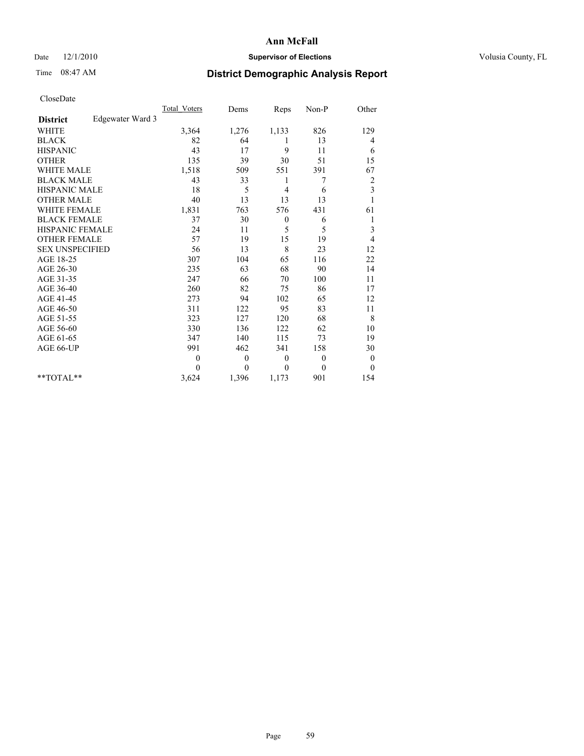# Ann McFall

Date 12/1/2010 **Supervisor of Elections** Volusia County, FL

Time 08:47 AM **District Demographic Analysis Report**

CloseDate

| **District** Edgewater Ward 3 | Total_Voters | Dems | Reps | Non-P | Other |
|---|---|---|---|---|---|
| WHITE | 3,364 | 1,276 | 1,133 | 826 | 129 |
| BLACK | 82 | 64 | 1 | 13 | 4 |
| HISPANIC | 43 | 17 | 9 | 11 | 6 |
| OTHER | 135 | 39 | 30 | 51 | 15 |
| WHITE MALE | 1,518 | 509 | 551 | 391 | 67 |
| BLACK MALE | 43 | 33 | 1 | 7 | 2 |
| HISPANIC MALE | 18 | 5 | 4 | 6 | 3 |
| OTHER MALE | 40 | 13 | 13 | 13 | 1 |
| WHITE FEMALE | 1,831 | 763 | 576 | 431 | 61 |
| BLACK FEMALE | 37 | 30 | 0 | 6 | 1 |
| HISPANIC FEMALE | 24 | 11 | 5 | 5 | 3 |
| OTHER FEMALE | 57 | 19 | 15 | 19 | 4 |
| SEX UNSPECIFIED | 56 | 13 | 8 | 23 | 12 |
| AGE 18-25 | 307 | 104 | 65 | 116 | 22 |
| AGE 26-30 | 235 | 63 | 68 | 90 | 14 |
| AGE 31-35 | 247 | 66 | 70 | 100 | 11 |
| AGE 36-40 | 260 | 82 | 75 | 86 | 17 |
| AGE 41-45 | 273 | 94 | 102 | 65 | 12 |
| AGE 46-50 | 311 | 122 | 95 | 83 | 11 |
| AGE 51-55 | 323 | 127 | 120 | 68 | 8 |
| AGE 56-60 | 330 | 136 | 122 | 62 | 10 |
| AGE 61-65 | 347 | 140 | 115 | 73 | 19 |
| AGE 66-UP | 991 | 462 | 341 | 158 | 30 |
| | 0 | 0 | 0 | 0 | 0 |
| | 0 | 0 | 0 | 0 | 0 |
| **TOTAL** | 3,624 | 1,396 | 1,173 | 901 | 154 |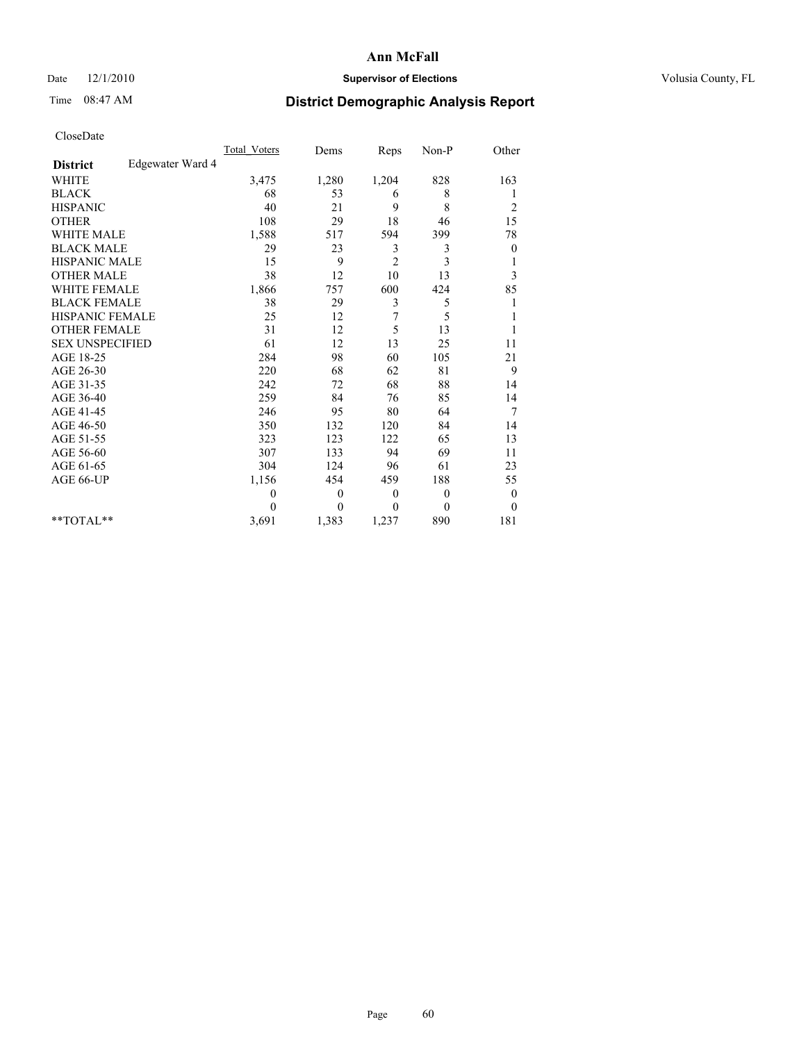# Ann McFall

Date 12/1/2010 **Supervisor of Elections** Volusia County, FL

Time 08:47 AM **District Demographic Analysis Report**

CloseDate

| | Total_Voters | Dems | Reps | Non-P | Other |
|---|---|---|---|---|---|
| **District** Edgewater Ward 4 | | | | | |
| WHITE | 3,475 | 1,280 | 1,204 | 828 | 163 |
| BLACK | 68 | 53 | 6 | 8 | 1 |
| HISPANIC | 40 | 21 | 9 | 8 | 2 |
| OTHER | 108 | 29 | 18 | 46 | 15 |
| WHITE MALE | 1,588 | 517 | 594 | 399 | 78 |
| BLACK MALE | 29 | 23 | 3 | 3 | 0 |
| HISPANIC MALE | 15 | 9 | 2 | 3 | 1 |
| OTHER MALE | 38 | 12 | 10 | 13 | 3 |
| WHITE FEMALE | 1,866 | 757 | 600 | 424 | 85 |
| BLACK FEMALE | 38 | 29 | 3 | 5 | 1 |
| HISPANIC FEMALE | 25 | 12 | 7 | 5 | 1 |
| OTHER FEMALE | 31 | 12 | 5 | 13 | 1 |
| SEX UNSPECIFIED | 61 | 12 | 13 | 25 | 11 |
| AGE 18-25 | 284 | 98 | 60 | 105 | 21 |
| AGE 26-30 | 220 | 68 | 62 | 81 | 9 |
| AGE 31-35 | 242 | 72 | 68 | 88 | 14 |
| AGE 36-40 | 259 | 84 | 76 | 85 | 14 |
| AGE 41-45 | 246 | 95 | 80 | 64 | 7 |
| AGE 46-50 | 350 | 132 | 120 | 84 | 14 |
| AGE 51-55 | 323 | 123 | 122 | 65 | 13 |
| AGE 56-60 | 307 | 133 | 94 | 69 | 11 |
| AGE 61-65 | 304 | 124 | 96 | 61 | 23 |
| AGE 66-UP | 1,156 | 454 | 459 | 188 | 55 |
| | 0 | 0 | 0 | 0 | 0 |
| | 0 | 0 | 0 | 0 | 0 |
| **TOTAL** | 3,691 | 1,383 | 1,237 | 890 | 181 |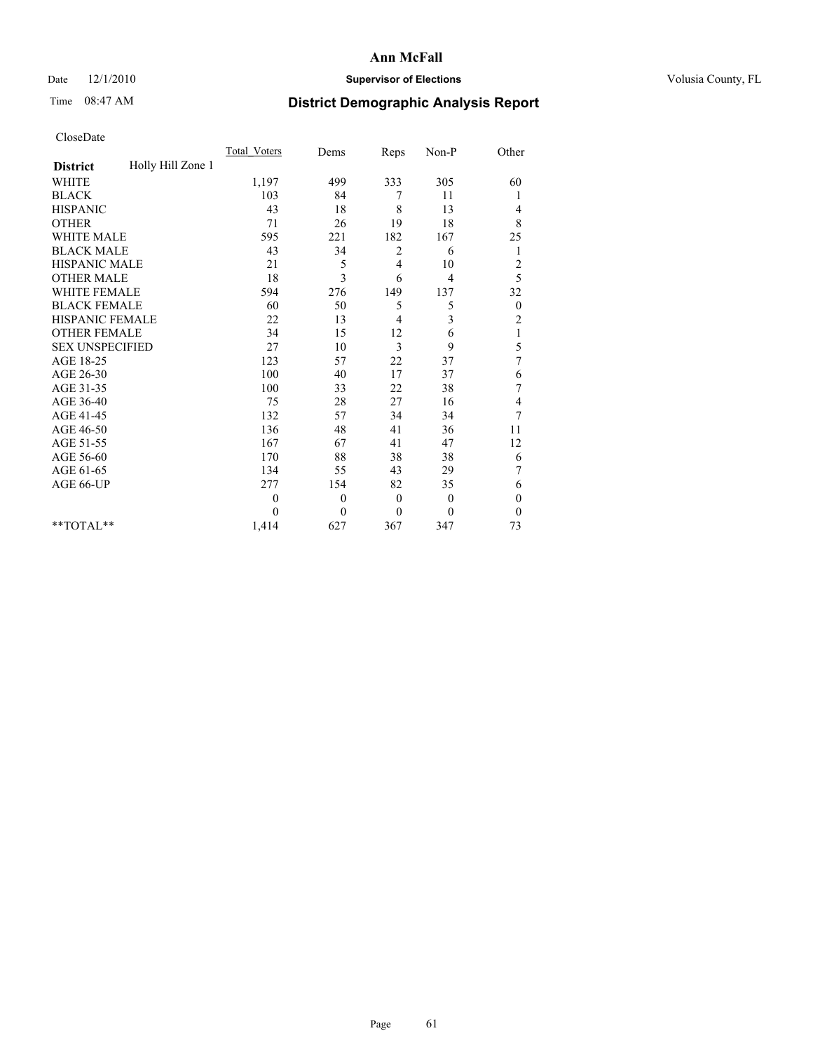# Ann McFall

Date 12/1/2010 **Supervisor of Elections** Volusia County, FL

Time 08:47 AM

## District Demographic Analysis Report

CloseDate

| | Total_Voters | Dems | Reps | Non-P | Other |
|---|---|---|---|---|---|
| **District** Holly Hill Zone 1 | | | | | |
| WHITE | 1,197 | 499 | 333 | 305 | 60 |
| BLACK | 103 | 84 | 7 | 11 | 1 |
| HISPANIC | 43 | 18 | 8 | 13 | 4 |
| OTHER | 71 | 26 | 19 | 18 | 8 |
| WHITE MALE | 595 | 221 | 182 | 167 | 25 |
| BLACK MALE | 43 | 34 | 2 | 6 | 1 |
| HISPANIC MALE | 21 | 5 | 4 | 10 | 2 |
| OTHER MALE | 18 | 3 | 6 | 4 | 5 |
| WHITE FEMALE | 594 | 276 | 149 | 137 | 32 |
| BLACK FEMALE | 60 | 50 | 5 | 5 | 0 |
| HISPANIC FEMALE | 22 | 13 | 4 | 3 | 2 |
| OTHER FEMALE | 34 | 15 | 12 | 6 | 1 |
| SEX UNSPECIFIED | 27 | 10 | 3 | 9 | 5 |
| AGE 18-25 | 123 | 57 | 22 | 37 | 7 |
| AGE 26-30 | 100 | 40 | 17 | 37 | 6 |
| AGE 31-35 | 100 | 33 | 22 | 38 | 7 |
| AGE 36-40 | 75 | 28 | 27 | 16 | 4 |
| AGE 41-45 | 132 | 57 | 34 | 34 | 7 |
| AGE 46-50 | 136 | 48 | 41 | 36 | 11 |
| AGE 51-55 | 167 | 67 | 41 | 47 | 12 |
| AGE 56-60 | 170 | 88 | 38 | 38 | 6 |
| AGE 61-65 | 134 | 55 | 43 | 29 | 7 |
| AGE 66-UP | 277 | 154 | 82 | 35 | 6 |
| | 0 | 0 | 0 | 0 | 0 |
| | 0 | 0 | 0 | 0 | 0 |
| **TOTAL** | 1,414 | 627 | 367 | 347 | 73 |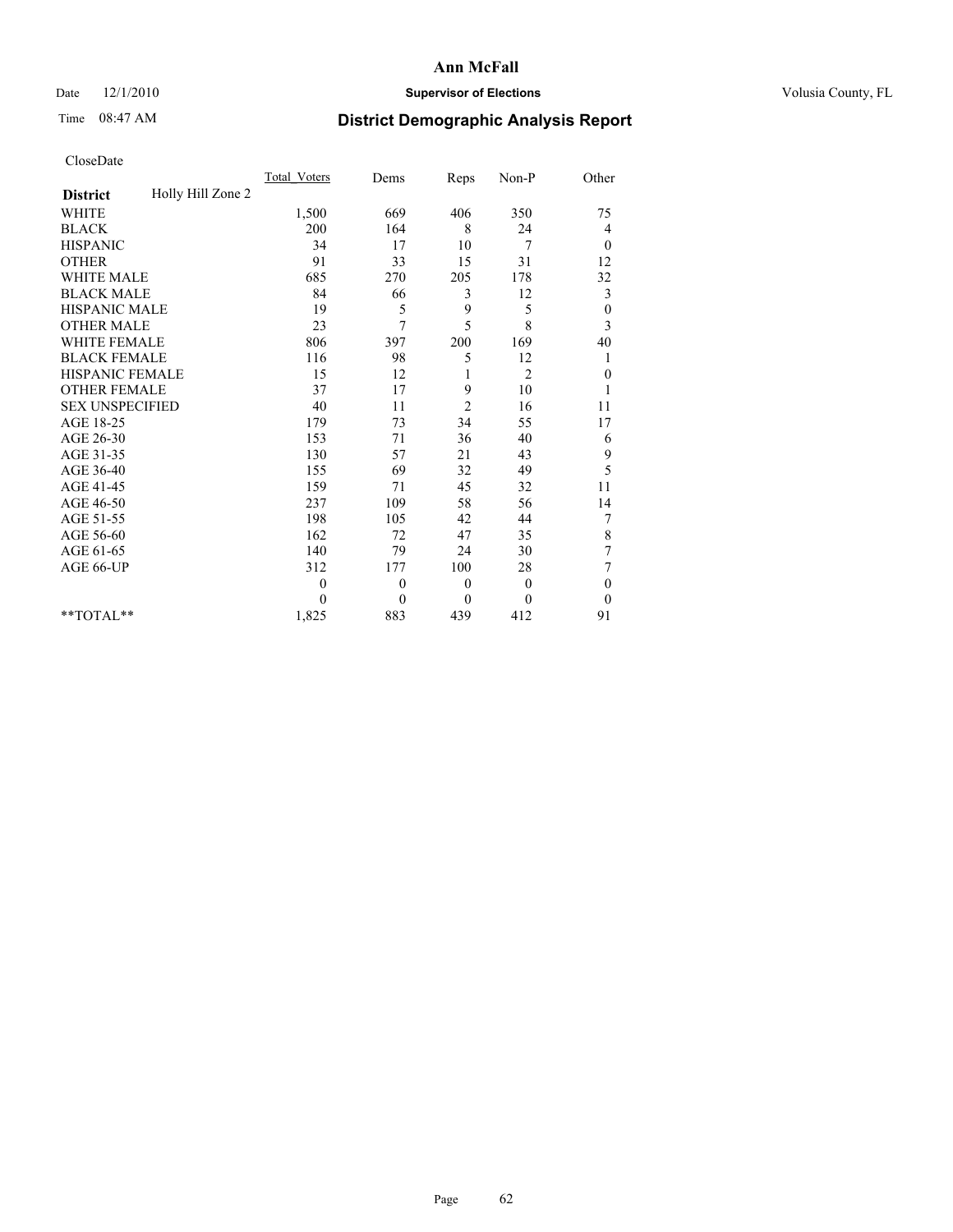**Ann McFall**

Date 12/1/2010 **Supervisor of Elections** Volusia County, FL

Time 08:47 AM **District Demographic Analysis Report**

CloseDate

| **District** Holly Hill Zone 2 | Total_Voters | Dems | Reps | Non-P | Other |
|---|---|---|---|---|---|
| WHITE | 1,500 | 669 | 406 | 350 | 75 |
| BLACK | 200 | 164 | 8 | 24 | 4 |
| HISPANIC | 34 | 17 | 10 | 7 | 0 |
| OTHER | 91 | 33 | 15 | 31 | 12 |
| WHITE MALE | 685 | 270 | 205 | 178 | 32 |
| BLACK MALE | 84 | 66 | 3 | 12 | 3 |
| HISPANIC MALE | 19 | 5 | 9 | 5 | 0 |
| OTHER MALE | 23 | 7 | 5 | 8 | 3 |
| WHITE FEMALE | 806 | 397 | 200 | 169 | 40 |
| BLACK FEMALE | 116 | 98 | 5 | 12 | 1 |
| HISPANIC FEMALE | 15 | 12 | 1 | 2 | 0 |
| OTHER FEMALE | 37 | 17 | 9 | 10 | 1 |
| SEX UNSPECIFIED | 40 | 11 | 2 | 16 | 11 |
| AGE 18-25 | 179 | 73 | 34 | 55 | 17 |
| AGE 26-30 | 153 | 71 | 36 | 40 | 6 |
| AGE 31-35 | 130 | 57 | 21 | 43 | 9 |
| AGE 36-40 | 155 | 69 | 32 | 49 | 5 |
| AGE 41-45 | 159 | 71 | 45 | 32 | 11 |
| AGE 46-50 | 237 | 109 | 58 | 56 | 14 |
| AGE 51-55 | 198 | 105 | 42 | 44 | 7 |
| AGE 56-60 | 162 | 72 | 47 | 35 | 8 |
| AGE 61-65 | 140 | 79 | 24 | 30 | 7 |
| AGE 66-UP | 312 | 177 | 100 | 28 | 7 |
| | 0 | 0 | 0 | 0 | 0 |
| | 0 | 0 | 0 | 0 | 0 |
| **TOTAL** | 1,825 | 883 | 439 | 412 | 91 |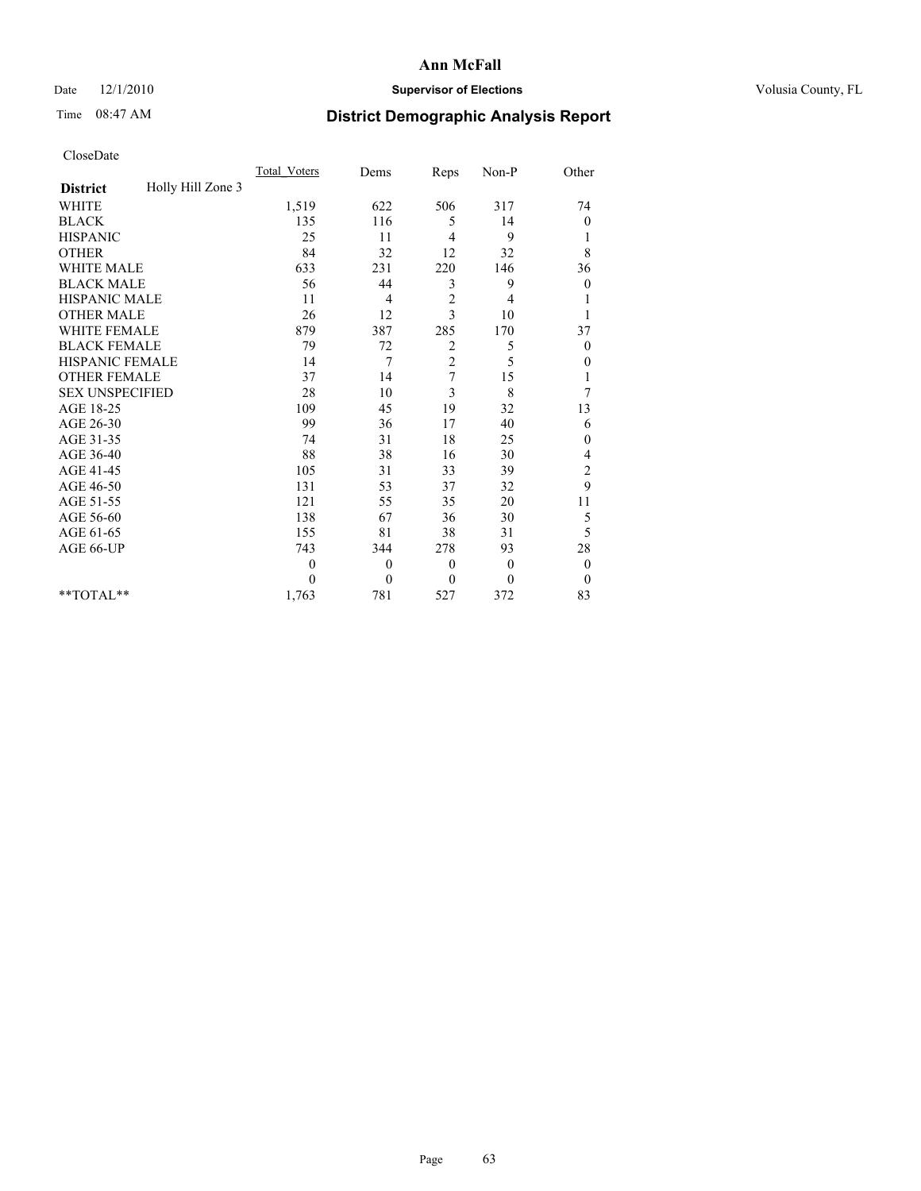# Ann McFall

Date 12/1/2010 **Supervisor of Elections** Volusia County, FL

Time 08:47 AM **District Demographic Analysis Report**

CloseDate

| **District** Holly Hill Zone 3 | Total_Voters | Dems | Reps | Non-P | Other |
|---|---|---|---|---|---|
| WHITE | 1,519 | 622 | 506 | 317 | 74 |
| BLACK | 135 | 116 | 5 | 14 | 0 |
| HISPANIC | 25 | 11 | 4 | 9 | 1 |
| OTHER | 84 | 32 | 12 | 32 | 8 |
| WHITE MALE | 633 | 231 | 220 | 146 | 36 |
| BLACK MALE | 56 | 44 | 3 | 9 | 0 |
| HISPANIC MALE | 11 | 4 | 2 | 4 | 1 |
| OTHER MALE | 26 | 12 | 3 | 10 | 1 |
| WHITE FEMALE | 879 | 387 | 285 | 170 | 37 |
| BLACK FEMALE | 79 | 72 | 2 | 5 | 0 |
| HISPANIC FEMALE | 14 | 7 | 2 | 5 | 0 |
| OTHER FEMALE | 37 | 14 | 7 | 15 | 1 |
| SEX UNSPECIFIED | 28 | 10 | 3 | 8 | 7 |
| AGE 18-25 | 109 | 45 | 19 | 32 | 13 |
| AGE 26-30 | 99 | 36 | 17 | 40 | 6 |
| AGE 31-35 | 74 | 31 | 18 | 25 | 0 |
| AGE 36-40 | 88 | 38 | 16 | 30 | 4 |
| AGE 41-45 | 105 | 31 | 33 | 39 | 2 |
| AGE 46-50 | 131 | 53 | 37 | 32 | 9 |
| AGE 51-55 | 121 | 55 | 35 | 20 | 11 |
| AGE 56-60 | 138 | 67 | 36 | 30 | 5 |
| AGE 61-65 | 155 | 81 | 38 | 31 | 5 |
| AGE 66-UP | 743 | 344 | 278 | 93 | 28 |
| | 0 | 0 | 0 | 0 | 0 |
| | 0 | 0 | 0 | 0 | 0 |
| **TOTAL** | 1,763 | 781 | 527 | 372 | 83 |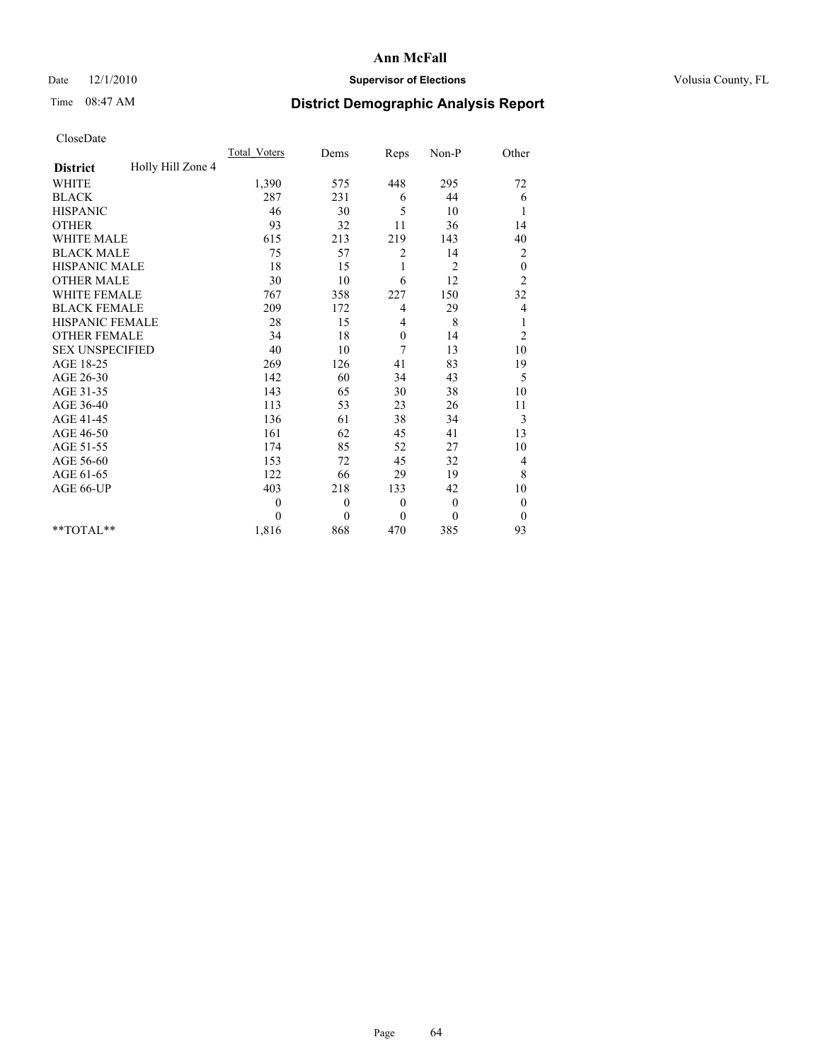# Ann McFall

Date 12/1/2010 **Supervisor of Elections** Volusia County, FL

Time 08:47 AM **District Demographic Analysis Report**

CloseDate

| **District** Holly Hill Zone 4 | Total_Voters | Dems | Reps | Non-P | Other |
|---|---|---|---|---|---|
| WHITE | 1,390 | 575 | 448 | 295 | 72 |
| BLACK | 287 | 231 | 6 | 44 | 6 |
| HISPANIC | 46 | 30 | 5 | 10 | 1 |
| OTHER | 93 | 32 | 11 | 36 | 14 |
| WHITE MALE | 615 | 213 | 219 | 143 | 40 |
| BLACK MALE | 75 | 57 | 2 | 14 | 2 |
| HISPANIC MALE | 18 | 15 | 1 | 2 | 0 |
| OTHER MALE | 30 | 10 | 6 | 12 | 2 |
| WHITE FEMALE | 767 | 358 | 227 | 150 | 32 |
| BLACK FEMALE | 209 | 172 | 4 | 29 | 4 |
| HISPANIC FEMALE | 28 | 15 | 4 | 8 | 1 |
| OTHER FEMALE | 34 | 18 | 0 | 14 | 2 |
| SEX UNSPECIFIED | 40 | 10 | 7 | 13 | 10 |
| AGE 18-25 | 269 | 126 | 41 | 83 | 19 |
| AGE 26-30 | 142 | 60 | 34 | 43 | 5 |
| AGE 31-35 | 143 | 65 | 30 | 38 | 10 |
| AGE 36-40 | 113 | 53 | 23 | 26 | 11 |
| AGE 41-45 | 136 | 61 | 38 | 34 | 3 |
| AGE 46-50 | 161 | 62 | 45 | 41 | 13 |
| AGE 51-55 | 174 | 85 | 52 | 27 | 10 |
| AGE 56-60 | 153 | 72 | 45 | 32 | 4 |
| AGE 61-65 | 122 | 66 | 29 | 19 | 8 |
| AGE 66-UP | 403 | 218 | 133 | 42 | 10 |
| | 0 | 0 | 0 | 0 | 0 |
| | 0 | 0 | 0 | 0 | 0 |
| **TOTAL** | 1,816 | 868 | 470 | 385 | 93 |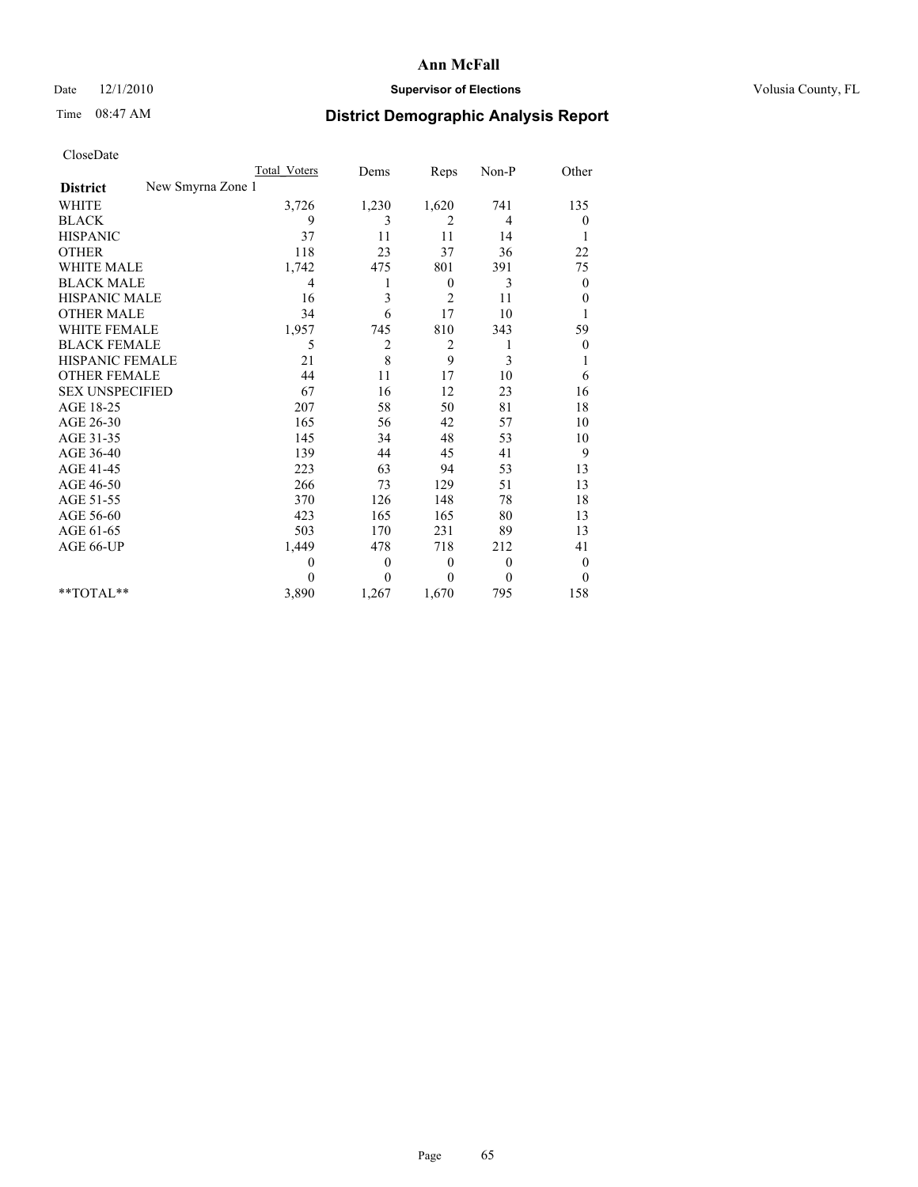**Ann McFall**

Date 12/1/2010 **Supervisor of Elections** Volusia County, FL

Time 08:47 AM

## District Demographic Analysis Report

CloseDate

| | Total_Voters | Dems | Reps | Non-P | Other |
|---|---|---|---|---|---|
| **District** New Smyrna Zone 1 | | | | | |
| WHITE | 3,726 | 1,230 | 1,620 | 741 | 135 |
| BLACK | 9 | 3 | 2 | 4 | 0 |
| HISPANIC | 37 | 11 | 11 | 14 | 1 |
| OTHER | 118 | 23 | 37 | 36 | 22 |
| WHITE MALE | 1,742 | 475 | 801 | 391 | 75 |
| BLACK MALE | 4 | 1 | 0 | 3 | 0 |
| HISPANIC MALE | 16 | 3 | 2 | 11 | 0 |
| OTHER MALE | 34 | 6 | 17 | 10 | 1 |
| WHITE FEMALE | 1,957 | 745 | 810 | 343 | 59 |
| BLACK FEMALE | 5 | 2 | 2 | 1 | 0 |
| HISPANIC FEMALE | 21 | 8 | 9 | 3 | 1 |
| OTHER FEMALE | 44 | 11 | 17 | 10 | 6 |
| SEX UNSPECIFIED | 67 | 16 | 12 | 23 | 16 |
| AGE 18-25 | 207 | 58 | 50 | 81 | 18 |
| AGE 26-30 | 165 | 56 | 42 | 57 | 10 |
| AGE 31-35 | 145 | 34 | 48 | 53 | 10 |
| AGE 36-40 | 139 | 44 | 45 | 41 | 9 |
| AGE 41-45 | 223 | 63 | 94 | 53 | 13 |
| AGE 46-50 | 266 | 73 | 129 | 51 | 13 |
| AGE 51-55 | 370 | 126 | 148 | 78 | 18 |
| AGE 56-60 | 423 | 165 | 165 | 80 | 13 |
| AGE 61-65 | 503 | 170 | 231 | 89 | 13 |
| AGE 66-UP | 1,449 | 478 | 718 | 212 | 41 |
| | 0 | 0 | 0 | 0 | 0 |
| | 0 | 0 | 0 | 0 | 0 |
| **TOTAL** | 3,890 | 1,267 | 1,670 | 795 | 158 |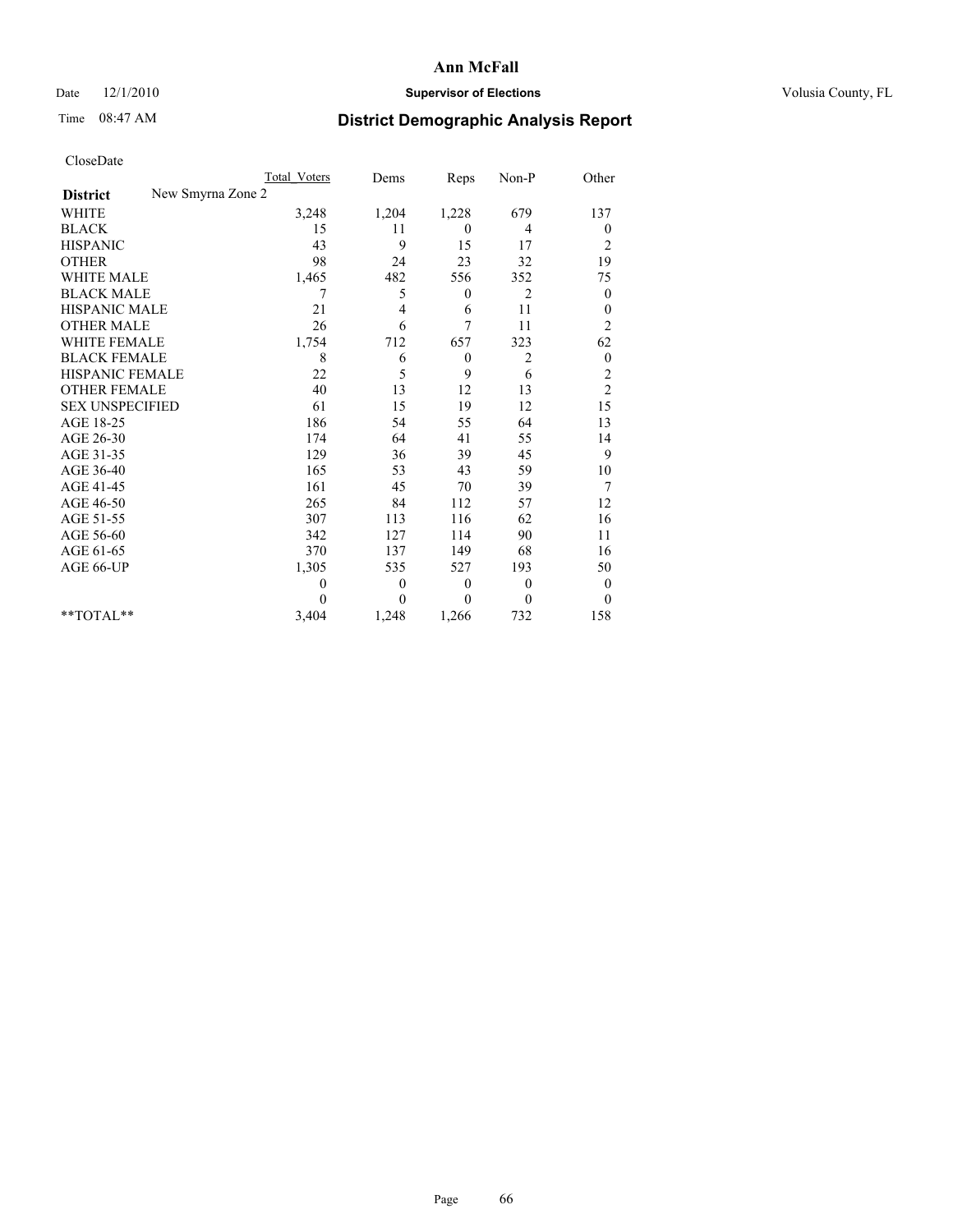# Ann McFall

Date 12/1/2010 **Supervisor of Elections** Volusia County, FL

Time 08:47 AM **District Demographic Analysis Report**

CloseDate

| | Total Voters | Dems | Reps | Non-P | Other |
|---|---|---|---|---|---|
| **District** New Smyrna Zone 2 | | | | | |
| WHITE | 3,248 | 1,204 | 1,228 | 679 | 137 |
| BLACK | 15 | 11 | 0 | 4 | 0 |
| HISPANIC | 43 | 9 | 15 | 17 | 2 |
| OTHER | 98 | 24 | 23 | 32 | 19 |
| WHITE MALE | 1,465 | 482 | 556 | 352 | 75 |
| BLACK MALE | 7 | 5 | 0 | 2 | 0 |
| HISPANIC MALE | 21 | 4 | 6 | 11 | 0 |
| OTHER MALE | 26 | 6 | 7 | 11 | 2 |
| WHITE FEMALE | 1,754 | 712 | 657 | 323 | 62 |
| BLACK FEMALE | 8 | 6 | 0 | 2 | 0 |
| HISPANIC FEMALE | 22 | 5 | 9 | 6 | 2 |
| OTHER FEMALE | 40 | 13 | 12 | 13 | 2 |
| SEX UNSPECIFIED | 61 | 15 | 19 | 12 | 15 |
| AGE 18-25 | 186 | 54 | 55 | 64 | 13 |
| AGE 26-30 | 174 | 64 | 41 | 55 | 14 |
| AGE 31-35 | 129 | 36 | 39 | 45 | 9 |
| AGE 36-40 | 165 | 53 | 43 | 59 | 10 |
| AGE 41-45 | 161 | 45 | 70 | 39 | 7 |
| AGE 46-50 | 265 | 84 | 112 | 57 | 12 |
| AGE 51-55 | 307 | 113 | 116 | 62 | 16 |
| AGE 56-60 | 342 | 127 | 114 | 90 | 11 |
| AGE 61-65 | 370 | 137 | 149 | 68 | 16 |
| AGE 66-UP | 1,305 | 535 | 527 | 193 | 50 |
| | 0 | 0 | 0 | 0 | 0 |
| | 0 | 0 | 0 | 0 | 0 |
| **TOTAL** | 3,404 | 1,248 | 1,266 | 732 | 158 |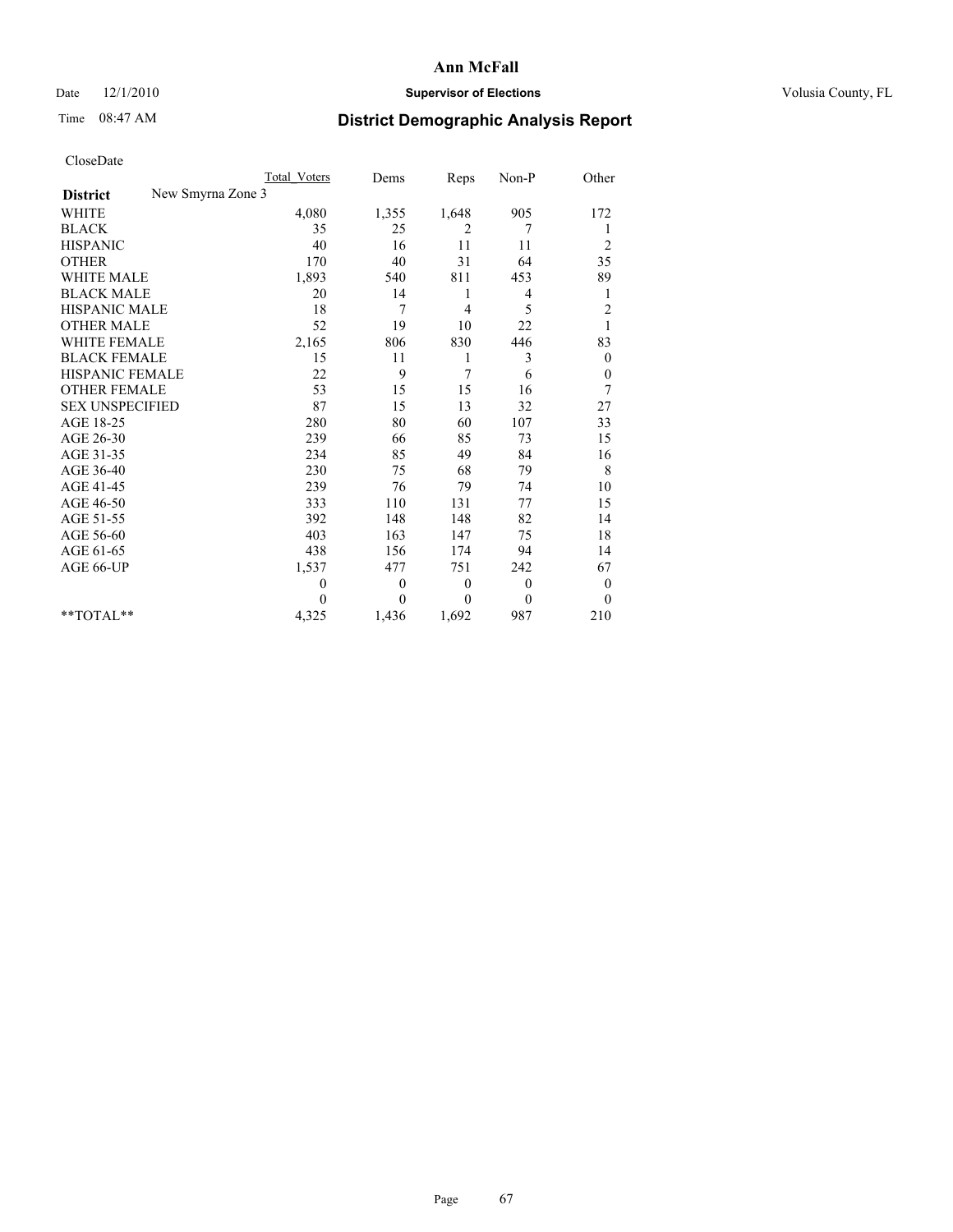# Ann McFall

Date 12/1/2010 **Supervisor of Elections** Volusia County, FL

Time 08:47 AM **District Demographic Analysis Report**

CloseDate

| | Total_Voters | Dems | Reps | Non-P | Other |
|---|---|---|---|---|---|
| **District** New Smyrna Zone 3 | | | | | |
| WHITE | 4,080 | 1,355 | 1,648 | 905 | 172 |
| BLACK | 35 | 25 | 2 | 7 | 1 |
| HISPANIC | 40 | 16 | 11 | 11 | 2 |
| OTHER | 170 | 40 | 31 | 64 | 35 |
| WHITE MALE | 1,893 | 540 | 811 | 453 | 89 |
| BLACK MALE | 20 | 14 | 1 | 4 | 1 |
| HISPANIC MALE | 18 | 7 | 4 | 5 | 2 |
| OTHER MALE | 52 | 19 | 10 | 22 | 1 |
| WHITE FEMALE | 2,165 | 806 | 830 | 446 | 83 |
| BLACK FEMALE | 15 | 11 | 1 | 3 | 0 |
| HISPANIC FEMALE | 22 | 9 | 7 | 6 | 0 |
| OTHER FEMALE | 53 | 15 | 15 | 16 | 7 |
| SEX UNSPECIFIED | 87 | 15 | 13 | 32 | 27 |
| AGE 18-25 | 280 | 80 | 60 | 107 | 33 |
| AGE 26-30 | 239 | 66 | 85 | 73 | 15 |
| AGE 31-35 | 234 | 85 | 49 | 84 | 16 |
| AGE 36-40 | 230 | 75 | 68 | 79 | 8 |
| AGE 41-45 | 239 | 76 | 79 | 74 | 10 |
| AGE 46-50 | 333 | 110 | 131 | 77 | 15 |
| AGE 51-55 | 392 | 148 | 148 | 82 | 14 |
| AGE 56-60 | 403 | 163 | 147 | 75 | 18 |
| AGE 61-65 | 438 | 156 | 174 | 94 | 14 |
| AGE 66-UP | 1,537 | 477 | 751 | 242 | 67 |
| | 0 | 0 | 0 | 0 | 0 |
| | 0 | 0 | 0 | 0 | 0 |
| **TOTAL** | 4,325 | 1,436 | 1,692 | 987 | 210 |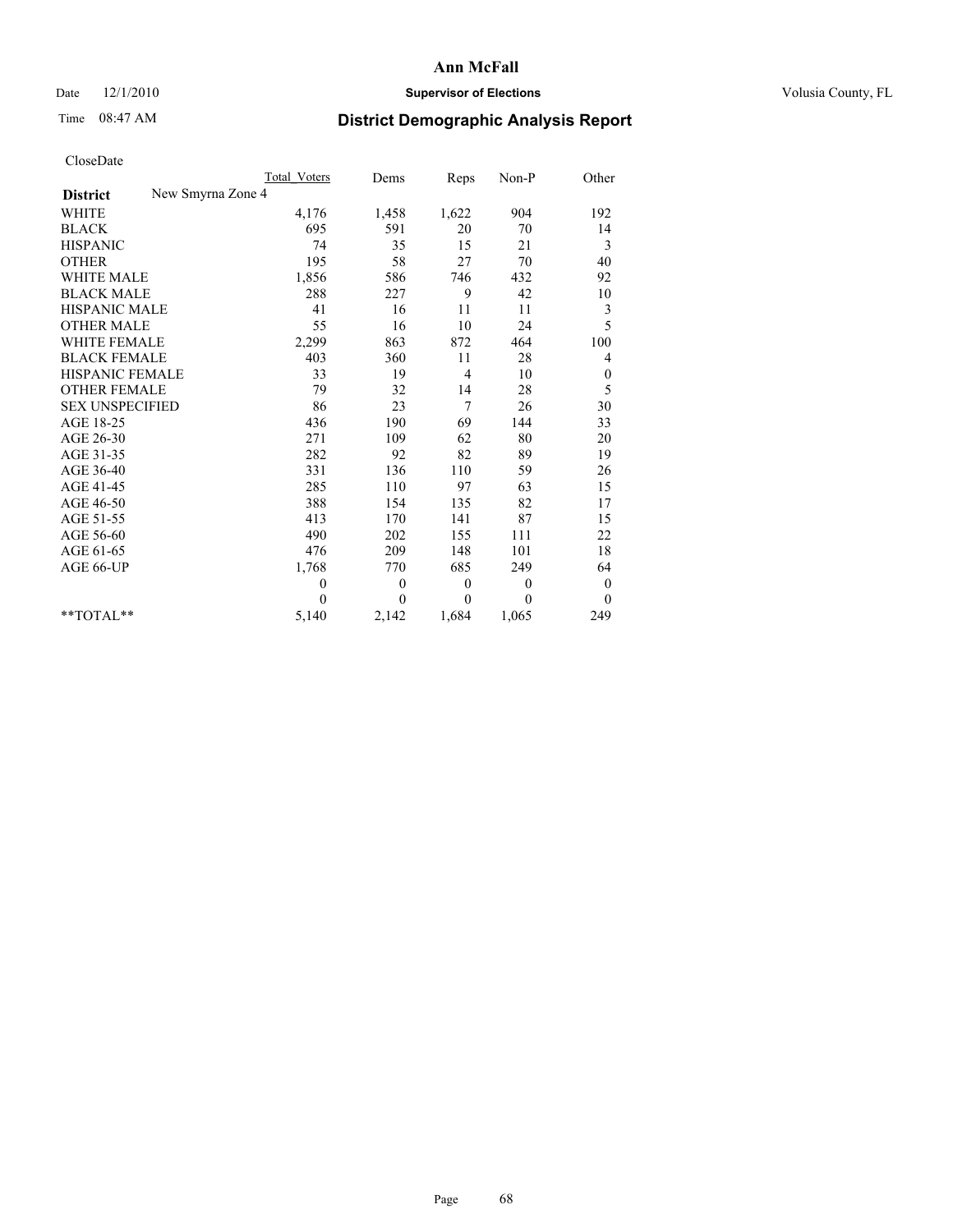**Ann McFall**

Date 12/1/2010 **Supervisor of Elections** Volusia County, FL

Time 08:47 AM

## District Demographic Analysis Report

CloseDate

| | Total Voters | Dems | Reps | Non-P | Other |
|---|---|---|---|---|---|
| **District** New Smyrna Zone 4 | | | | | |
| WHITE | 4,176 | 1,458 | 1,622 | 904 | 192 |
| BLACK | 695 | 591 | 20 | 70 | 14 |
| HISPANIC | 74 | 35 | 15 | 21 | 3 |
| OTHER | 195 | 58 | 27 | 70 | 40 |
| WHITE MALE | 1,856 | 586 | 746 | 432 | 92 |
| BLACK MALE | 288 | 227 | 9 | 42 | 10 |
| HISPANIC MALE | 41 | 16 | 11 | 11 | 3 |
| OTHER MALE | 55 | 16 | 10 | 24 | 5 |
| WHITE FEMALE | 2,299 | 863 | 872 | 464 | 100 |
| BLACK FEMALE | 403 | 360 | 11 | 28 | 4 |
| HISPANIC FEMALE | 33 | 19 | 4 | 10 | 0 |
| OTHER FEMALE | 79 | 32 | 14 | 28 | 5 |
| SEX UNSPECIFIED | 86 | 23 | 7 | 26 | 30 |
| AGE 18-25 | 436 | 190 | 69 | 144 | 33 |
| AGE 26-30 | 271 | 109 | 62 | 80 | 20 |
| AGE 31-35 | 282 | 92 | 82 | 89 | 19 |
| AGE 36-40 | 331 | 136 | 110 | 59 | 26 |
| AGE 41-45 | 285 | 110 | 97 | 63 | 15 |
| AGE 46-50 | 388 | 154 | 135 | 82 | 17 |
| AGE 51-55 | 413 | 170 | 141 | 87 | 15 |
| AGE 56-60 | 490 | 202 | 155 | 111 | 22 |
| AGE 61-65 | 476 | 209 | 148 | 101 | 18 |
| AGE 66-UP | 1,768 | 770 | 685 | 249 | 64 |
| | 0 | 0 | 0 | 0 | 0 |
| | 0 | 0 | 0 | 0 | 0 |
| **TOTAL** | 5,140 | 2,142 | 1,684 | 1,065 | 249 |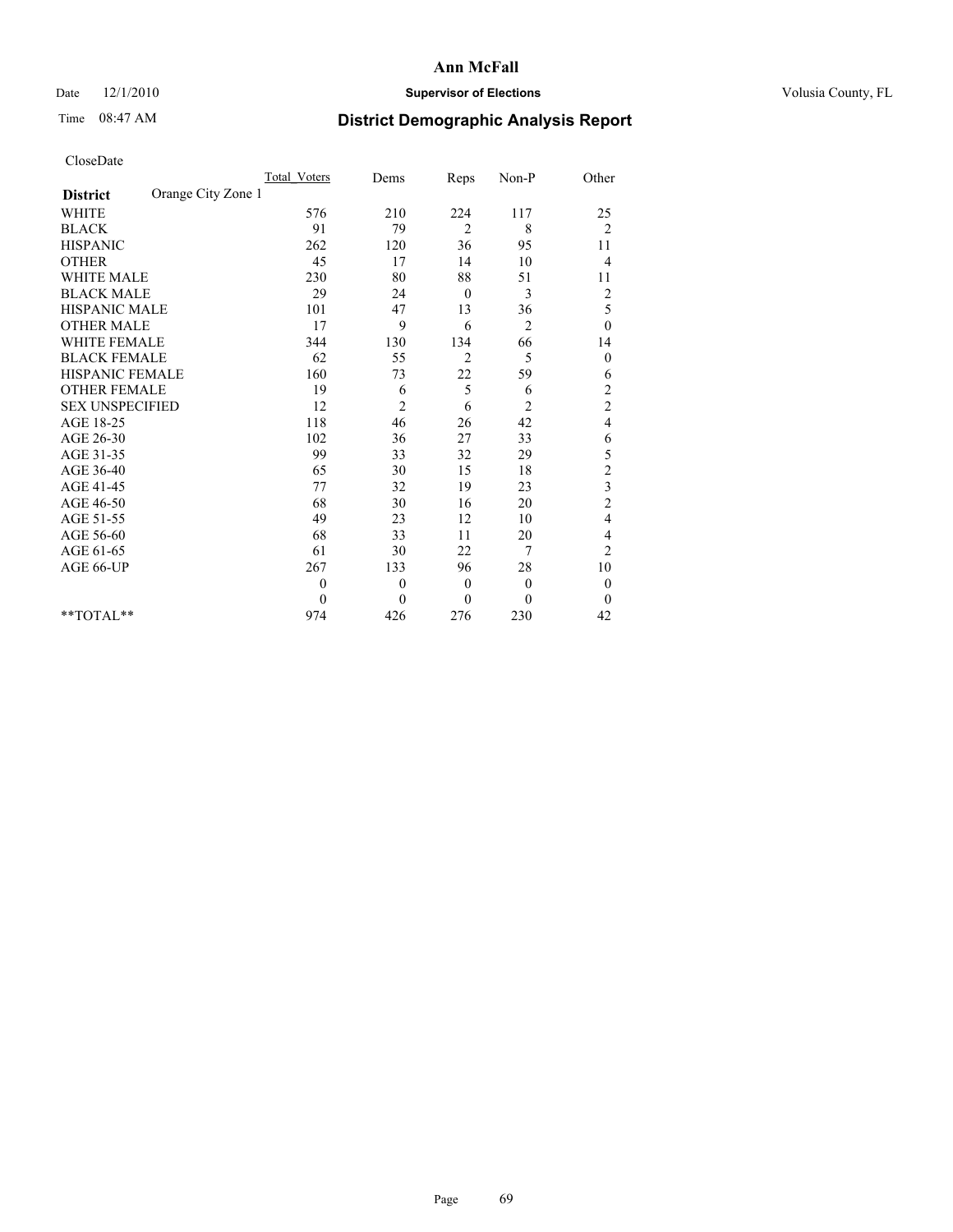# Ann McFall

Date 12/1/2010 **Supervisor of Elections** Volusia County, FL

Time 08:47 AM **District Demographic Analysis Report**

CloseDate

| | Total_Voters | Dems | Reps | Non-P | Other |
|---|---|---|---|---|---|
| **District** Orange City Zone 1 | | | | | |
| WHITE | 576 | 210 | 224 | 117 | 25 |
| BLACK | 91 | 79 | 2 | 8 | 2 |
| HISPANIC | 262 | 120 | 36 | 95 | 11 |
| OTHER | 45 | 17 | 14 | 10 | 4 |
| WHITE MALE | 230 | 80 | 88 | 51 | 11 |
| BLACK MALE | 29 | 24 | 0 | 3 | 2 |
| HISPANIC MALE | 101 | 47 | 13 | 36 | 5 |
| OTHER MALE | 17 | 9 | 6 | 2 | 0 |
| WHITE FEMALE | 344 | 130 | 134 | 66 | 14 |
| BLACK FEMALE | 62 | 55 | 2 | 5 | 0 |
| HISPANIC FEMALE | 160 | 73 | 22 | 59 | 6 |
| OTHER FEMALE | 19 | 6 | 5 | 6 | 2 |
| SEX UNSPECIFIED | 12 | 2 | 6 | 2 | 2 |
| AGE 18-25 | 118 | 46 | 26 | 42 | 4 |
| AGE 26-30 | 102 | 36 | 27 | 33 | 6 |
| AGE 31-35 | 99 | 33 | 32 | 29 | 5 |
| AGE 36-40 | 65 | 30 | 15 | 18 | 2 |
| AGE 41-45 | 77 | 32 | 19 | 23 | 3 |
| AGE 46-50 | 68 | 30 | 16 | 20 | 2 |
| AGE 51-55 | 49 | 23 | 12 | 10 | 4 |
| AGE 56-60 | 68 | 33 | 11 | 20 | 4 |
| AGE 61-65 | 61 | 30 | 22 | 7 | 2 |
| AGE 66-UP | 267 | 133 | 96 | 28 | 10 |
| | 0 | 0 | 0 | 0 | 0 |
| | 0 | 0 | 0 | 0 | 0 |
| **TOTAL** | 974 | 426 | 276 | 230 | 42 |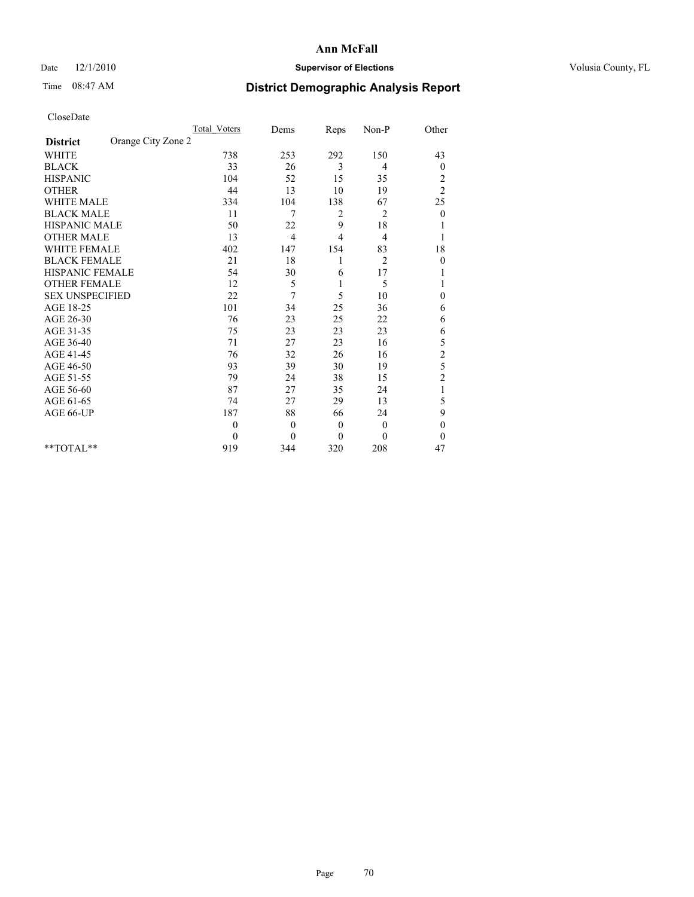# Ann McFall

Date 12/1/2010 **Supervisor of Elections** Volusia County, FL

Time 08:47 AM **District Demographic Analysis Report**

CloseDate

| | Total_Voters | Dems | Reps | Non-P | Other |
|---|---|---|---|---|---|
| **District** Orange City Zone 2 | | | | | |
| WHITE | 738 | 253 | 292 | 150 | 43 |
| BLACK | 33 | 26 | 3 | 4 | 0 |
| HISPANIC | 104 | 52 | 15 | 35 | 2 |
| OTHER | 44 | 13 | 10 | 19 | 2 |
| WHITE MALE | 334 | 104 | 138 | 67 | 25 |
| BLACK MALE | 11 | 7 | 2 | 2 | 0 |
| HISPANIC MALE | 50 | 22 | 9 | 18 | 1 |
| OTHER MALE | 13 | 4 | 4 | 4 | 1 |
| WHITE FEMALE | 402 | 147 | 154 | 83 | 18 |
| BLACK FEMALE | 21 | 18 | 1 | 2 | 0 |
| HISPANIC FEMALE | 54 | 30 | 6 | 17 | 1 |
| OTHER FEMALE | 12 | 5 | 1 | 5 | 1 |
| SEX UNSPECIFIED | 22 | 7 | 5 | 10 | 0 |
| AGE 18-25 | 101 | 34 | 25 | 36 | 6 |
| AGE 26-30 | 76 | 23 | 25 | 22 | 6 |
| AGE 31-35 | 75 | 23 | 23 | 23 | 6 |
| AGE 36-40 | 71 | 27 | 23 | 16 | 5 |
| AGE 41-45 | 76 | 32 | 26 | 16 | 2 |
| AGE 46-50 | 93 | 39 | 30 | 19 | 5 |
| AGE 51-55 | 79 | 24 | 38 | 15 | 2 |
| AGE 56-60 | 87 | 27 | 35 | 24 | 1 |
| AGE 61-65 | 74 | 27 | 29 | 13 | 5 |
| AGE 66-UP | 187 | 88 | 66 | 24 | 9 |
| | 0 | 0 | 0 | 0 | 0 |
| | 0 | 0 | 0 | 0 | 0 |
| **TOTAL** | 919 | 344 | 320 | 208 | 47 |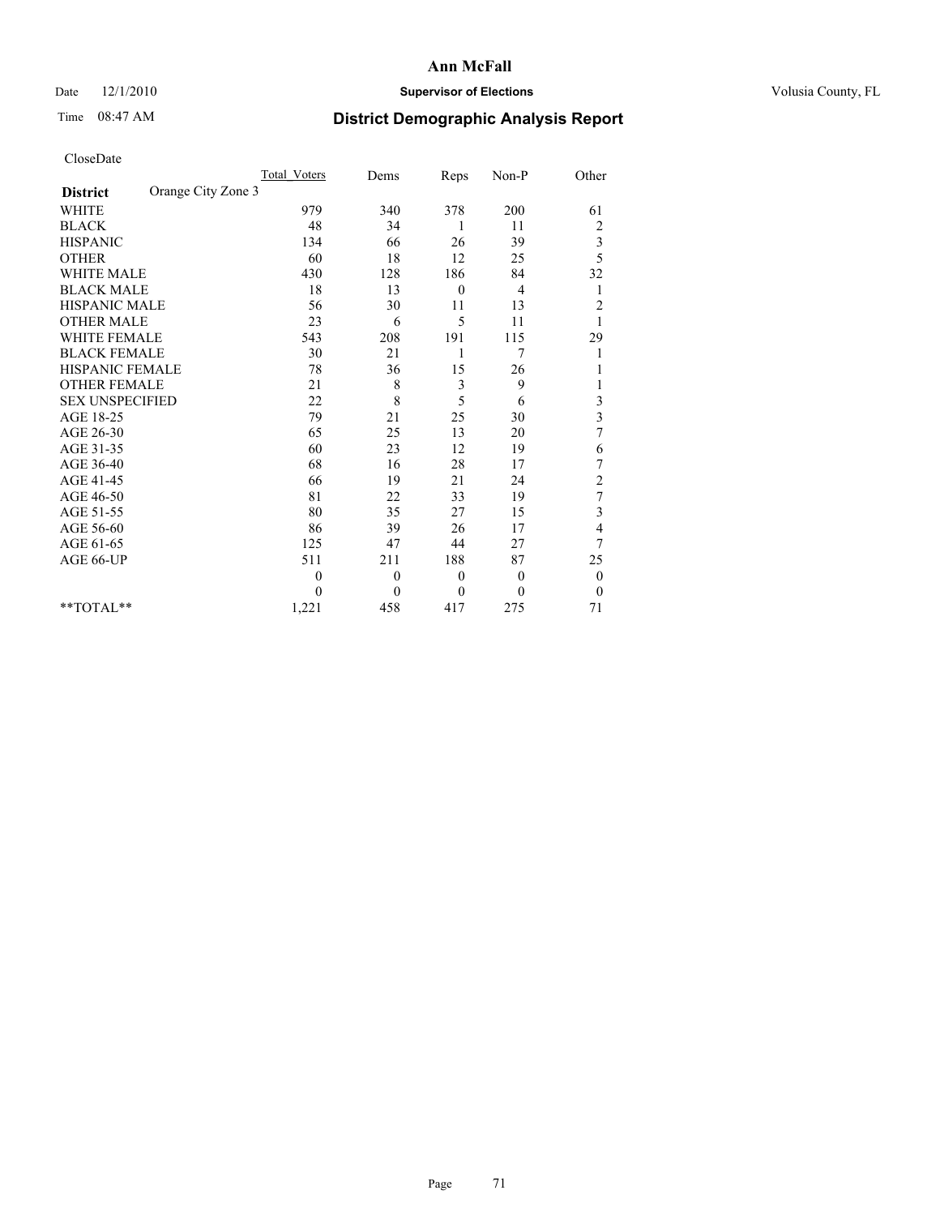# Ann McFall

Date 12/1/2010 **Supervisor of Elections** Volusia County, FL

Time 08:47 AM **District Demographic Analysis Report**

CloseDate

| | Total_Voters | Dems | Reps | Non-P | Other |
|---|---|---|---|---|---|
| **District** Orange City Zone 3 | | | | | |
| WHITE | 979 | 340 | 378 | 200 | 61 |
| BLACK | 48 | 34 | 1 | 11 | 2 |
| HISPANIC | 134 | 66 | 26 | 39 | 3 |
| OTHER | 60 | 18 | 12 | 25 | 5 |
| WHITE MALE | 430 | 128 | 186 | 84 | 32 |
| BLACK MALE | 18 | 13 | 0 | 4 | 1 |
| HISPANIC MALE | 56 | 30 | 11 | 13 | 2 |
| OTHER MALE | 23 | 6 | 5 | 11 | 1 |
| WHITE FEMALE | 543 | 208 | 191 | 115 | 29 |
| BLACK FEMALE | 30 | 21 | 1 | 7 | 1 |
| HISPANIC FEMALE | 78 | 36 | 15 | 26 | 1 |
| OTHER FEMALE | 21 | 8 | 3 | 9 | 1 |
| SEX UNSPECIFIED | 22 | 8 | 5 | 6 | 3 |
| AGE 18-25 | 79 | 21 | 25 | 30 | 3 |
| AGE 26-30 | 65 | 25 | 13 | 20 | 7 |
| AGE 31-35 | 60 | 23 | 12 | 19 | 6 |
| AGE 36-40 | 68 | 16 | 28 | 17 | 7 |
| AGE 41-45 | 66 | 19 | 21 | 24 | 2 |
| AGE 46-50 | 81 | 22 | 33 | 19 | 7 |
| AGE 51-55 | 80 | 35 | 27 | 15 | 3 |
| AGE 56-60 | 86 | 39 | 26 | 17 | 4 |
| AGE 61-65 | 125 | 47 | 44 | 27 | 7 |
| AGE 66-UP | 511 | 211 | 188 | 87 | 25 |
| | 0 | 0 | 0 | 0 | 0 |
| | 0 | 0 | 0 | 0 | 0 |
| **TOTAL** | 1,221 | 458 | 417 | 275 | 71 |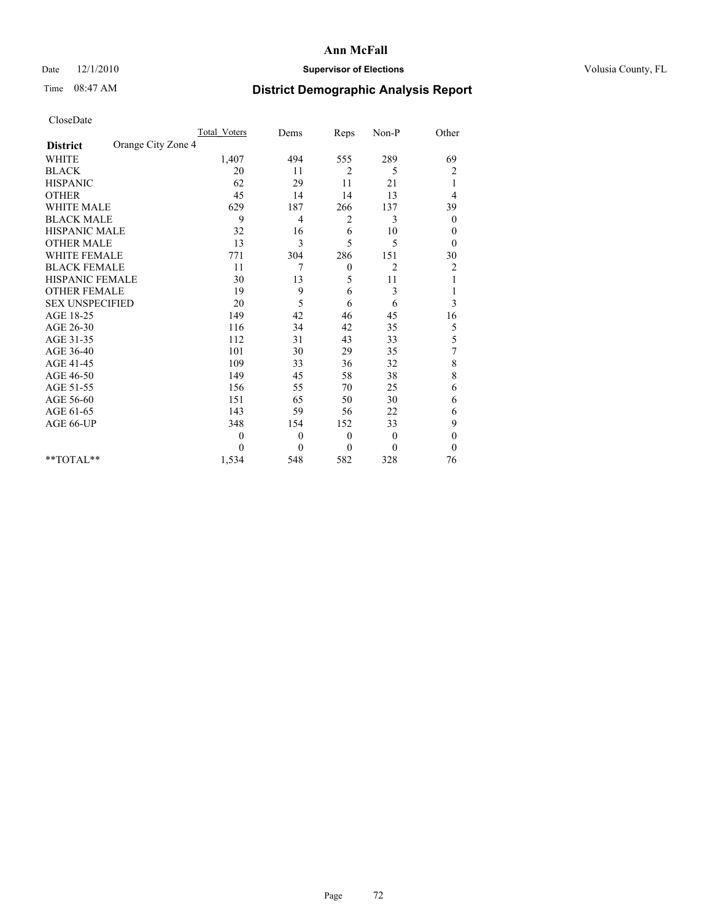Date 12/1/2010 **Supervisor of Elections** Volusia County, FL

Time 08:47 AM

# Ann McFall

## District Demographic Analysis Report

CloseDate

| | Total_Voters | Dems | Reps | Non-P | Other |
|---|---|---|---|---|---|
| **District** Orange City Zone 4 | | | | | |
| WHITE | 1,407 | 494 | 555 | 289 | 69 |
| BLACK | 20 | 11 | 2 | 5 | 2 |
| HISPANIC | 62 | 29 | 11 | 21 | 1 |
| OTHER | 45 | 14 | 14 | 13 | 4 |
| WHITE MALE | 629 | 187 | 266 | 137 | 39 |
| BLACK MALE | 9 | 4 | 2 | 3 | 0 |
| HISPANIC MALE | 32 | 16 | 6 | 10 | 0 |
| OTHER MALE | 13 | 3 | 5 | 5 | 0 |
| WHITE FEMALE | 771 | 304 | 286 | 151 | 30 |
| BLACK FEMALE | 11 | 7 | 0 | 2 | 2 |
| HISPANIC FEMALE | 30 | 13 | 5 | 11 | 1 |
| OTHER FEMALE | 19 | 9 | 6 | 3 | 1 |
| SEX UNSPECIFIED | 20 | 5 | 6 | 6 | 3 |
| AGE 18-25 | 149 | 42 | 46 | 45 | 16 |
| AGE 26-30 | 116 | 34 | 42 | 35 | 5 |
| AGE 31-35 | 112 | 31 | 43 | 33 | 5 |
| AGE 36-40 | 101 | 30 | 29 | 35 | 7 |
| AGE 41-45 | 109 | 33 | 36 | 32 | 8 |
| AGE 46-50 | 149 | 45 | 58 | 38 | 8 |
| AGE 51-55 | 156 | 55 | 70 | 25 | 6 |
| AGE 56-60 | 151 | 65 | 50 | 30 | 6 |
| AGE 61-65 | 143 | 59 | 56 | 22 | 6 |
| AGE 66-UP | 348 | 154 | 152 | 33 | 9 |
| | 0 | 0 | 0 | 0 | 0 |
| | 0 | 0 | 0 | 0 | 0 |
| **TOTAL** | 1,534 | 548 | 582 | 328 | 76 |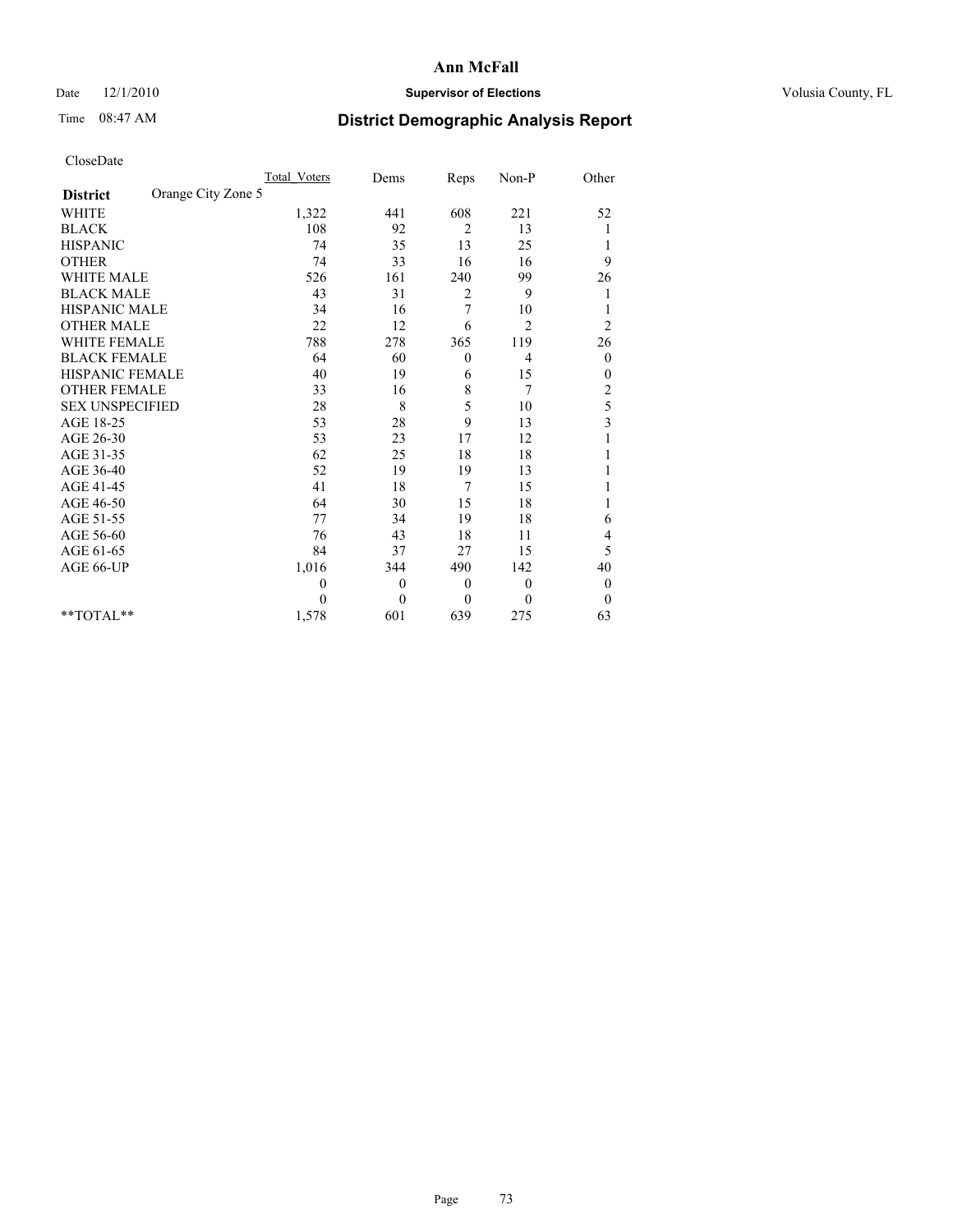# Ann McFall

Date 12/1/2010 **Supervisor of Elections** Volusia County, FL

Time 08:47 AM **District Demographic Analysis Report**

CloseDate

| | Total_Voters | Dems | Reps | Non-P | Other |
|---|---|---|---|---|---|
| **District** Orange City Zone 5 | | | | | |
| WHITE | 1,322 | 441 | 608 | 221 | 52 |
| BLACK | 108 | 92 | 2 | 13 | 1 |
| HISPANIC | 74 | 35 | 13 | 25 | 1 |
| OTHER | 74 | 33 | 16 | 16 | 9 |
| WHITE MALE | 526 | 161 | 240 | 99 | 26 |
| BLACK MALE | 43 | 31 | 2 | 9 | 1 |
| HISPANIC MALE | 34 | 16 | 7 | 10 | 1 |
| OTHER MALE | 22 | 12 | 6 | 2 | 2 |
| WHITE FEMALE | 788 | 278 | 365 | 119 | 26 |
| BLACK FEMALE | 64 | 60 | 0 | 4 | 0 |
| HISPANIC FEMALE | 40 | 19 | 6 | 15 | 0 |
| OTHER FEMALE | 33 | 16 | 8 | 7 | 2 |
| SEX UNSPECIFIED | 28 | 8 | 5 | 10 | 5 |
| AGE 18-25 | 53 | 28 | 9 | 13 | 3 |
| AGE 26-30 | 53 | 23 | 17 | 12 | 1 |
| AGE 31-35 | 62 | 25 | 18 | 18 | 1 |
| AGE 36-40 | 52 | 19 | 19 | 13 | 1 |
| AGE 41-45 | 41 | 18 | 7 | 15 | 1 |
| AGE 46-50 | 64 | 30 | 15 | 18 | 1 |
| AGE 51-55 | 77 | 34 | 19 | 18 | 6 |
| AGE 56-60 | 76 | 43 | 18 | 11 | 4 |
| AGE 61-65 | 84 | 37 | 27 | 15 | 5 |
| AGE 66-UP | 1,016 | 344 | 490 | 142 | 40 |
| | 0 | 0 | 0 | 0 | 0 |
| | 0 | 0 | 0 | 0 | 0 |
| **TOTAL** | 1,578 | 601 | 639 | 275 | 63 |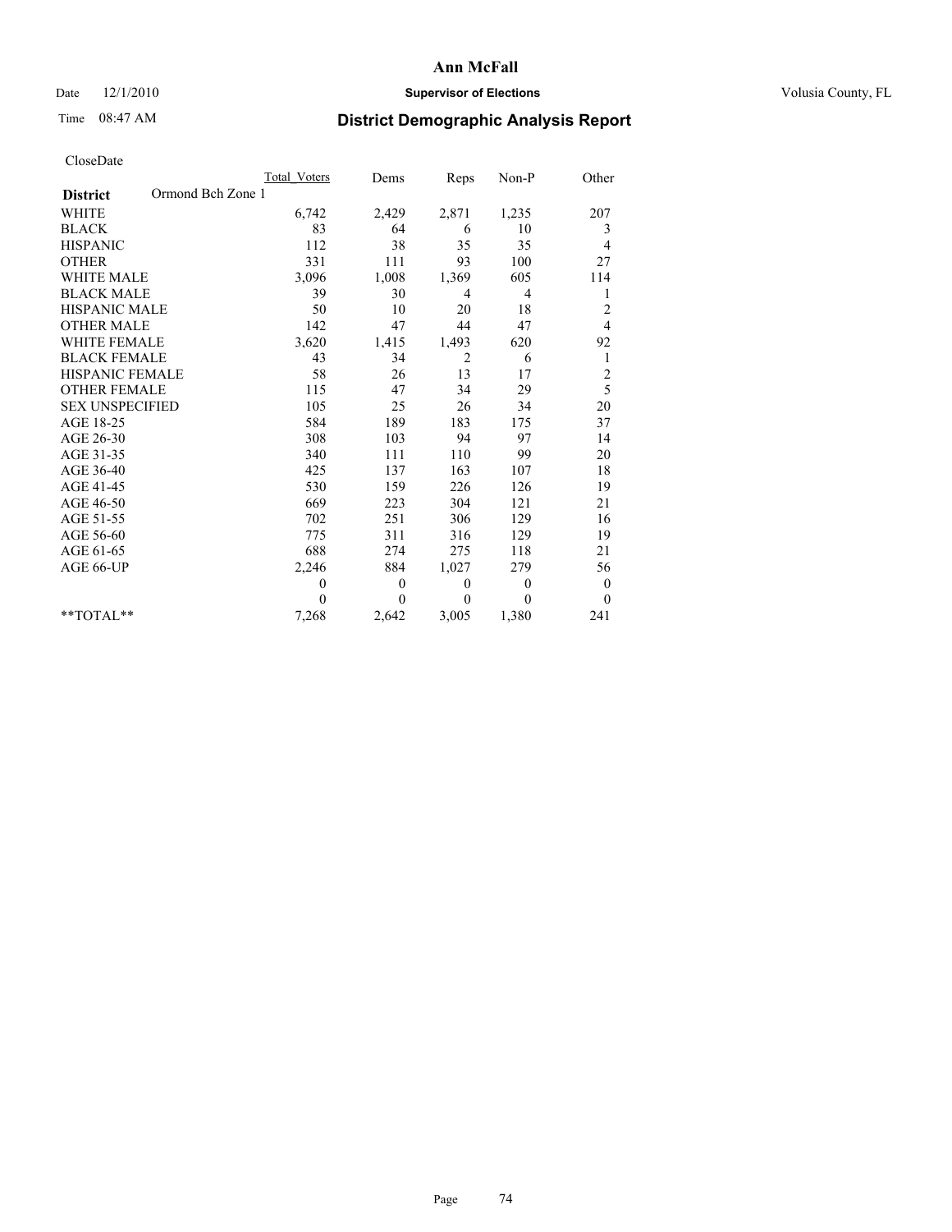# Ann McFall

Date 12/1/2010 **Supervisor of Elections** Volusia County, FL

Time 08:47 AM **District Demographic Analysis Report**

CloseDate

| | Total_Voters | Dems | Reps | Non-P | Other |
|---|---|---|---|---|---|
| **District** Ormond Bch Zone 1 | | | | | |
| WHITE | 6,742 | 2,429 | 2,871 | 1,235 | 207 |
| BLACK | 83 | 64 | 6 | 10 | 3 |
| HISPANIC | 112 | 38 | 35 | 35 | 4 |
| OTHER | 331 | 111 | 93 | 100 | 27 |
| WHITE MALE | 3,096 | 1,008 | 1,369 | 605 | 114 |
| BLACK MALE | 39 | 30 | 4 | 4 | 1 |
| HISPANIC MALE | 50 | 10 | 20 | 18 | 2 |
| OTHER MALE | 142 | 47 | 44 | 47 | 4 |
| WHITE FEMALE | 3,620 | 1,415 | 1,493 | 620 | 92 |
| BLACK FEMALE | 43 | 34 | 2 | 6 | 1 |
| HISPANIC FEMALE | 58 | 26 | 13 | 17 | 2 |
| OTHER FEMALE | 115 | 47 | 34 | 29 | 5 |
| SEX UNSPECIFIED | 105 | 25 | 26 | 34 | 20 |
| AGE 18-25 | 584 | 189 | 183 | 175 | 37 |
| AGE 26-30 | 308 | 103 | 94 | 97 | 14 |
| AGE 31-35 | 340 | 111 | 110 | 99 | 20 |
| AGE 36-40 | 425 | 137 | 163 | 107 | 18 |
| AGE 41-45 | 530 | 159 | 226 | 126 | 19 |
| AGE 46-50 | 669 | 223 | 304 | 121 | 21 |
| AGE 51-55 | 702 | 251 | 306 | 129 | 16 |
| AGE 56-60 | 775 | 311 | 316 | 129 | 19 |
| AGE 61-65 | 688 | 274 | 275 | 118 | 21 |
| AGE 66-UP | 2,246 | 884 | 1,027 | 279 | 56 |
| | 0 | 0 | 0 | 0 | 0 |
| | 0 | 0 | 0 | 0 | 0 |
| **TOTAL** | 7,268 | 2,642 | 3,005 | 1,380 | 241 |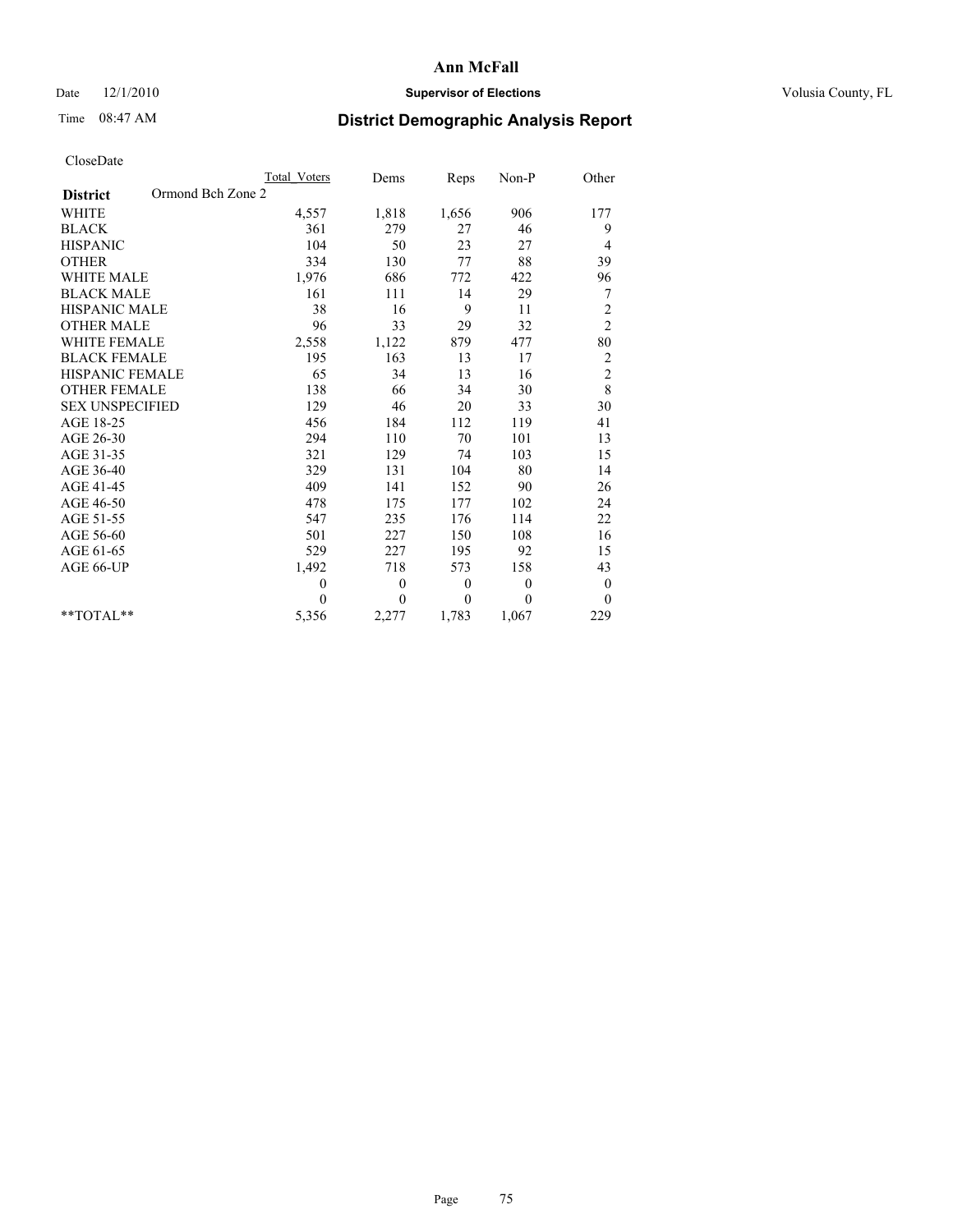# Ann McFall

Date 12/1/2010 **Supervisor of Elections** Volusia County, FL

Time 08:47 AM **District Demographic Analysis Report**

CloseDate

| | Total Voters | Dems | Reps | Non-P | Other |
|---|---|---|---|---|---|
| **District** Ormond Bch Zone 2 | | | | | |
| WHITE | 4,557 | 1,818 | 1,656 | 906 | 177 |
| BLACK | 361 | 279 | 27 | 46 | 9 |
| HISPANIC | 104 | 50 | 23 | 27 | 4 |
| OTHER | 334 | 130 | 77 | 88 | 39 |
| WHITE MALE | 1,976 | 686 | 772 | 422 | 96 |
| BLACK MALE | 161 | 111 | 14 | 29 | 7 |
| HISPANIC MALE | 38 | 16 | 9 | 11 | 2 |
| OTHER MALE | 96 | 33 | 29 | 32 | 2 |
| WHITE FEMALE | 2,558 | 1,122 | 879 | 477 | 80 |
| BLACK FEMALE | 195 | 163 | 13 | 17 | 2 |
| HISPANIC FEMALE | 65 | 34 | 13 | 16 | 2 |
| OTHER FEMALE | 138 | 66 | 34 | 30 | 8 |
| SEX UNSPECIFIED | 129 | 46 | 20 | 33 | 30 |
| AGE 18-25 | 456 | 184 | 112 | 119 | 41 |
| AGE 26-30 | 294 | 110 | 70 | 101 | 13 |
| AGE 31-35 | 321 | 129 | 74 | 103 | 15 |
| AGE 36-40 | 329 | 131 | 104 | 80 | 14 |
| AGE 41-45 | 409 | 141 | 152 | 90 | 26 |
| AGE 46-50 | 478 | 175 | 177 | 102 | 24 |
| AGE 51-55 | 547 | 235 | 176 | 114 | 22 |
| AGE 56-60 | 501 | 227 | 150 | 108 | 16 |
| AGE 61-65 | 529 | 227 | 195 | 92 | 15 |
| AGE 66-UP | 1,492 | 718 | 573 | 158 | 43 |
| | 0 | 0 | 0 | 0 | 0 |
| | 0 | 0 | 0 | 0 | 0 |
| **TOTAL** | 5,356 | 2,277 | 1,783 | 1,067 | 229 |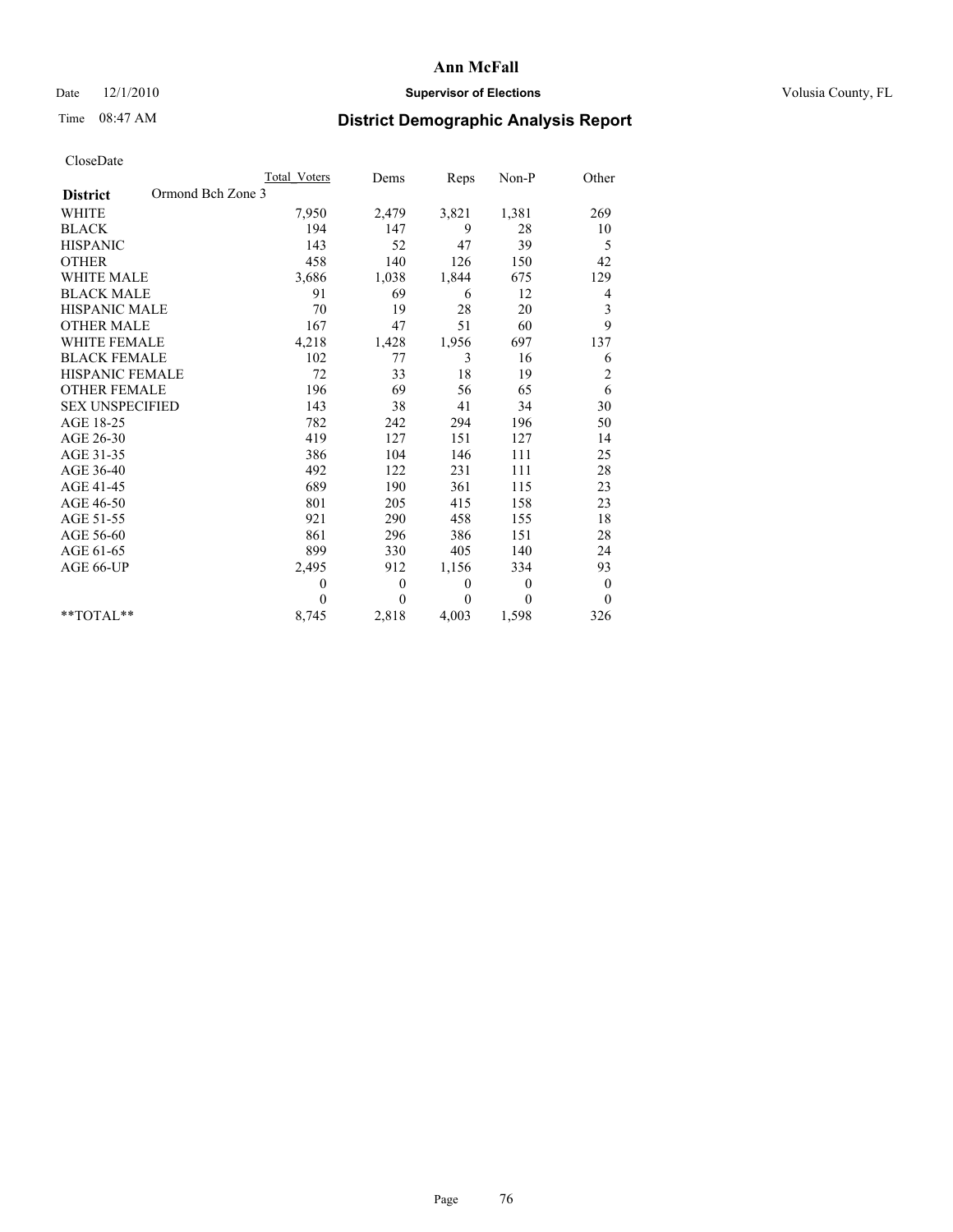# Ann McFall

Date 12/1/2010 **Supervisor of Elections** Volusia County, FL

Time 08:47 AM **District Demographic Analysis Report**

CloseDate

| | Total_Voters | Dems | Reps | Non-P | Other |
|---|---|---|---|---|---|
| **District** Ormond Bch Zone 3 | | | | | |
| WHITE | 7,950 | 2,479 | 3,821 | 1,381 | 269 |
| BLACK | 194 | 147 | 9 | 28 | 10 |
| HISPANIC | 143 | 52 | 47 | 39 | 5 |
| OTHER | 458 | 140 | 126 | 150 | 42 |
| WHITE MALE | 3,686 | 1,038 | 1,844 | 675 | 129 |
| BLACK MALE | 91 | 69 | 6 | 12 | 4 |
| HISPANIC MALE | 70 | 19 | 28 | 20 | 3 |
| OTHER MALE | 167 | 47 | 51 | 60 | 9 |
| WHITE FEMALE | 4,218 | 1,428 | 1,956 | 697 | 137 |
| BLACK FEMALE | 102 | 77 | 3 | 16 | 6 |
| HISPANIC FEMALE | 72 | 33 | 18 | 19 | 2 |
| OTHER FEMALE | 196 | 69 | 56 | 65 | 6 |
| SEX UNSPECIFIED | 143 | 38 | 41 | 34 | 30 |
| AGE 18-25 | 782 | 242 | 294 | 196 | 50 |
| AGE 26-30 | 419 | 127 | 151 | 127 | 14 |
| AGE 31-35 | 386 | 104 | 146 | 111 | 25 |
| AGE 36-40 | 492 | 122 | 231 | 111 | 28 |
| AGE 41-45 | 689 | 190 | 361 | 115 | 23 |
| AGE 46-50 | 801 | 205 | 415 | 158 | 23 |
| AGE 51-55 | 921 | 290 | 458 | 155 | 18 |
| AGE 56-60 | 861 | 296 | 386 | 151 | 28 |
| AGE 61-65 | 899 | 330 | 405 | 140 | 24 |
| AGE 66-UP | 2,495 | 912 | 1,156 | 334 | 93 |
| | 0 | 0 | 0 | 0 | 0 |
| | 0 | 0 | 0 | 0 | 0 |
| **TOTAL** | 8,745 | 2,818 | 4,003 | 1,598 | 326 |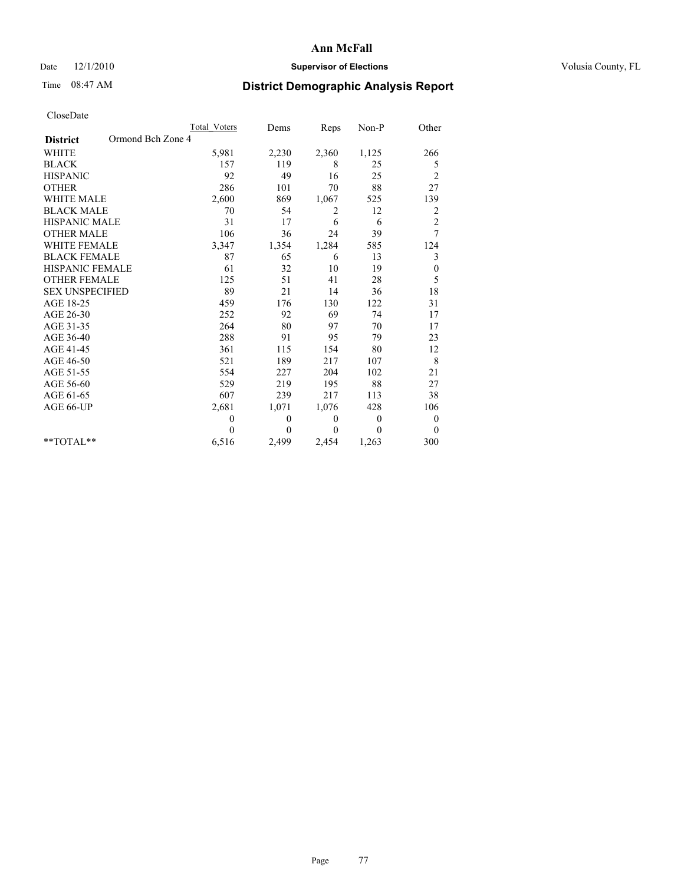# Ann McFall

Date 12/1/2010 **Supervisor of Elections** Volusia County, FL

Time 08:47 AM **District Demographic Analysis Report**

CloseDate

| | Total_Voters | Dems | Reps | Non-P | Other |
|---|---|---|---|---|---|
| **District** Ormond Bch Zone 4 | | | | | |
| WHITE | 5,981 | 2,230 | 2,360 | 1,125 | 266 |
| BLACK | 157 | 119 | 8 | 25 | 5 |
| HISPANIC | 92 | 49 | 16 | 25 | 2 |
| OTHER | 286 | 101 | 70 | 88 | 27 |
| WHITE MALE | 2,600 | 869 | 1,067 | 525 | 139 |
| BLACK MALE | 70 | 54 | 2 | 12 | 2 |
| HISPANIC MALE | 31 | 17 | 6 | 6 | 2 |
| OTHER MALE | 106 | 36 | 24 | 39 | 7 |
| WHITE FEMALE | 3,347 | 1,354 | 1,284 | 585 | 124 |
| BLACK FEMALE | 87 | 65 | 6 | 13 | 3 |
| HISPANIC FEMALE | 61 | 32 | 10 | 19 | 0 |
| OTHER FEMALE | 125 | 51 | 41 | 28 | 5 |
| SEX UNSPECIFIED | 89 | 21 | 14 | 36 | 18 |
| AGE 18-25 | 459 | 176 | 130 | 122 | 31 |
| AGE 26-30 | 252 | 92 | 69 | 74 | 17 |
| AGE 31-35 | 264 | 80 | 97 | 70 | 17 |
| AGE 36-40 | 288 | 91 | 95 | 79 | 23 |
| AGE 41-45 | 361 | 115 | 154 | 80 | 12 |
| AGE 46-50 | 521 | 189 | 217 | 107 | 8 |
| AGE 51-55 | 554 | 227 | 204 | 102 | 21 |
| AGE 56-60 | 529 | 219 | 195 | 88 | 27 |
| AGE 61-65 | 607 | 239 | 217 | 113 | 38 |
| AGE 66-UP | 2,681 | 1,071 | 1,076 | 428 | 106 |
| | 0 | 0 | 0 | 0 | 0 |
| | 0 | 0 | 0 | 0 | 0 |
| **TOTAL** | 6,516 | 2,499 | 2,454 | 1,263 | 300 |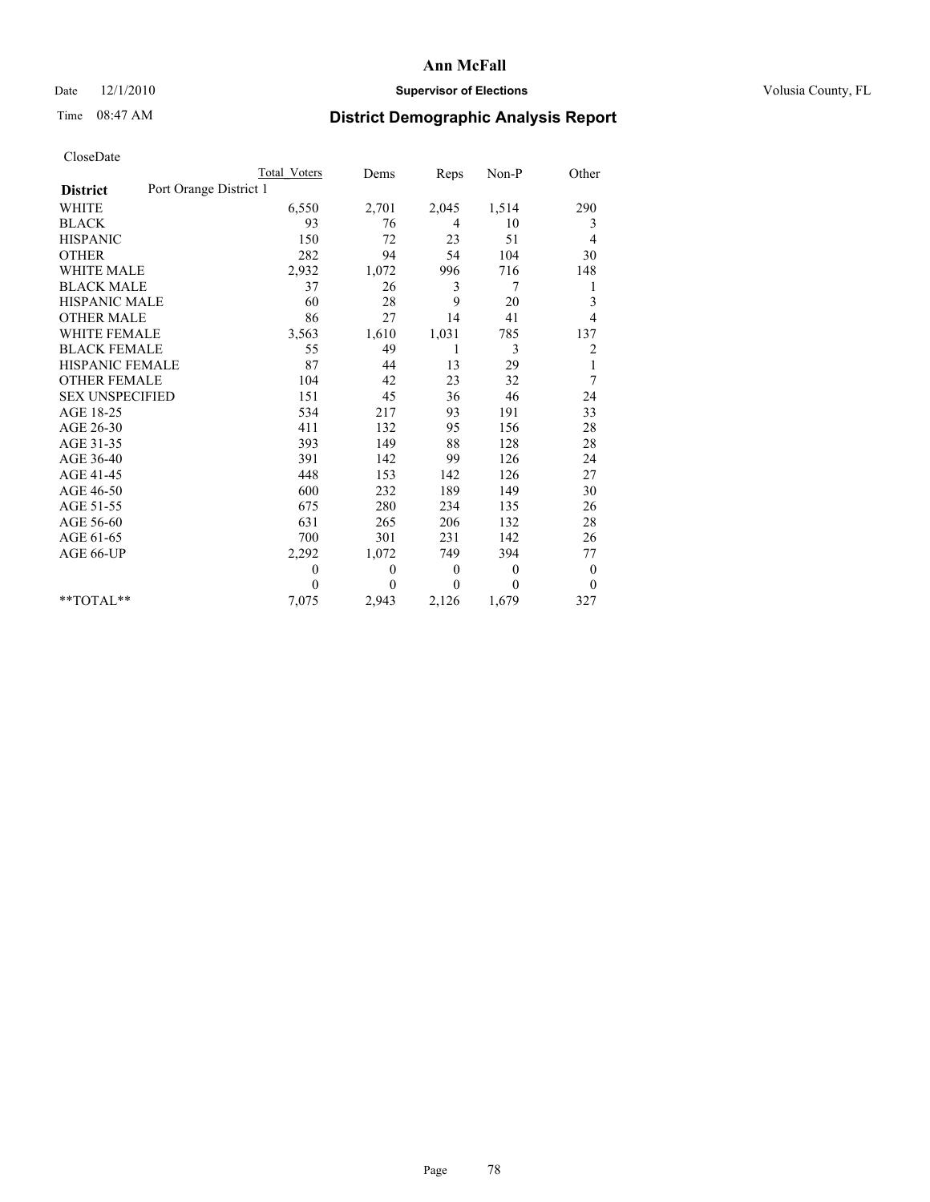# Ann McFall

Date 12/1/2010 **Supervisor of Elections** Volusia County, FL

Time 08:47 AM

## District Demographic Analysis Report

CloseDate

| | Total Voters | Dems | Reps | Non-P | Other |
|---|---|---|---|---|---|
| **District** Port Orange District 1 | | | | | |
| WHITE | 6,550 | 2,701 | 2,045 | 1,514 | 290 |
| BLACK | 93 | 76 | 4 | 10 | 3 |
| HISPANIC | 150 | 72 | 23 | 51 | 4 |
| OTHER | 282 | 94 | 54 | 104 | 30 |
| WHITE MALE | 2,932 | 1,072 | 996 | 716 | 148 |
| BLACK MALE | 37 | 26 | 3 | 7 | 1 |
| HISPANIC MALE | 60 | 28 | 9 | 20 | 3 |
| OTHER MALE | 86 | 27 | 14 | 41 | 4 |
| WHITE FEMALE | 3,563 | 1,610 | 1,031 | 785 | 137 |
| BLACK FEMALE | 55 | 49 | 1 | 3 | 2 |
| HISPANIC FEMALE | 87 | 44 | 13 | 29 | 1 |
| OTHER FEMALE | 104 | 42 | 23 | 32 | 7 |
| SEX UNSPECIFIED | 151 | 45 | 36 | 46 | 24 |
| AGE 18-25 | 534 | 217 | 93 | 191 | 33 |
| AGE 26-30 | 411 | 132 | 95 | 156 | 28 |
| AGE 31-35 | 393 | 149 | 88 | 128 | 28 |
| AGE 36-40 | 391 | 142 | 99 | 126 | 24 |
| AGE 41-45 | 448 | 153 | 142 | 126 | 27 |
| AGE 46-50 | 600 | 232 | 189 | 149 | 30 |
| AGE 51-55 | 675 | 280 | 234 | 135 | 26 |
| AGE 56-60 | 631 | 265 | 206 | 132 | 28 |
| AGE 61-65 | 700 | 301 | 231 | 142 | 26 |
| AGE 66-UP | 2,292 | 1,072 | 749 | 394 | 77 |
| | 0 | 0 | 0 | 0 | 0 |
| | 0 | 0 | 0 | 0 | 0 |
| **TOTAL** | 7,075 | 2,943 | 2,126 | 1,679 | 327 |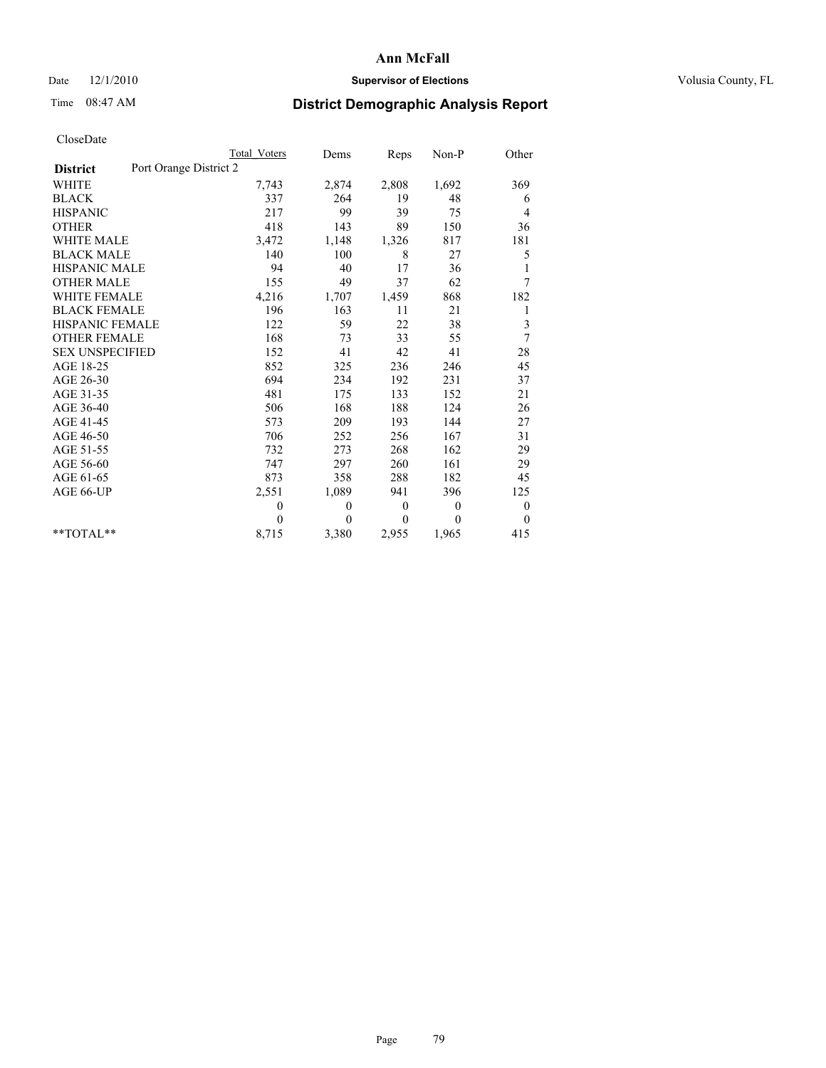**Ann McFall**

Date 12/1/2010 **Supervisor of Elections** Volusia County, FL

Time 08:47 AM **District Demographic Analysis Report**

CloseDate

| | Total Voters | Dems | Reps | Non-P | Other |
|---|---|---|---|---|---|
| **District** Port Orange District 2 | | | | | |
| WHITE | 7,743 | 2,874 | 2,808 | 1,692 | 369 |
| BLACK | 337 | 264 | 19 | 48 | 6 |
| HISPANIC | 217 | 99 | 39 | 75 | 4 |
| OTHER | 418 | 143 | 89 | 150 | 36 |
| WHITE MALE | 3,472 | 1,148 | 1,326 | 817 | 181 |
| BLACK MALE | 140 | 100 | 8 | 27 | 5 |
| HISPANIC MALE | 94 | 40 | 17 | 36 | 1 |
| OTHER MALE | 155 | 49 | 37 | 62 | 7 |
| WHITE FEMALE | 4,216 | 1,707 | 1,459 | 868 | 182 |
| BLACK FEMALE | 196 | 163 | 11 | 21 | 1 |
| HISPANIC FEMALE | 122 | 59 | 22 | 38 | 3 |
| OTHER FEMALE | 168 | 73 | 33 | 55 | 7 |
| SEX UNSPECIFIED | 152 | 41 | 42 | 41 | 28 |
| AGE 18-25 | 852 | 325 | 236 | 246 | 45 |
| AGE 26-30 | 694 | 234 | 192 | 231 | 37 |
| AGE 31-35 | 481 | 175 | 133 | 152 | 21 |
| AGE 36-40 | 506 | 168 | 188 | 124 | 26 |
| AGE 41-45 | 573 | 209 | 193 | 144 | 27 |
| AGE 46-50 | 706 | 252 | 256 | 167 | 31 |
| AGE 51-55 | 732 | 273 | 268 | 162 | 29 |
| AGE 56-60 | 747 | 297 | 260 | 161 | 29 |
| AGE 61-65 | 873 | 358 | 288 | 182 | 45 |
| AGE 66-UP | 2,551 | 1,089 | 941 | 396 | 125 |
| | 0 | 0 | 0 | 0 | 0 |
| | 0 | 0 | 0 | 0 | 0 |
| **TOTAL** | 8,715 | 3,380 | 2,955 | 1,965 | 415 |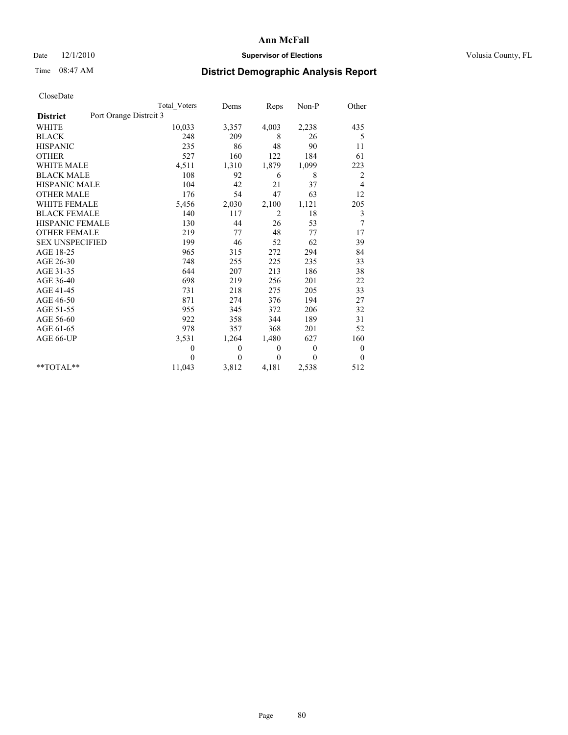# Ann McFall

Date 12/1/2010 **Supervisor of Elections** Volusia County, FL

Time 08:47 AM

## District Demographic Analysis Report

CloseDate

| | Total Voters | Dems | Reps | Non-P | Other |
|---|---|---|---|---|---|
| **District** Port Orange Distrcit 3 | | | | | |
| WHITE | 10,033 | 3,357 | 4,003 | 2,238 | 435 |
| BLACK | 248 | 209 | 8 | 26 | 5 |
| HISPANIC | 235 | 86 | 48 | 90 | 11 |
| OTHER | 527 | 160 | 122 | 184 | 61 |
| WHITE MALE | 4,511 | 1,310 | 1,879 | 1,099 | 223 |
| BLACK MALE | 108 | 92 | 6 | 8 | 2 |
| HISPANIC MALE | 104 | 42 | 21 | 37 | 4 |
| OTHER MALE | 176 | 54 | 47 | 63 | 12 |
| WHITE FEMALE | 5,456 | 2,030 | 2,100 | 1,121 | 205 |
| BLACK FEMALE | 140 | 117 | 2 | 18 | 3 |
| HISPANIC FEMALE | 130 | 44 | 26 | 53 | 7 |
| OTHER FEMALE | 219 | 77 | 48 | 77 | 17 |
| SEX UNSPECIFIED | 199 | 46 | 52 | 62 | 39 |
| AGE 18-25 | 965 | 315 | 272 | 294 | 84 |
| AGE 26-30 | 748 | 255 | 225 | 235 | 33 |
| AGE 31-35 | 644 | 207 | 213 | 186 | 38 |
| AGE 36-40 | 698 | 219 | 256 | 201 | 22 |
| AGE 41-45 | 731 | 218 | 275 | 205 | 33 |
| AGE 46-50 | 871 | 274 | 376 | 194 | 27 |
| AGE 51-55 | 955 | 345 | 372 | 206 | 32 |
| AGE 56-60 | 922 | 358 | 344 | 189 | 31 |
| AGE 61-65 | 978 | 357 | 368 | 201 | 52 |
| AGE 66-UP | 3,531 | 1,264 | 1,480 | 627 | 160 |
| | 0 | 0 | 0 | 0 | 0 |
| | 0 | 0 | 0 | 0 | 0 |
| **TOTAL** | 11,043 | 3,812 | 4,181 | 2,538 | 512 |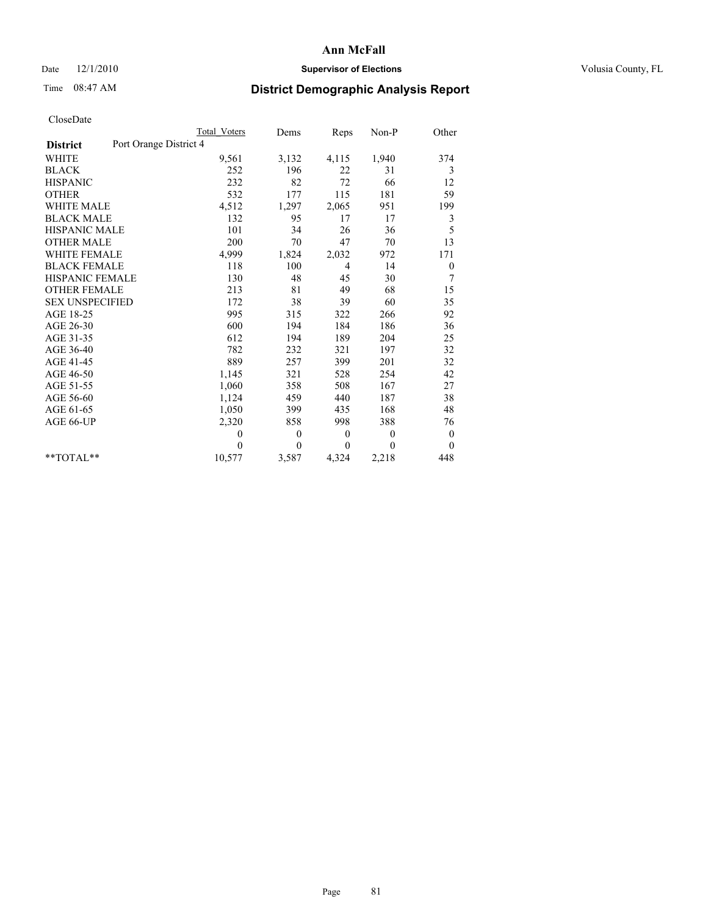# Ann McFall

Date 12/1/2010 **Supervisor of Elections** Volusia County, FL

Time 08:47 AM **District Demographic Analysis Report**

CloseDate

| | Total Voters | Dems | Reps | Non-P | Other |
|---|---|---|---|---|---|
| **District** Port Orange District 4 | | | | | |
| WHITE | 9,561 | 3,132 | 4,115 | 1,940 | 374 |
| BLACK | 252 | 196 | 22 | 31 | 3 |
| HISPANIC | 232 | 82 | 72 | 66 | 12 |
| OTHER | 532 | 177 | 115 | 181 | 59 |
| WHITE MALE | 4,512 | 1,297 | 2,065 | 951 | 199 |
| BLACK MALE | 132 | 95 | 17 | 17 | 3 |
| HISPANIC MALE | 101 | 34 | 26 | 36 | 5 |
| OTHER MALE | 200 | 70 | 47 | 70 | 13 |
| WHITE FEMALE | 4,999 | 1,824 | 2,032 | 972 | 171 |
| BLACK FEMALE | 118 | 100 | 4 | 14 | 0 |
| HISPANIC FEMALE | 130 | 48 | 45 | 30 | 7 |
| OTHER FEMALE | 213 | 81 | 49 | 68 | 15 |
| SEX UNSPECIFIED | 172 | 38 | 39 | 60 | 35 |
| AGE 18-25 | 995 | 315 | 322 | 266 | 92 |
| AGE 26-30 | 600 | 194 | 184 | 186 | 36 |
| AGE 31-35 | 612 | 194 | 189 | 204 | 25 |
| AGE 36-40 | 782 | 232 | 321 | 197 | 32 |
| AGE 41-45 | 889 | 257 | 399 | 201 | 32 |
| AGE 46-50 | 1,145 | 321 | 528 | 254 | 42 |
| AGE 51-55 | 1,060 | 358 | 508 | 167 | 27 |
| AGE 56-60 | 1,124 | 459 | 440 | 187 | 38 |
| AGE 61-65 | 1,050 | 399 | 435 | 168 | 48 |
| AGE 66-UP | 2,320 | 858 | 998 | 388 | 76 |
| | 0 | 0 | 0 | 0 | 0 |
| | 0 | 0 | 0 | 0 | 0 |
| **TOTAL** | 10,577 | 3,587 | 4,324 | 2,218 | 448 |